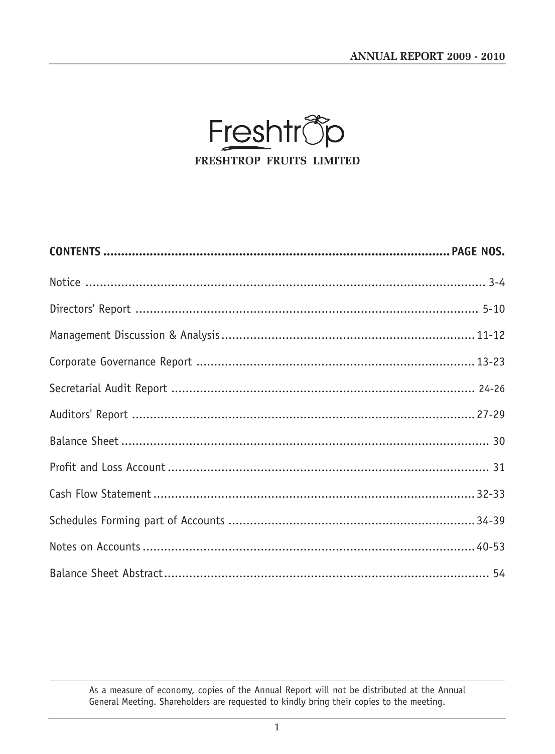# FRESHTROP FRUITS LIMITED

| CONTENTS | PAGE NOS. |
|---|---|
| Notice | 3-4 |
| Directors' Report | 5-10 |
| Management Discussion & Analysis | 11-12 |
| Corporate Governance Report | 13-23 |
| Secretarial Audit Report | 24-26 |
| Auditors' Report | 27-29 |
| Balance Sheet | 30 |
| Profit and Loss Account | 31 |
| Cash Flow Statement | 32-33 |
| Schedules Forming part of Accounts | 34-39 |
| Notes on Accounts | 40-53 |
| Balance Sheet Abstract | 54 |

As a measure of economy, copies of the Annual Report will not be distributed at the Annual General Meeting. Shareholders are requested to kindly bring their copies to the meeting.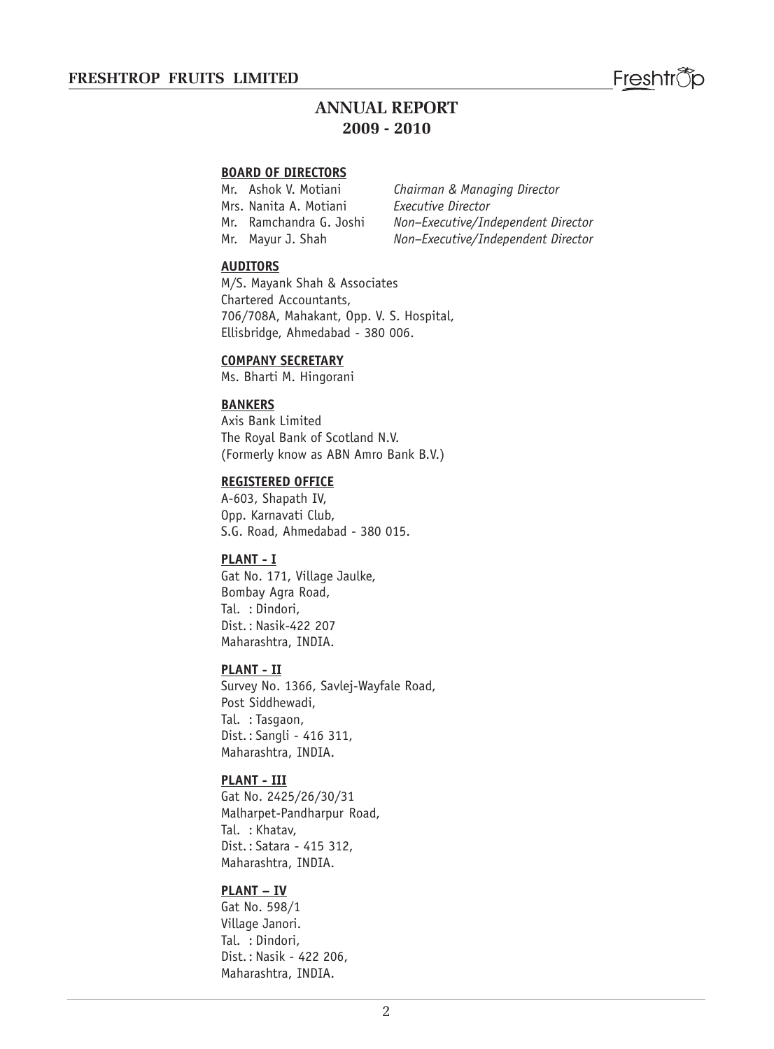# ANNUAL REPORT
## 2009 - 2010

### BOARD OF DIRECTORS

| | |
|---|---|
| Mr. Ashok V. Motiani | *Chairman & Managing Director* |
| Mrs. Nanita A. Motiani | *Executive Director* |
| Mr. Ramchandra G. Joshi | *Non–Executive/Independent Director* |
| Mr. Mayur J. Shah | *Non–Executive/Independent Director* |

### AUDITORS

M/S. Mayank Shah & Associates
Chartered Accountants,
706/708A, Mahakant, Opp. V. S. Hospital,
Ellisbridge, Ahmedabad - 380 006.

### COMPANY SECRETARY

Ms. Bharti M. Hingorani

### BANKERS

Axis Bank Limited
The Royal Bank of Scotland N.V.
(Formerly know as ABN Amro Bank B.V.)

### REGISTERED OFFICE

A-603, Shapath IV,
Opp. Karnavati Club,
S.G. Road, Ahmedabad - 380 015.

### PLANT - I

Gat No. 171, Village Jaulke,
Bombay Agra Road,
Tal. : Dindori,
Dist. : Nasik-422 207
Maharashtra, INDIA.

### PLANT - II

Survey No. 1366, Savlej-Wayfale Road,
Post Siddhewadi,
Tal. : Tasgaon,
Dist. : Sangli - 416 311,
Maharashtra, INDIA.

### PLANT - III

Gat No. 2425/26/30/31
Malharpet-Pandharpur Road,
Tal. : Khatav,
Dist. : Satara - 415 312,
Maharashtra, INDIA.

### PLANT – IV

Gat No. 598/1
Village Janori.
Tal. : Dindori,
Dist. : Nasik - 422 206,
Maharashtra, INDIA.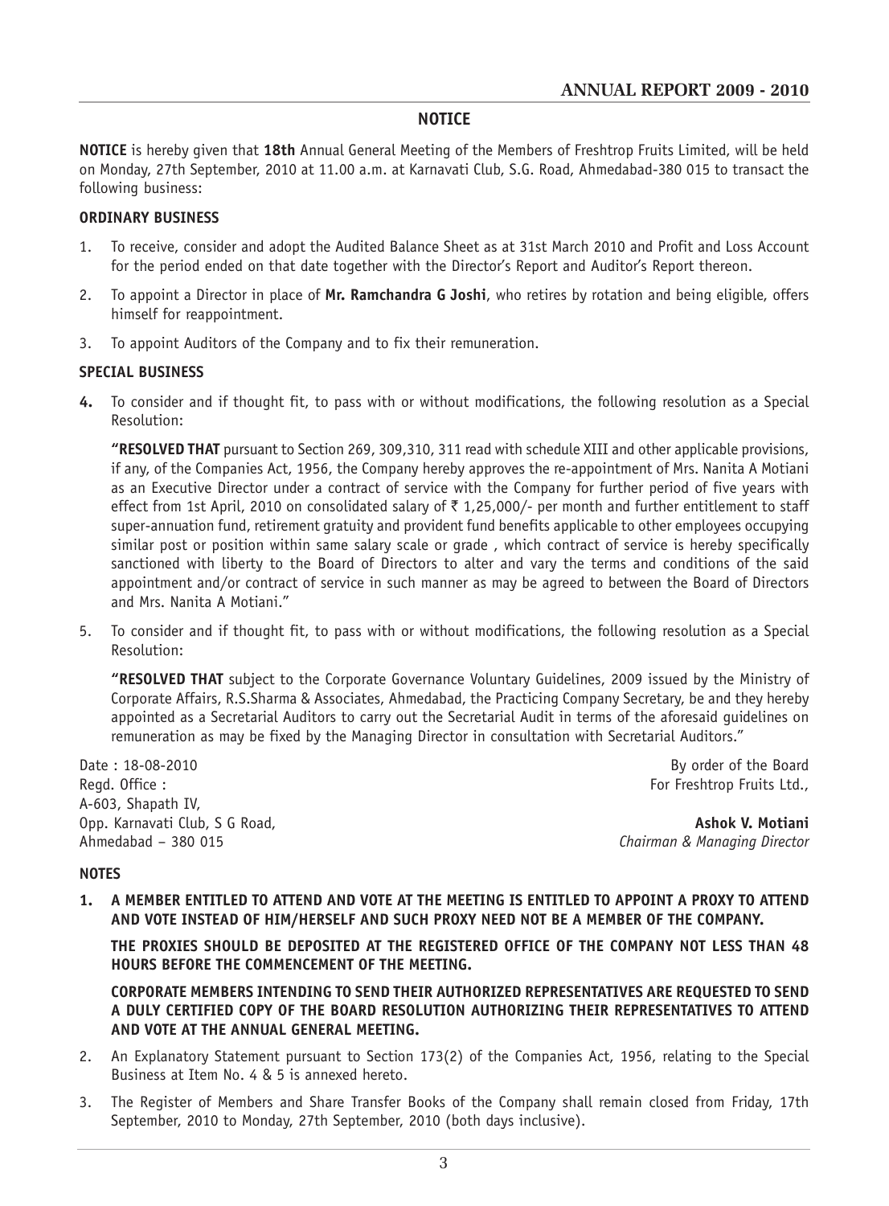## NOTICE

**NOTICE** is hereby given that **18th** Annual General Meeting of the Members of Freshtrop Fruits Limited, will be held on Monday, 27th September, 2010 at 11.00 a.m. at Karnavati Club, S.G. Road, Ahmedabad-380 015 to transact the following business:

### ORDINARY BUSINESS

1. To receive, consider and adopt the Audited Balance Sheet as at 31st March 2010 and Profit and Loss Account for the period ended on that date together with the Director's Report and Auditor's Report thereon.
2. To appoint a Director in place of **Mr. Ramchandra G Joshi**, who retires by rotation and being eligible, offers himself for reappointment.
3. To appoint Auditors of the Company and to fix their remuneration.

### SPECIAL BUSINESS

4. To consider and if thought fit, to pass with or without modifications, the following resolution as a Special Resolution:

   **"RESOLVED THAT** pursuant to Section 269, 309,310, 311 read with schedule XIII and other applicable provisions, if any, of the Companies Act, 1956, the Company hereby approves the re-appointment of Mrs. Nanita A Motiani as an Executive Director under a contract of service with the Company for further period of five years with effect from 1st April, 2010 on consolidated salary of ₹ 1,25,000/- per month and further entitlement to staff super-annuation fund, retirement gratuity and provident fund benefits applicable to other employees occupying similar post or position within same salary scale or grade , which contract of service is hereby specifically sanctioned with liberty to the Board of Directors to alter and vary the terms and conditions of the said appointment and/or contract of service in such manner as may be agreed to between the Board of Directors and Mrs. Nanita A Motiani."

5. To consider and if thought fit, to pass with or without modifications, the following resolution as a Special Resolution:

   **"RESOLVED THAT** subject to the Corporate Governance Voluntary Guidelines, 2009 issued by the Ministry of Corporate Affairs, R.S.Sharma & Associates, Ahmedabad, the Practicing Company Secretary, be and they hereby appointed as a Secretarial Auditors to carry out the Secretarial Audit in terms of the aforesaid guidelines on remuneration as may be fixed by the Managing Director in consultation with Secretarial Auditors."

Date : 18-08-2010
Regd. Office :
A-603, Shapath IV,
Opp. Karnavati Club, S G Road,
Ahmedabad – 380 015

By order of the Board
For Freshtrop Fruits Ltd.,

**Ashok V. Motiani**
*Chairman & Managing Director*

### NOTES

1. **A MEMBER ENTITLED TO ATTEND AND VOTE AT THE MEETING IS ENTITLED TO APPOINT A PROXY TO ATTEND AND VOTE INSTEAD OF HIM/HERSELF AND SUCH PROXY NEED NOT BE A MEMBER OF THE COMPANY.**

   **THE PROXIES SHOULD BE DEPOSITED AT THE REGISTERED OFFICE OF THE COMPANY NOT LESS THAN 48 HOURS BEFORE THE COMMENCEMENT OF THE MEETING.**

   **CORPORATE MEMBERS INTENDING TO SEND THEIR AUTHORIZED REPRESENTATIVES ARE REQUESTED TO SEND A DULY CERTIFIED COPY OF THE BOARD RESOLUTION AUTHORIZING THEIR REPRESENTATIVES TO ATTEND AND VOTE AT THE ANNUAL GENERAL MEETING.**

2. An Explanatory Statement pursuant to Section 173(2) of the Companies Act, 1956, relating to the Special Business at Item No. 4 & 5 is annexed hereto.
3. The Register of Members and Share Transfer Books of the Company shall remain closed from Friday, 17th September, 2010 to Monday, 27th September, 2010 (both days inclusive).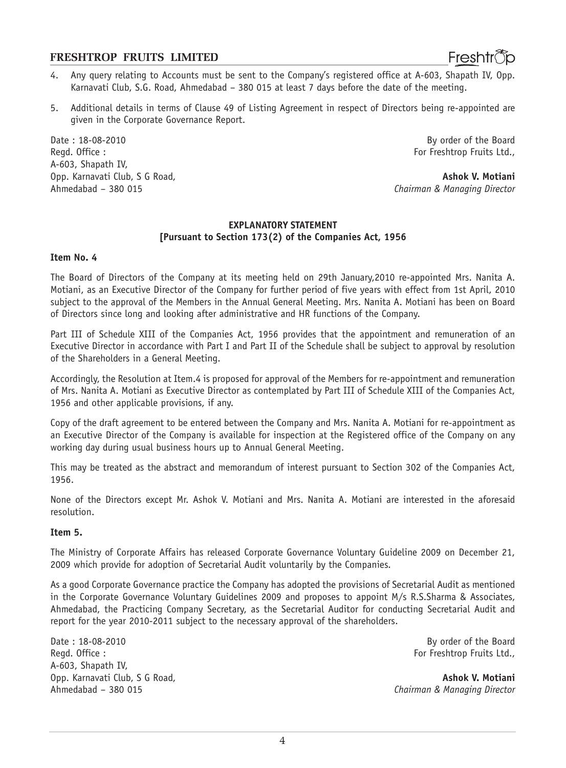4. Any query relating to Accounts must be sent to the Company's registered office at A-603, Shapath IV, Opp. Karnavati Club, S.G. Road, Ahmedabad – 380 015 at least 7 days before the date of the meeting.

5. Additional details in terms of Clause 49 of Listing Agreement in respect of Directors being re-appointed are given in the Corporate Governance Report.

Date : 18-08-2010
Regd. Office :
A-603, Shapath IV,
Opp. Karnavati Club, S G Road,
Ahmedabad – 380 015

By order of the Board
For Freshtrop Fruits Ltd.,

**Ashok V. Motiani**
*Chairman & Managing Director*

## EXPLANATORY STATEMENT
## [Pursuant to Section 173(2) of the Companies Act, 1956

**Item No. 4**

The Board of Directors of the Company at its meeting held on 29th January,2010 re-appointed Mrs. Nanita A. Motiani, as an Executive Director of the Company for further period of five years with effect from 1st April, 2010 subject to the approval of the Members in the Annual General Meeting. Mrs. Nanita A. Motiani has been on Board of Directors since long and looking after administrative and HR functions of the Company.

Part III of Schedule XIII of the Companies Act, 1956 provides that the appointment and remuneration of an Executive Director in accordance with Part I and Part II of the Schedule shall be subject to approval by resolution of the Shareholders in a General Meeting.

Accordingly, the Resolution at Item.4 is proposed for approval of the Members for re-appointment and remuneration of Mrs. Nanita A. Motiani as Executive Director as contemplated by Part III of Schedule XIII of the Companies Act, 1956 and other applicable provisions, if any.

Copy of the draft agreement to be entered between the Company and Mrs. Nanita A. Motiani for re-appointment as an Executive Director of the Company is available for inspection at the Registered office of the Company on any working day during usual business hours up to Annual General Meeting.

This may be treated as the abstract and memorandum of interest pursuant to Section 302 of the Companies Act, 1956.

None of the Directors except Mr. Ashok V. Motiani and Mrs. Nanita A. Motiani are interested in the aforesaid resolution.

**Item 5.**

The Ministry of Corporate Affairs has released Corporate Governance Voluntary Guideline 2009 on December 21, 2009 which provide for adoption of Secretarial Audit voluntarily by the Companies.

As a good Corporate Governance practice the Company has adopted the provisions of Secretarial Audit as mentioned in the Corporate Governance Voluntary Guidelines 2009 and proposes to appoint M/s R.S.Sharma & Associates, Ahmedabad, the Practicing Company Secretary, as the Secretarial Auditor for conducting Secretarial Audit and report for the year 2010-2011 subject to the necessary approval of the shareholders.

Date : 18-08-2010
Regd. Office :
A-603, Shapath IV,
Opp. Karnavati Club, S G Road,
Ahmedabad – 380 015

By order of the Board
For Freshtrop Fruits Ltd.,

**Ashok V. Motiani**
*Chairman & Managing Director*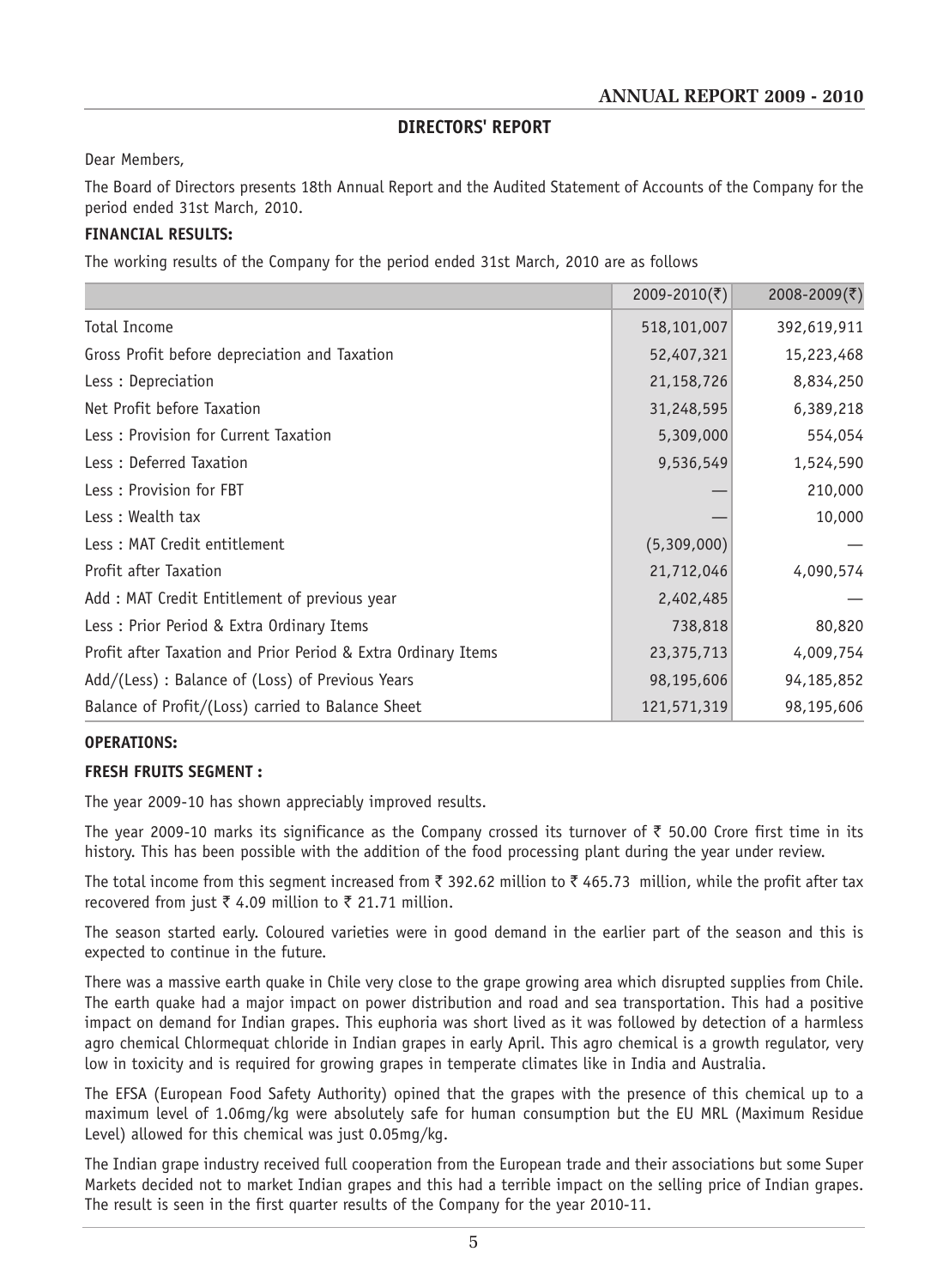## DIRECTORS' REPORT

Dear Members,

The Board of Directors presents 18th Annual Report and the Audited Statement of Accounts of the Company for the period ended 31st March, 2010.

**FINANCIAL RESULTS:**

The working results of the Company for the period ended 31st March, 2010 are as follows

| | 2009-2010(₹) | 2008-2009(₹) |
|---|---|---|
| Total Income | 518,101,007 | 392,619,911 |
| Gross Profit before depreciation and Taxation | 52,407,321 | 15,223,468 |
| Less : Depreciation | 21,158,726 | 8,834,250 |
| Net Profit before Taxation | 31,248,595 | 6,389,218 |
| Less : Provision for Current Taxation | 5,309,000 | 554,054 |
| Less : Deferred Taxation | 9,536,549 | 1,524,590 |
| Less : Provision for FBT | — | 210,000 |
| Less : Wealth tax | — | 10,000 |
| Less : MAT Credit entitlement | (5,309,000) | — |
| Profit after Taxation | 21,712,046 | 4,090,574 |
| Add : MAT Credit Entitlement of previous year | 2,402,485 | — |
| Less : Prior Period & Extra Ordinary Items | 738,818 | 80,820 |
| Profit after Taxation and Prior Period & Extra Ordinary Items | 23,375,713 | 4,009,754 |
| Add/(Less) : Balance of (Loss) of Previous Years | 98,195,606 | 94,185,852 |
| Balance of Profit/(Loss) carried to Balance Sheet | 121,571,319 | 98,195,606 |

**OPERATIONS:**

**FRESH FRUITS SEGMENT :**

The year 2009-10 has shown appreciably improved results.

The year 2009-10 marks its significance as the Company crossed its turnover of ₹ 50.00 Crore first time in its history. This has been possible with the addition of the food processing plant during the year under review.

The total income from this segment increased from ₹ 392.62 million to ₹ 465.73 million, while the profit after tax recovered from just ₹ 4.09 million to ₹ 21.71 million.

The season started early. Coloured varieties were in good demand in the earlier part of the season and this is expected to continue in the future.

There was a massive earth quake in Chile very close to the grape growing area which disrupted supplies from Chile. The earth quake had a major impact on power distribution and road and sea transportation. This had a positive impact on demand for Indian grapes. This euphoria was short lived as it was followed by detection of a harmless agro chemical Chlormequat chloride in Indian grapes in early April. This agro chemical is a growth regulator, very low in toxicity and is required for growing grapes in temperate climates like in India and Australia.

The EFSA (European Food Safety Authority) opined that the grapes with the presence of this chemical up to a maximum level of 1.06mg/kg were absolutely safe for human consumption but the EU MRL (Maximum Residue Level) allowed for this chemical was just 0.05mg/kg.

The Indian grape industry received full cooperation from the European trade and their associations but some Super Markets decided not to market Indian grapes and this had a terrible impact on the selling price of Indian grapes. The result is seen in the first quarter results of the Company for the year 2010-11.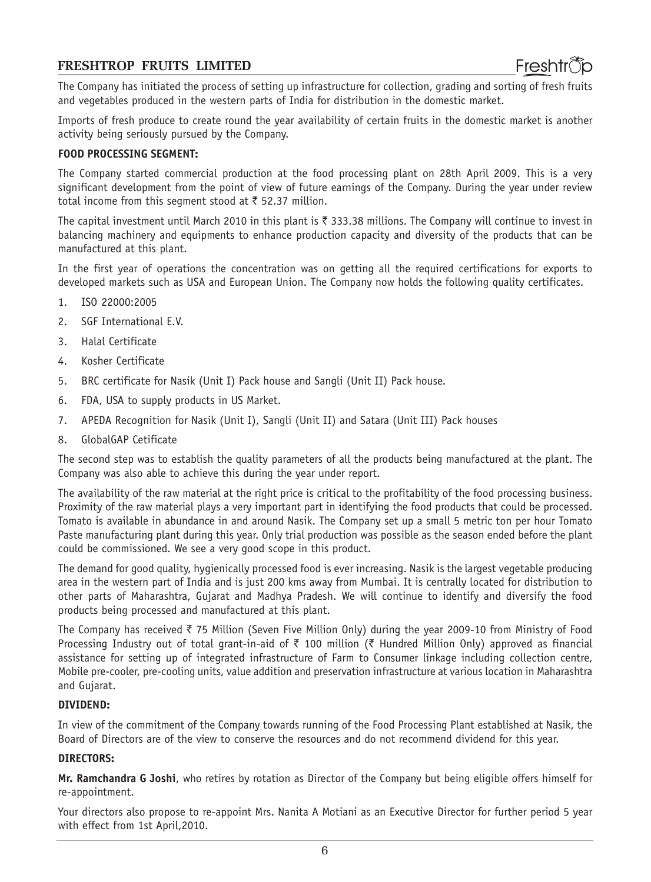The Company has initiated the process of setting up infrastructure for collection, grading and sorting of fresh fruits and vegetables produced in the western parts of India for distribution in the domestic market.

Imports of fresh produce to create round the year availability of certain fruits in the domestic market is another activity being seriously pursued by the Company.

**FOOD PROCESSING SEGMENT:**

The Company started commercial production at the food processing plant on 28th April 2009. This is a very significant development from the point of view of future earnings of the Company. During the year under review total income from this segment stood at ₹ 52.37 million.

The capital investment until March 2010 in this plant is ₹ 333.38 millions. The Company will continue to invest in balancing machinery and equipments to enhance production capacity and diversity of the products that can be manufactured at this plant.

In the first year of operations the concentration was on getting all the required certifications for exports to developed markets such as USA and European Union. The Company now holds the following quality certificates.

1. ISO 22000:2005
2. SGF International E.V.
3. Halal Certificate
4. Kosher Certificate
5. BRC certificate for Nasik (Unit I) Pack house and Sangli (Unit II) Pack house.
6. FDA, USA to supply products in US Market.
7. APEDA Recognition for Nasik (Unit I), Sangli (Unit II) and Satara (Unit III) Pack houses
8. GlobalGAP Cetificate

The second step was to establish the quality parameters of all the products being manufactured at the plant. The Company was also able to achieve this during the year under report.

The availability of the raw material at the right price is critical to the profitability of the food processing business. Proximity of the raw material plays a very important part in identifying the food products that could be processed. Tomato is available in abundance in and around Nasik. The Company set up a small 5 metric ton per hour Tomato Paste manufacturing plant during this year. Only trial production was possible as the season ended before the plant could be commissioned. We see a very good scope in this product.

The demand for good quality, hygienically processed food is ever increasing. Nasik is the largest vegetable producing area in the western part of India and is just 200 kms away from Mumbai. It is centrally located for distribution to other parts of Maharashtra, Gujarat and Madhya Pradesh. We will continue to identify and diversify the food products being processed and manufactured at this plant.

The Company has received ₹ 75 Million (Seven Five Million Only) during the year 2009-10 from Ministry of Food Processing Industry out of total grant-in-aid of ₹ 100 million (₹ Hundred Million Only) approved as financial assistance for setting up of integrated infrastructure of Farm to Consumer linkage including collection centre, Mobile pre-cooler, pre-cooling units, value addition and preservation infrastructure at various location in Maharashtra and Gujarat.

**DIVIDEND:**

In view of the commitment of the Company towards running of the Food Processing Plant established at Nasik, the Board of Directors are of the view to conserve the resources and do not recommend dividend for this year.

**DIRECTORS:**

**Mr. Ramchandra G Joshi**, who retires by rotation as Director of the Company but being eligible offers himself for re-appointment.

Your directors also propose to re-appoint Mrs. Nanita A Motiani as an Executive Director for further period 5 year with effect from 1st April,2010.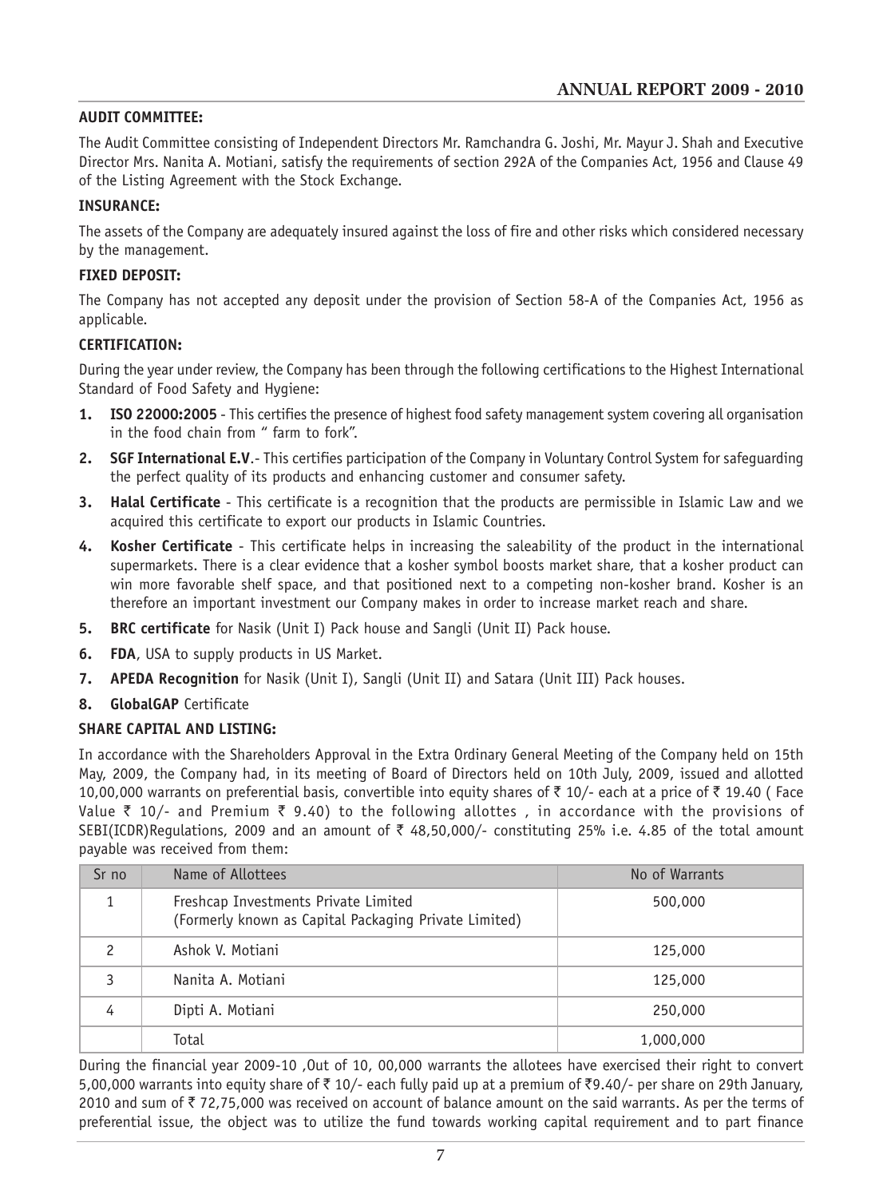**AUDIT COMMITTEE:**

The Audit Committee consisting of Independent Directors Mr. Ramchandra G. Joshi, Mr. Mayur J. Shah and Executive Director Mrs. Nanita A. Motiani, satisfy the requirements of section 292A of the Companies Act, 1956 and Clause 49 of the Listing Agreement with the Stock Exchange.

**INSURANCE:**

The assets of the Company are adequately insured against the loss of fire and other risks which considered necessary by the management.

**FIXED DEPOSIT:**

The Company has not accepted any deposit under the provision of Section 58-A of the Companies Act, 1956 as applicable.

**CERTIFICATION:**

During the year under review, the Company has been through the following certifications to the Highest International Standard of Food Safety and Hygiene:

1. **ISO 22000:2005** - This certifies the presence of highest food safety management system covering all organisation in the food chain from " farm to fork".
2. **SGF International E.V**.- This certifies participation of the Company in Voluntary Control System for safeguarding the perfect quality of its products and enhancing customer and consumer safety.
3. **Halal Certificate** - This certificate is a recognition that the products are permissible in Islamic Law and we acquired this certificate to export our products in Islamic Countries.
4. **Kosher Certificate** - This certificate helps in increasing the saleability of the product in the international supermarkets. There is a clear evidence that a kosher symbol boosts market share, that a kosher product can win more favorable shelf space, and that positioned next to a competing non-kosher brand. Kosher is an therefore an important investment our Company makes in order to increase market reach and share.
5. **BRC certificate** for Nasik (Unit I) Pack house and Sangli (Unit II) Pack house.
6. **FDA**, USA to supply products in US Market.
7. **APEDA Recognition** for Nasik (Unit I), Sangli (Unit II) and Satara (Unit III) Pack houses.
8. **GlobalGAP** Certificate

**SHARE CAPITAL AND LISTING:**

In accordance with the Shareholders Approval in the Extra Ordinary General Meeting of the Company held on 15th May, 2009, the Company had, in its meeting of Board of Directors held on 10th July, 2009, issued and allotted 10,00,000 warrants on preferential basis, convertible into equity shares of ₹ 10/- each at a price of ₹ 19.40 ( Face Value ₹ 10/- and Premium ₹ 9.40) to the following allottes , in accordance with the provisions of SEBI(ICDR)Regulations, 2009 and an amount of ₹ 48,50,000/- constituting 25% i.e. 4.85 of the total amount payable was received from them:

| Sr no | Name of Allottees | No of Warrants |
|---|---|---|
| 1 | Freshcap Investments Private Limited (Formerly known as Capital Packaging Private Limited) | 500,000 |
| 2 | Ashok V. Motiani | 125,000 |
| 3 | Nanita A. Motiani | 125,000 |
| 4 | Dipti A. Motiani | 250,000 |
| | Total | 1,000,000 |

During the financial year 2009-10 ,Out of 10, 00,000 warrants the allotees have exercised their right to convert 5,00,000 warrants into equity share of ₹ 10/- each fully paid up at a premium of ₹9.40/- per share on 29th January, 2010 and sum of ₹ 72,75,000 was received on account of balance amount on the said warrants. As per the terms of preferential issue, the object was to utilize the fund towards working capital requirement and to part finance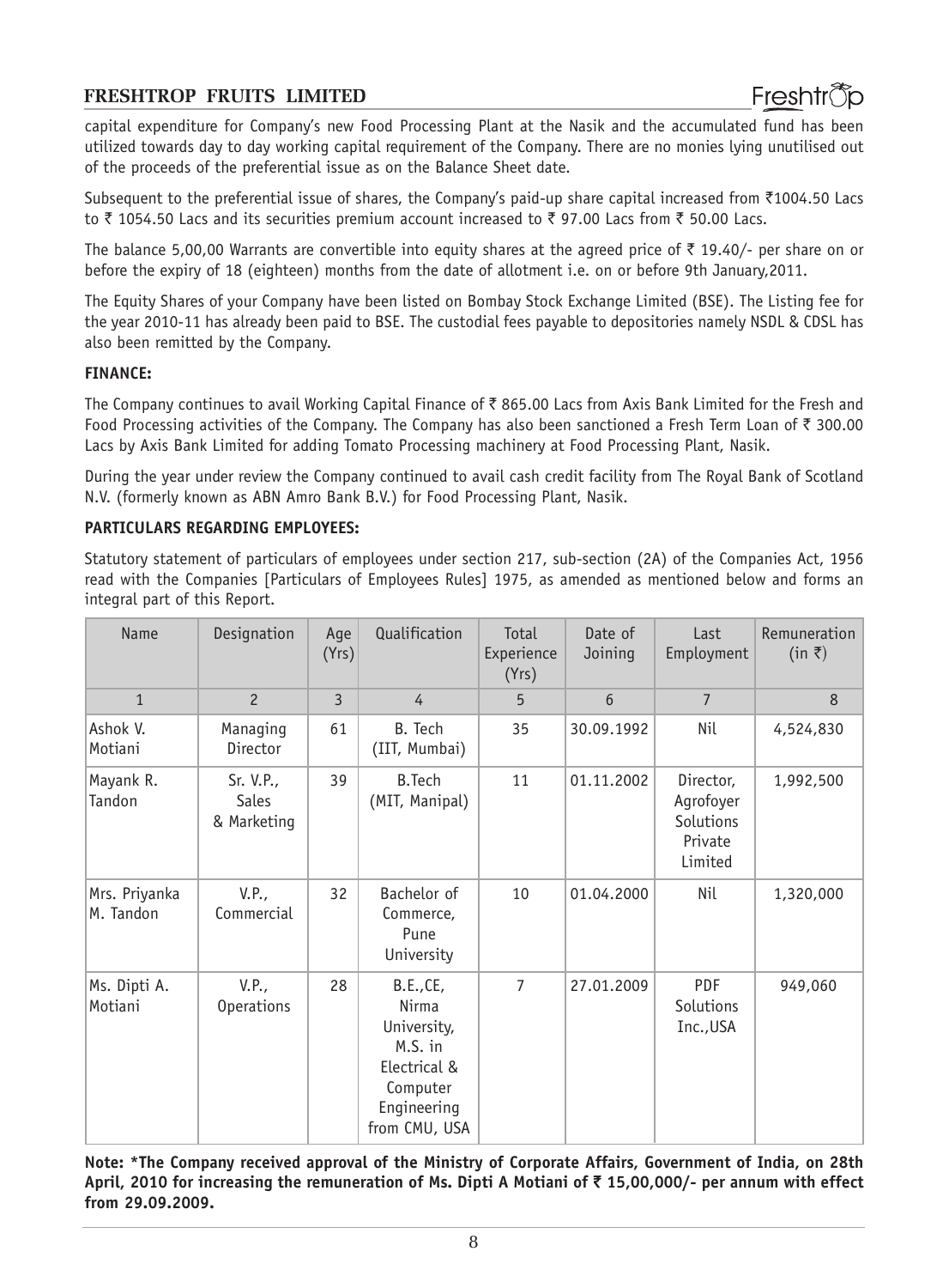capital expenditure for Company's new Food Processing Plant at the Nasik and the accumulated fund has been utilized towards day to day working capital requirement of the Company. There are no monies lying unutilised out of the proceeds of the preferential issue as on the Balance Sheet date.

Subsequent to the preferential issue of shares, the Company's paid-up share capital increased from ₹1004.50 Lacs to ₹ 1054.50 Lacs and its securities premium account increased to ₹ 97.00 Lacs from ₹ 50.00 Lacs.

The balance 5,00,00 Warrants are convertible into equity shares at the agreed price of ₹ 19.40/- per share on or before the expiry of 18 (eighteen) months from the date of allotment i.e. on or before 9th January,2011.

The Equity Shares of your Company have been listed on Bombay Stock Exchange Limited (BSE). The Listing fee for the year 2010-11 has already been paid to BSE. The custodial fees payable to depositories namely NSDL & CDSL has also been remitted by the Company.

**FINANCE:**

The Company continues to avail Working Capital Finance of ₹ 865.00 Lacs from Axis Bank Limited for the Fresh and Food Processing activities of the Company. The Company has also been sanctioned a Fresh Term Loan of ₹ 300.00 Lacs by Axis Bank Limited for adding Tomato Processing machinery at Food Processing Plant, Nasik.

During the year under review the Company continued to avail cash credit facility from The Royal Bank of Scotland N.V. (formerly known as ABN Amro Bank B.V.) for Food Processing Plant, Nasik.

**PARTICULARS REGARDING EMPLOYEES:**

Statutory statement of particulars of employees under section 217, sub-section (2A) of the Companies Act, 1956 read with the Companies [Particulars of Employees Rules] 1975, as amended as mentioned below and forms an integral part of this Report.

| Name | Designation | Age (Yrs) | Qualification | Total Experience (Yrs) | Date of Joining | Last Employment | Remuneration (in ₹) |
|---|---|---|---|---|---|---|---|
| 1 | 2 | 3 | 4 | 5 | 6 | 7 | 8 |
| Ashok V. Motiani | Managing Director | 61 | B. Tech (IIT, Mumbai) | 35 | 30.09.1992 | Nil | 4,524,830 |
| Mayank R. Tandon | Sr. V.P., Sales & Marketing | 39 | B.Tech (MIT, Manipal) | 11 | 01.11.2002 | Director, Agrofoyer Solutions Private Limited | 1,992,500 |
| Mrs. Priyanka M. Tandon | V.P., Commercial | 32 | Bachelor of Commerce, Pune University | 10 | 01.04.2000 | Nil | 1,320,000 |
| Ms. Dipti A. Motiani | V.P., Operations | 28 | B.E.,CE, Nirma University, M.S. in Electrical & Computer Engineering from CMU, USA | 7 | 27.01.2009 | PDF Solutions Inc.,USA | 949,060 |

**Note: \*The Company received approval of the Ministry of Corporate Affairs, Government of India, on 28th April, 2010 for increasing the remuneration of Ms. Dipti A Motiani of ₹ 15,00,000/- per annum with effect from 29.09.2009.**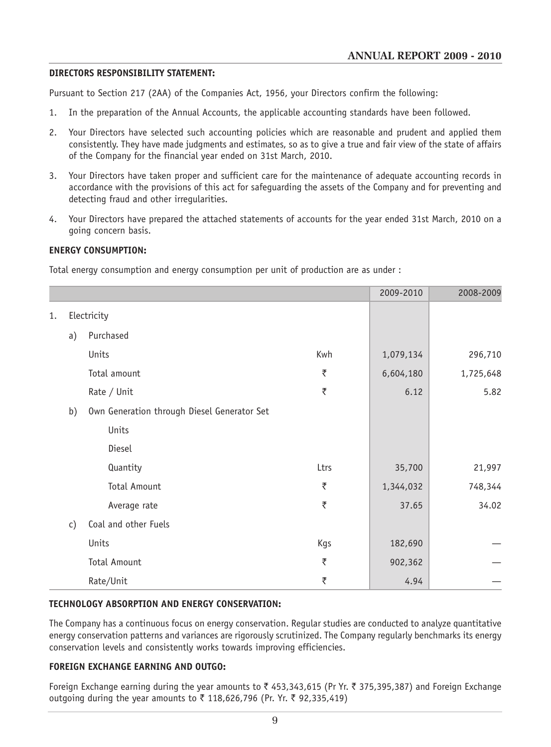**DIRECTORS RESPONSIBILITY STATEMENT:**

Pursuant to Section 217 (2AA) of the Companies Act, 1956, your Directors confirm the following:

1. In the preparation of the Annual Accounts, the applicable accounting standards have been followed.
2. Your Directors have selected such accounting policies which are reasonable and prudent and applied them consistently. They have made judgments and estimates, so as to give a true and fair view of the state of affairs of the Company for the financial year ended on 31st March, 2010.
3. Your Directors have taken proper and sufficient care for the maintenance of adequate accounting records in accordance with the provisions of this act for safeguarding the assets of the Company and for preventing and detecting fraud and other irregularities.
4. Your Directors have prepared the attached statements of accounts for the year ended 31st March, 2010 on a going concern basis.

**ENERGY CONSUMPTION:**

Total energy consumption and energy consumption per unit of production are as under :

| | | | | 2009-2010 | 2008-2009 |
|---|---|---|---|---|---|
| 1. | Electricity | | | | |
| | a) | Purchased | | | |
| | | Units | Kwh | 1,079,134 | 296,710 |
| | | Total amount | ₹ | 6,604,180 | 1,725,648 |
| | | Rate / Unit | ₹ | 6.12 | 5.82 |
| | b) | Own Generation through Diesel Generator Set | | | |
| | | Units | | | |
| | | Diesel | | | |
| | | Quantity | Ltrs | 35,700 | 21,997 |
| | | Total Amount | ₹ | 1,344,032 | 748,344 |
| | | Average rate | ₹ | 37.65 | 34.02 |
| | c) | Coal and other Fuels | | | |
| | | Units | Kgs | 182,690 | — |
| | | Total Amount | ₹ | 902,362 | — |
| | | Rate/Unit | ₹ | 4.94 | — |

**TECHNOLOGY ABSORPTION AND ENERGY CONSERVATION:**

The Company has a continuous focus on energy conservation. Regular studies are conducted to analyze quantitative energy conservation patterns and variances are rigorously scrutinized. The Company regularly benchmarks its energy conservation levels and consistently works towards improving efficiencies.

**FOREIGN EXCHANGE EARNING AND OUTGO:**

Foreign Exchange earning during the year amounts to ₹ 453,343,615 (Pr Yr. ₹ 375,395,387) and Foreign Exchange outgoing during the year amounts to ₹ 118,626,796 (Pr. Yr. ₹ 92,335,419)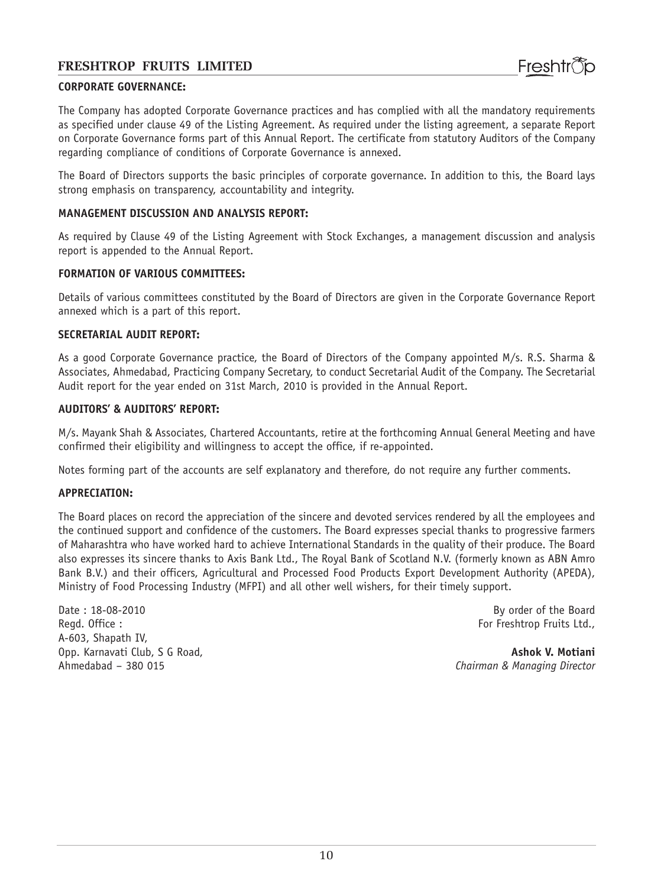## CORPORATE GOVERNANCE:

The Company has adopted Corporate Governance practices and has complied with all the mandatory requirements as specified under clause 49 of the Listing Agreement. As required under the listing agreement, a separate Report on Corporate Governance forms part of this Annual Report. The certificate from statutory Auditors of the Company regarding compliance of conditions of Corporate Governance is annexed.

The Board of Directors supports the basic principles of corporate governance. In addition to this, the Board lays strong emphasis on transparency, accountability and integrity.

## MANAGEMENT DISCUSSION AND ANALYSIS REPORT:

As required by Clause 49 of the Listing Agreement with Stock Exchanges, a management discussion and analysis report is appended to the Annual Report.

## FORMATION OF VARIOUS COMMITTEES:

Details of various committees constituted by the Board of Directors are given in the Corporate Governance Report annexed which is a part of this report.

## SECRETARIAL AUDIT REPORT:

As a good Corporate Governance practice, the Board of Directors of the Company appointed M/s. R.S. Sharma & Associates, Ahmedabad, Practicing Company Secretary, to conduct Secretarial Audit of the Company. The Secretarial Audit report for the year ended on 31st March, 2010 is provided in the Annual Report.

## AUDITORS' & AUDITORS' REPORT:

M/s. Mayank Shah & Associates, Chartered Accountants, retire at the forthcoming Annual General Meeting and have confirmed their eligibility and willingness to accept the office, if re-appointed.

Notes forming part of the accounts are self explanatory and therefore, do not require any further comments.

## APPRECIATION:

The Board places on record the appreciation of the sincere and devoted services rendered by all the employees and the continued support and confidence of the customers. The Board expresses special thanks to progressive farmers of Maharashtra who have worked hard to achieve International Standards in the quality of their produce. The Board also expresses its sincere thanks to Axis Bank Ltd., The Royal Bank of Scotland N.V. (formerly known as ABN Amro Bank B.V.) and their officers, Agricultural and Processed Food Products Export Development Authority (APEDA), Ministry of Food Processing Industry (MFPI) and all other well wishers, for their timely support.

Date : 18-08-2010
Regd. Office :
A-603, Shapath IV,
Opp. Karnavati Club, S G Road,
Ahmedabad – 380 015

By order of the Board
For Freshtrop Fruits Ltd.,

**Ashok V. Motiani**
*Chairman & Managing Director*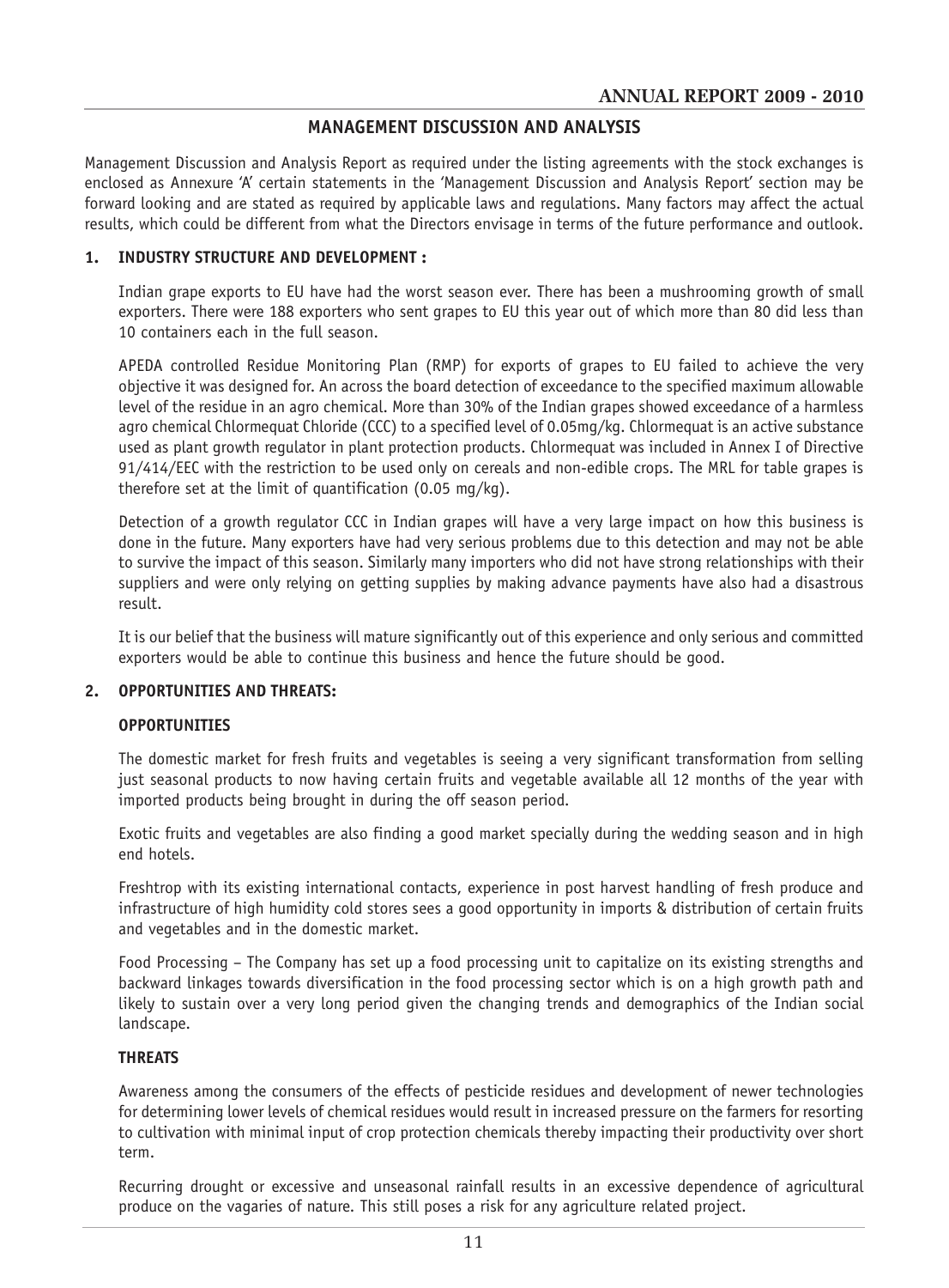## MANAGEMENT DISCUSSION AND ANALYSIS

Management Discussion and Analysis Report as required under the listing agreements with the stock exchanges is enclosed as Annexure 'A' certain statements in the 'Management Discussion and Analysis Report' section may be forward looking and are stated as required by applicable laws and regulations. Many factors may affect the actual results, which could be different from what the Directors envisage in terms of the future performance and outlook.

### 1. INDUSTRY STRUCTURE AND DEVELOPMENT :

Indian grape exports to EU have had the worst season ever. There has been a mushrooming growth of small exporters. There were 188 exporters who sent grapes to EU this year out of which more than 80 did less than 10 containers each in the full season.

APEDA controlled Residue Monitoring Plan (RMP) for exports of grapes to EU failed to achieve the very objective it was designed for. An across the board detection of exceedance to the specified maximum allowable level of the residue in an agro chemical. More than 30% of the Indian grapes showed exceedance of a harmless agro chemical Chlormequat Chloride (CCC) to a specified level of 0.05mg/kg. Chlormequat is an active substance used as plant growth regulator in plant protection products. Chlormequat was included in Annex I of Directive 91/414/EEC with the restriction to be used only on cereals and non-edible crops. The MRL for table grapes is therefore set at the limit of quantification (0.05 mg/kg).

Detection of a growth regulator CCC in Indian grapes will have a very large impact on how this business is done in the future. Many exporters have had very serious problems due to this detection and may not be able to survive the impact of this season. Similarly many importers who did not have strong relationships with their suppliers and were only relying on getting supplies by making advance payments have also had a disastrous result.

It is our belief that the business will mature significantly out of this experience and only serious and committed exporters would be able to continue this business and hence the future should be good.

### 2. OPPORTUNITIES AND THREATS:

#### OPPORTUNITIES

The domestic market for fresh fruits and vegetables is seeing a very significant transformation from selling just seasonal products to now having certain fruits and vegetable available all 12 months of the year with imported products being brought in during the off season period.

Exotic fruits and vegetables are also finding a good market specially during the wedding season and in high end hotels.

Freshtrop with its existing international contacts, experience in post harvest handling of fresh produce and infrastructure of high humidity cold stores sees a good opportunity in imports & distribution of certain fruits and vegetables and in the domestic market.

Food Processing – The Company has set up a food processing unit to capitalize on its existing strengths and backward linkages towards diversification in the food processing sector which is on a high growth path and likely to sustain over a very long period given the changing trends and demographics of the Indian social landscape.

#### THREATS

Awareness among the consumers of the effects of pesticide residues and development of newer technologies for determining lower levels of chemical residues would result in increased pressure on the farmers for resorting to cultivation with minimal input of crop protection chemicals thereby impacting their productivity over short term.

Recurring drought or excessive and unseasonal rainfall results in an excessive dependence of agricultural produce on the vagaries of nature. This still poses a risk for any agriculture related project.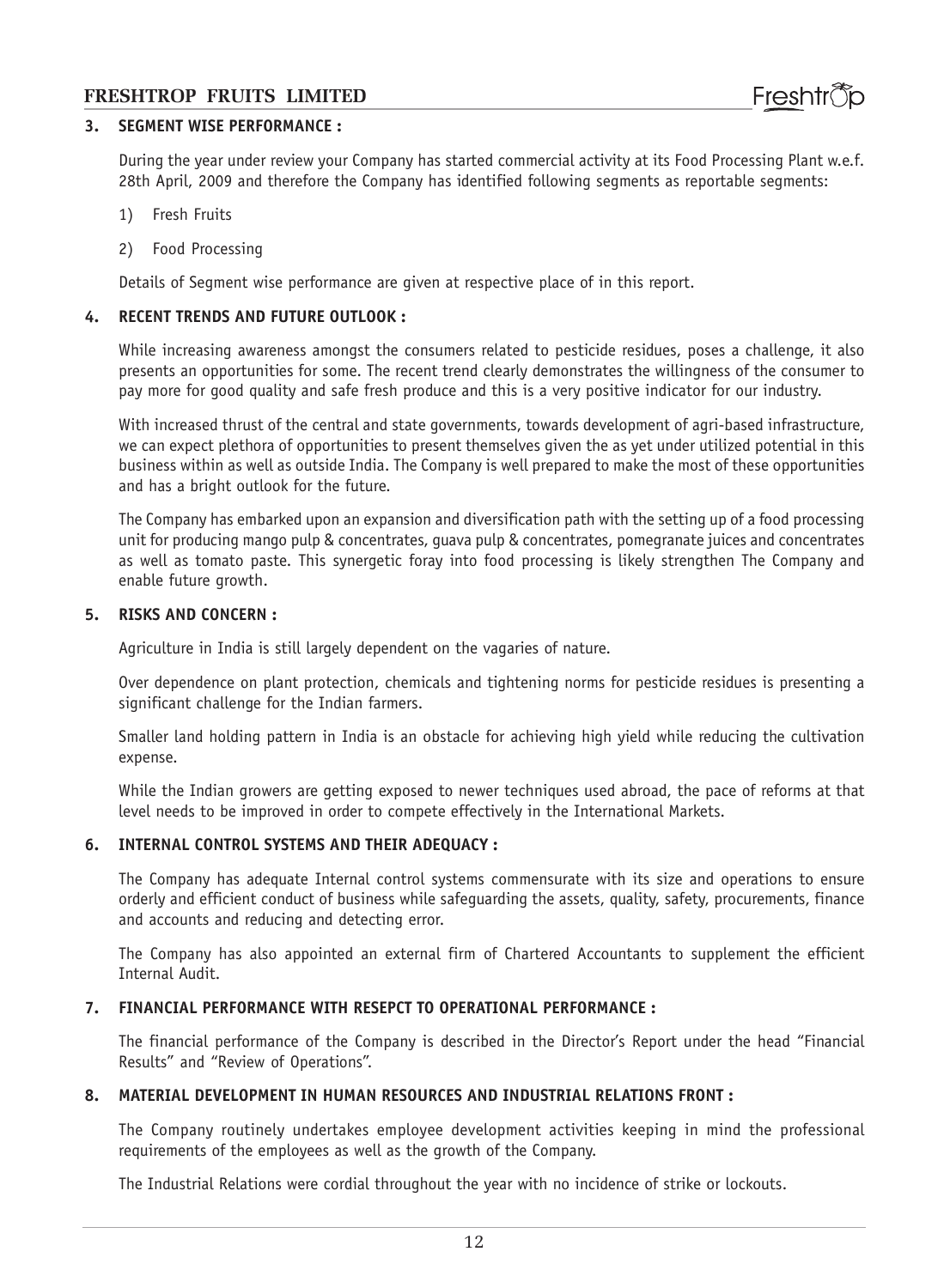## 3. SEGMENT WISE PERFORMANCE :

During the year under review your Company has started commercial activity at its Food Processing Plant w.e.f. 28th April, 2009 and therefore the Company has identified following segments as reportable segments:

1) Fresh Fruits
2) Food Processing

Details of Segment wise performance are given at respective place of in this report.

## 4. RECENT TRENDS AND FUTURE OUTLOOK :

While increasing awareness amongst the consumers related to pesticide residues, poses a challenge, it also presents an opportunities for some. The recent trend clearly demonstrates the willingness of the consumer to pay more for good quality and safe fresh produce and this is a very positive indicator for our industry.

With increased thrust of the central and state governments, towards development of agri-based infrastructure, we can expect plethora of opportunities to present themselves given the as yet under utilized potential in this business within as well as outside India. The Company is well prepared to make the most of these opportunities and has a bright outlook for the future.

The Company has embarked upon an expansion and diversification path with the setting up of a food processing unit for producing mango pulp & concentrates, guava pulp & concentrates, pomegranate juices and concentrates as well as tomato paste. This synergetic foray into food processing is likely strengthen The Company and enable future growth.

## 5. RISKS AND CONCERN :

Agriculture in India is still largely dependent on the vagaries of nature.

Over dependence on plant protection, chemicals and tightening norms for pesticide residues is presenting a significant challenge for the Indian farmers.

Smaller land holding pattern in India is an obstacle for achieving high yield while reducing the cultivation expense.

While the Indian growers are getting exposed to newer techniques used abroad, the pace of reforms at that level needs to be improved in order to compete effectively in the International Markets.

## 6. INTERNAL CONTROL SYSTEMS AND THEIR ADEQUACY :

The Company has adequate Internal control systems commensurate with its size and operations to ensure orderly and efficient conduct of business while safeguarding the assets, quality, safety, procurements, finance and accounts and reducing and detecting error.

The Company has also appointed an external firm of Chartered Accountants to supplement the efficient Internal Audit.

## 7. FINANCIAL PERFORMANCE WITH RESEPCT TO OPERATIONAL PERFORMANCE :

The financial performance of the Company is described in the Director's Report under the head "Financial Results" and "Review of Operations".

## 8. MATERIAL DEVELOPMENT IN HUMAN RESOURCES AND INDUSTRIAL RELATIONS FRONT :

The Company routinely undertakes employee development activities keeping in mind the professional requirements of the employees as well as the growth of the Company.

The Industrial Relations were cordial throughout the year with no incidence of strike or lockouts.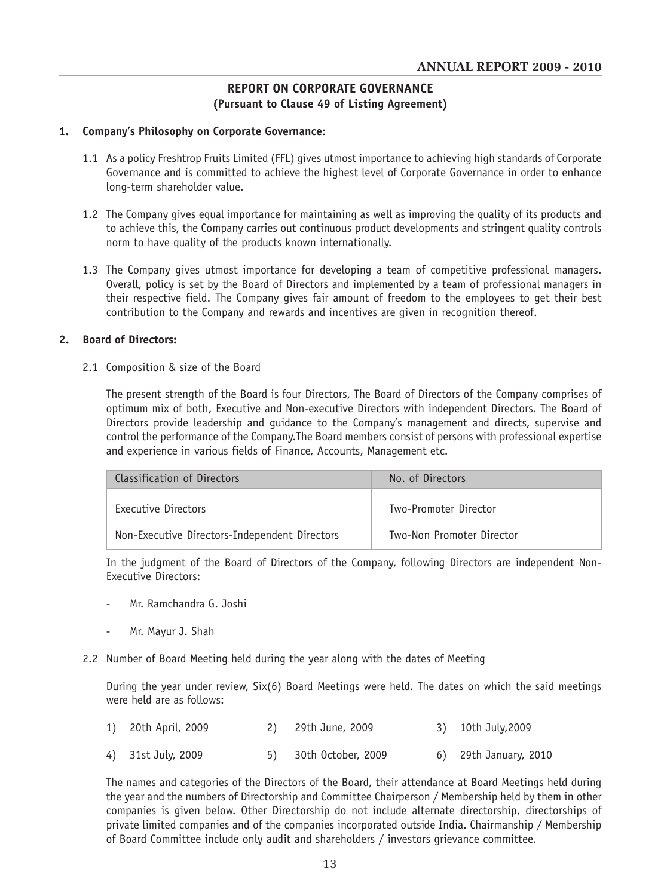## REPORT ON CORPORATE GOVERNANCE
### (Pursuant to Clause 49 of Listing Agreement)

**1. Company's Philosophy on Corporate Governance**:

1.1 As a policy Freshtrop Fruits Limited (FFL) gives utmost importance to achieving high standards of Corporate Governance and is committed to achieve the highest level of Corporate Governance in order to enhance long-term shareholder value.

1.2 The Company gives equal importance for maintaining as well as improving the quality of its products and to achieve this, the Company carries out continuous product developments and stringent quality controls norm to have quality of the products known internationally.

1.3 The Company gives utmost importance for developing a team of competitive professional managers. Overall, policy is set by the Board of Directors and implemented by a team of professional managers in their respective field. The Company gives fair amount of freedom to the employees to get their best contribution to the Company and rewards and incentives are given in recognition thereof.

**2. Board of Directors:**

2.1 Composition & size of the Board

The present strength of the Board is four Directors, The Board of Directors of the Company comprises of optimum mix of both, Executive and Non-executive Directors with independent Directors. The Board of Directors provide leadership and guidance to the Company's management and directs, supervise and control the performance of the Company.The Board members consist of persons with professional expertise and experience in various fields of Finance, Accounts, Management etc.

| Classification of Directors | No. of Directors |
|---|---|
| Executive Directors | Two-Promoter Director |
| Non-Executive Directors-Independent Directors | Two-Non Promoter Director |

In the judgment of the Board of Directors of the Company, following Directors are independent Non-Executive Directors:

- Mr. Ramchandra G. Joshi
- Mr. Mayur J. Shah

2.2 Number of Board Meeting held during the year along with the dates of Meeting

During the year under review, Six(6) Board Meetings were held. The dates on which the said meetings were held are as follows:

1) 20th April, 2009
2) 29th June, 2009
3) 10th July,2009
4) 31st July, 2009
5) 30th October, 2009
6) 29th January, 2010

The names and categories of the Directors of the Board, their attendance at Board Meetings held during the year and the numbers of Directorship and Committee Chairperson / Membership held by them in other companies is given below. Other Directorship do not include alternate directorship, directorships of private limited companies and of the companies incorporated outside India. Chairmanship / Membership of Board Committee include only audit and shareholders / investors grievance committee.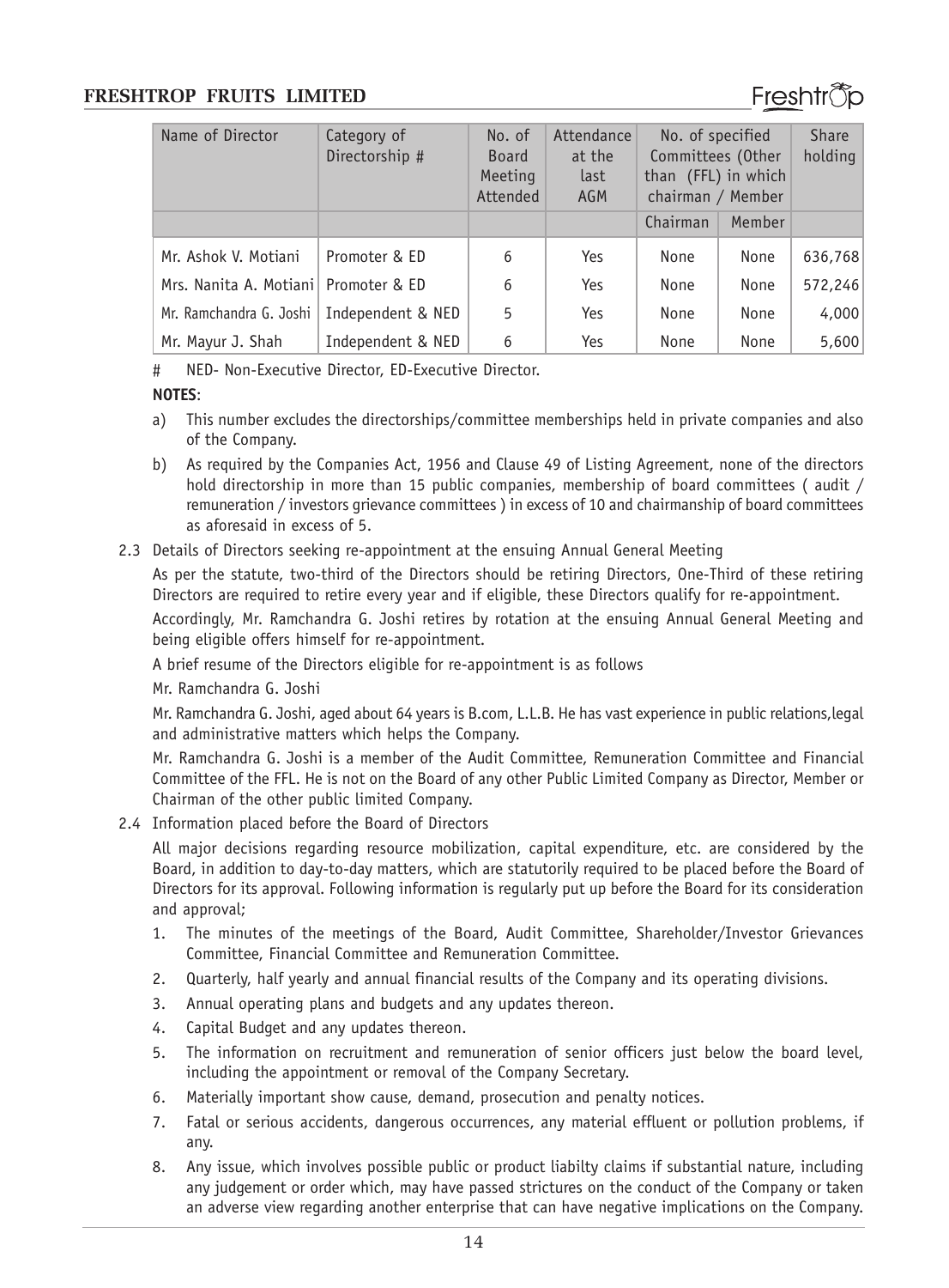| Name of Director | Category of Directorship # | No. of Board Meeting Attended | Attendance at the last AGM | No. of specified Committees (Other than (FFL) in which chairman / Member | | Share holding |
|---|---|---|---|---|---|---|
| | | | | Chairman | Member | |
| Mr. Ashok V. Motiani | Promoter & ED | 6 | Yes | None | None | 636,768 |
| Mrs. Nanita A. Motiani | Promoter & ED | 6 | Yes | None | None | 572,246 |
| Mr. Ramchandra G. Joshi | Independent & NED | 5 | Yes | None | None | 4,000 |
| Mr. Mayur J. Shah | Independent & NED | 6 | Yes | None | None | 5,600 |

# NED- Non-Executive Director, ED-Executive Director.

**NOTES**:

a) This number excludes the directorships/committee memberships held in private companies and also of the Company.

b) As required by the Companies Act, 1956 and Clause 49 of Listing Agreement, none of the directors hold directorship in more than 15 public companies, membership of board committees ( audit / remuneration / investors grievance committees ) in excess of 10 and chairmanship of board committees as aforesaid in excess of 5.

2.3 Details of Directors seeking re-appointment at the ensuing Annual General Meeting

As per the statute, two-third of the Directors should be retiring Directors, One-Third of these retiring Directors are required to retire every year and if eligible, these Directors qualify for re-appointment.

Accordingly, Mr. Ramchandra G. Joshi retires by rotation at the ensuing Annual General Meeting and being eligible offers himself for re-appointment.

A brief resume of the Directors eligible for re-appointment is as follows

Mr. Ramchandra G. Joshi

Mr. Ramchandra G. Joshi, aged about 64 years is B.com, L.L.B. He has vast experience in public relations,legal and administrative matters which helps the Company.

Mr. Ramchandra G. Joshi is a member of the Audit Committee, Remuneration Committee and Financial Committee of the FFL. He is not on the Board of any other Public Limited Company as Director, Member or Chairman of the other public limited Company.

2.4 Information placed before the Board of Directors

All major decisions regarding resource mobilization, capital expenditure, etc. are considered by the Board, in addition to day-to-day matters, which are statutorily required to be placed before the Board of Directors for its approval. Following information is regularly put up before the Board for its consideration and approval;

1. The minutes of the meetings of the Board, Audit Committee, Shareholder/Investor Grievances Committee, Financial Committee and Remuneration Committee.
2. Quarterly, half yearly and annual financial results of the Company and its operating divisions.
3. Annual operating plans and budgets and any updates thereon.
4. Capital Budget and any updates thereon.
5. The information on recruitment and remuneration of senior officers just below the board level, including the appointment or removal of the Company Secretary.
6. Materially important show cause, demand, prosecution and penalty notices.
7. Fatal or serious accidents, dangerous occurrences, any material effluent or pollution problems, if any.
8. Any issue, which involves possible public or product liabilty claims if substantial nature, including any judgement or order which, may have passed strictures on the conduct of the Company or taken an adverse view regarding another enterprise that can have negative implications on the Company.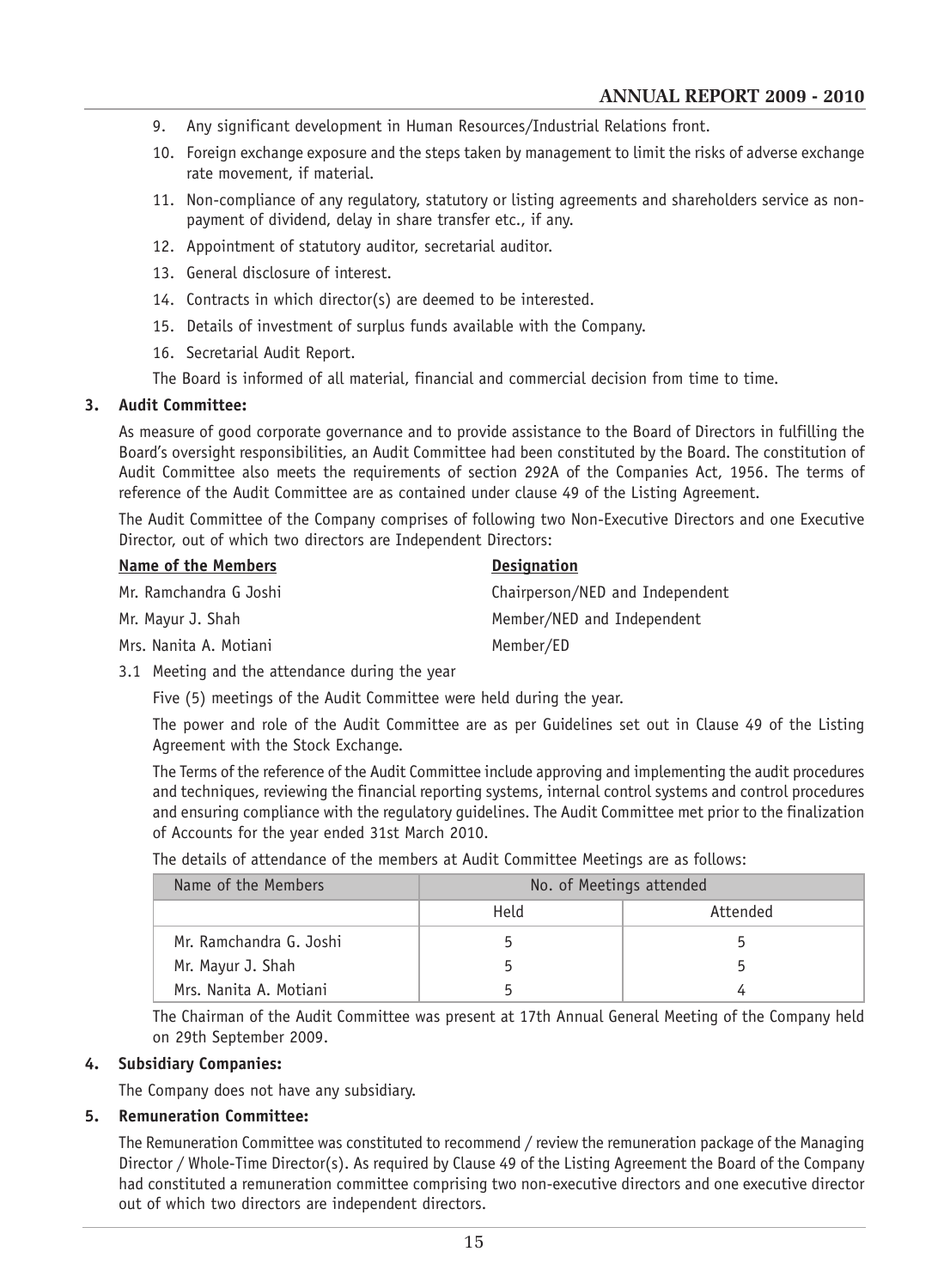9. Any significant development in Human Resources/Industrial Relations front.
10. Foreign exchange exposure and the steps taken by management to limit the risks of adverse exchange rate movement, if material.
11. Non-compliance of any regulatory, statutory or listing agreements and shareholders service as non-payment of dividend, delay in share transfer etc., if any.
12. Appointment of statutory auditor, secretarial auditor.
13. General disclosure of interest.
14. Contracts in which director(s) are deemed to be interested.
15. Details of investment of surplus funds available with the Company.
16. Secretarial Audit Report.

The Board is informed of all material, financial and commercial decision from time to time.

**3. Audit Committee:**

As measure of good corporate governance and to provide assistance to the Board of Directors in fulfilling the Board's oversight responsibilities, an Audit Committee had been constituted by the Board. The constitution of Audit Committee also meets the requirements of section 292A of the Companies Act, 1956. The terms of reference of the Audit Committee are as contained under clause 49 of the Listing Agreement.

The Audit Committee of the Company comprises of following two Non-Executive Directors and one Executive Director, out of which two directors are Independent Directors:

| Name of the Members | Designation |
|---|---|
| Mr. Ramchandra G Joshi | Chairperson/NED and Independent |
| Mr. Mayur J. Shah | Member/NED and Independent |
| Mrs. Nanita A. Motiani | Member/ED |

3.1 Meeting and the attendance during the year

Five (5) meetings of the Audit Committee were held during the year.

The power and role of the Audit Committee are as per Guidelines set out in Clause 49 of the Listing Agreement with the Stock Exchange.

The Terms of the reference of the Audit Committee include approving and implementing the audit procedures and techniques, reviewing the financial reporting systems, internal control systems and control procedures and ensuring compliance with the regulatory guidelines. The Audit Committee met prior to the finalization of Accounts for the year ended 31st March 2010.

The details of attendance of the members at Audit Committee Meetings are as follows:

| Name of the Members | No. of Meetings attended | |
|---|---|---|
| | Held | Attended |
| Mr. Ramchandra G. Joshi | 5 | 5 |
| Mr. Mayur J. Shah | 5 | 5 |
| Mrs. Nanita A. Motiani | 5 | 4 |

The Chairman of the Audit Committee was present at 17th Annual General Meeting of the Company held on 29th September 2009.

**4. Subsidiary Companies:**

The Company does not have any subsidiary.

**5. Remuneration Committee:**

The Remuneration Committee was constituted to recommend / review the remuneration package of the Managing Director / Whole-Time Director(s). As required by Clause 49 of the Listing Agreement the Board of the Company had constituted a remuneration committee comprising two non-executive directors and one executive director out of which two directors are independent directors.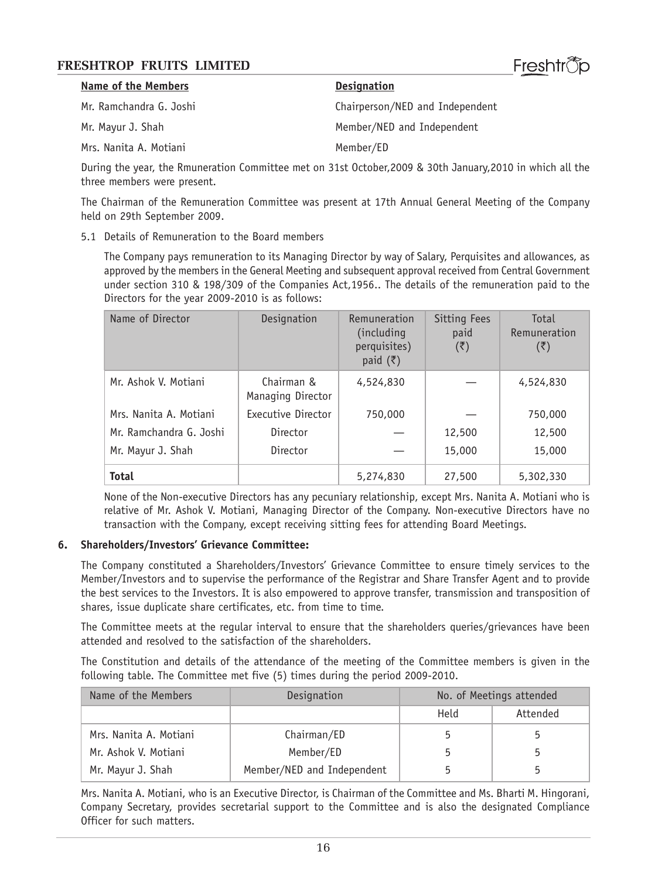| Name of the Members | Designation |
|---|---|
| Mr. Ramchandra G. Joshi | Chairperson/NED and Independent |
| Mr. Mayur J. Shah | Member/NED and Independent |
| Mrs. Nanita A. Motiani | Member/ED |

During the year, the Rmuneration Committee met on 31st October,2009 & 30th January,2010 in which all the three members were present.

The Chairman of the Remuneration Committee was present at 17th Annual General Meeting of the Company held on 29th September 2009.

5.1 Details of Remuneration to the Board members

The Company pays remuneration to its Managing Director by way of Salary, Perquisites and allowances, as approved by the members in the General Meeting and subsequent approval received from Central Government under section 310 & 198/309 of the Companies Act,1956.. The details of the remuneration paid to the Directors for the year 2009-2010 is as follows:

| Name of Director | Designation | Remuneration (including perquisites) paid (₹) | Sitting Fees paid (₹) | Total Remuneration (₹) |
|---|---|---|---|---|
| Mr. Ashok V. Motiani | Chairman & Managing Director | 4,524,830 | — | 4,524,830 |
| Mrs. Nanita A. Motiani | Executive Director | 750,000 | — | 750,000 |
| Mr. Ramchandra G. Joshi | Director | — | 12,500 | 12,500 |
| Mr. Mayur J. Shah | Director | — | 15,000 | 15,000 |
| **Total** | | 5,274,830 | 27,500 | 5,302,330 |

None of the Non-executive Directors has any pecuniary relationship, except Mrs. Nanita A. Motiani who is relative of Mr. Ashok V. Motiani, Managing Director of the Company. Non-executive Directors have no transaction with the Company, except receiving sitting fees for attending Board Meetings.

**6. Shareholders/Investors' Grievance Committee:**

The Company constituted a Shareholders/Investors' Grievance Committee to ensure timely services to the Member/Investors and to supervise the performance of the Registrar and Share Transfer Agent and to provide the best services to the Investors. It is also empowered to approve transfer, transmission and transposition of shares, issue duplicate share certificates, etc. from time to time.

The Committee meets at the regular interval to ensure that the shareholders queries/grievances have been attended and resolved to the satisfaction of the shareholders.

The Constitution and details of the attendance of the meeting of the Committee members is given in the following table. The Committee met five (5) times during the period 2009-2010.

| Name of the Members | Designation | No. of Meetings attended | |
|---|---|---|---|
| | | Held | Attended |
| Mrs. Nanita A. Motiani | Chairman/ED | 5 | 5 |
| Mr. Ashok V. Motiani | Member/ED | 5 | 5 |
| Mr. Mayur J. Shah | Member/NED and Independent | 5 | 5 |

Mrs. Nanita A. Motiani, who is an Executive Director, is Chairman of the Committee and Ms. Bharti M. Hingorani, Company Secretary, provides secretarial support to the Committee and is also the designated Compliance Officer for such matters.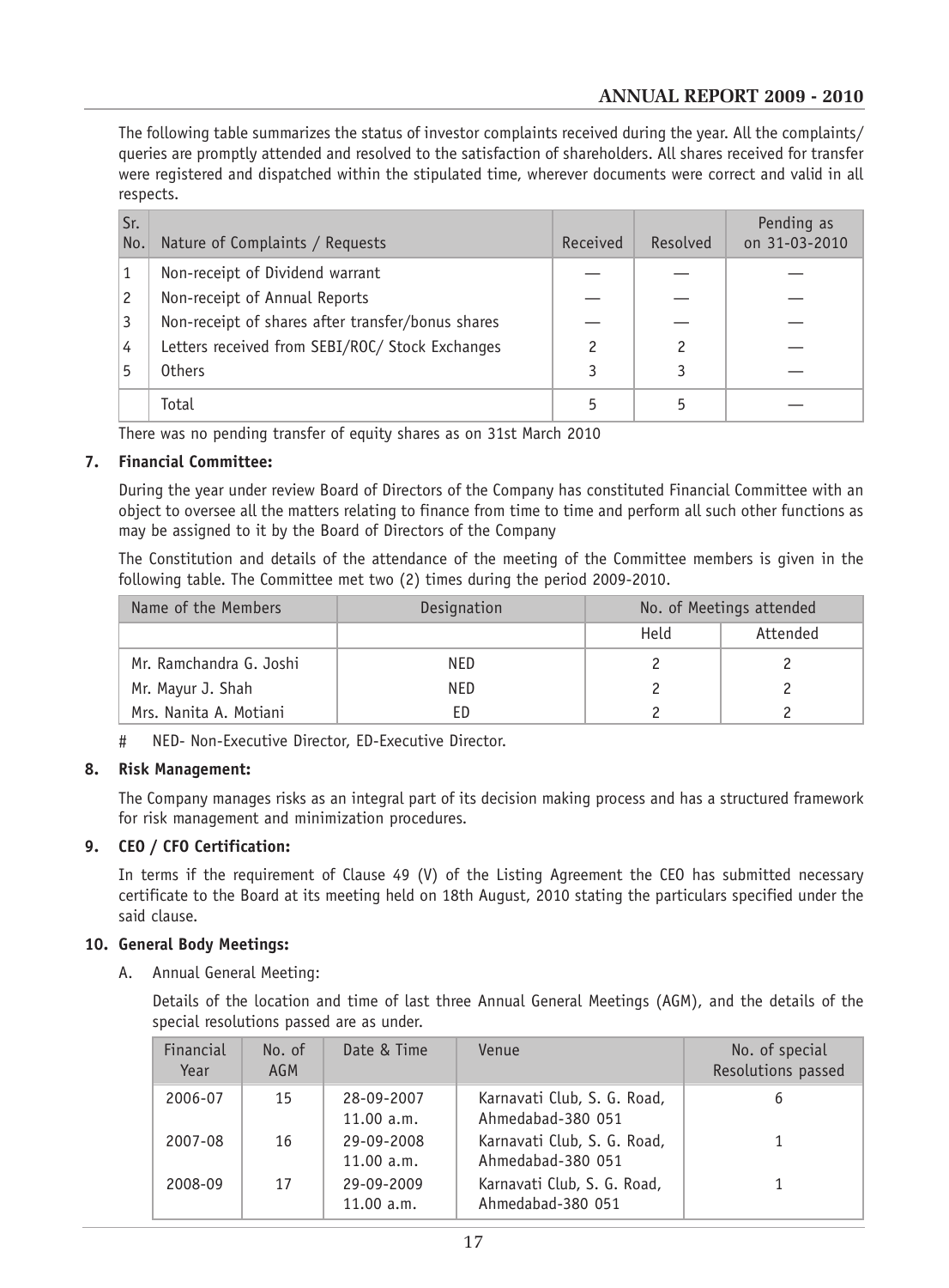The following table summarizes the status of investor complaints received during the year. All the complaints/ queries are promptly attended and resolved to the satisfaction of shareholders. All shares received for transfer were registered and dispatched within the stipulated time, wherever documents were correct and valid in all respects.

| Sr. No. | Nature of Complaints / Requests | Received | Resolved | Pending as on 31-03-2010 |
|---|---|---|---|---|
| 1 | Non-receipt of Dividend warrant | — | — | — |
| 2 | Non-receipt of Annual Reports | — | — | — |
| 3 | Non-receipt of shares after transfer/bonus shares | — | — | — |
| 4 | Letters received from SEBI/ROC/ Stock Exchanges | 2 | 2 | — |
| 5 | Others | 3 | 3 | — |
| | Total | 5 | 5 | — |

There was no pending transfer of equity shares as on 31st March 2010

**7. Financial Committee:**

During the year under review Board of Directors of the Company has constituted Financial Committee with an object to oversee all the matters relating to finance from time to time and perform all such other functions as may be assigned to it by the Board of Directors of the Company

The Constitution and details of the attendance of the meeting of the Committee members is given in the following table. The Committee met two (2) times during the period 2009-2010.

| Name of the Members | Designation | No. of Meetings attended | |
|---|---|---|---|
| | | Held | Attended |
| Mr. Ramchandra G. Joshi | NED | 2 | 2 |
| Mr. Mayur J. Shah | NED | 2 | 2 |
| Mrs. Nanita A. Motiani | ED | 2 | 2 |

\# NED- Non-Executive Director, ED-Executive Director.

**8. Risk Management:**

The Company manages risks as an integral part of its decision making process and has a structured framework for risk management and minimization procedures.

**9. CEO / CFO Certification:**

In terms if the requirement of Clause 49 (V) of the Listing Agreement the CEO has submitted necessary certificate to the Board at its meeting held on 18th August, 2010 stating the particulars specified under the said clause.

**10. General Body Meetings:**

A. Annual General Meeting:

Details of the location and time of last three Annual General Meetings (AGM), and the details of the special resolutions passed are as under.

| Financial Year | No. of AGM | Date & Time | Venue | No. of special Resolutions passed |
|---|---|---|---|---|
| 2006-07 | 15 | 28-09-2007 11.00 a.m. | Karnavati Club, S. G. Road, Ahmedabad-380 051 | 6 |
| 2007-08 | 16 | 29-09-2008 11.00 a.m. | Karnavati Club, S. G. Road, Ahmedabad-380 051 | 1 |
| 2008-09 | 17 | 29-09-2009 11.00 a.m. | Karnavati Club, S. G. Road, Ahmedabad-380 051 | 1 |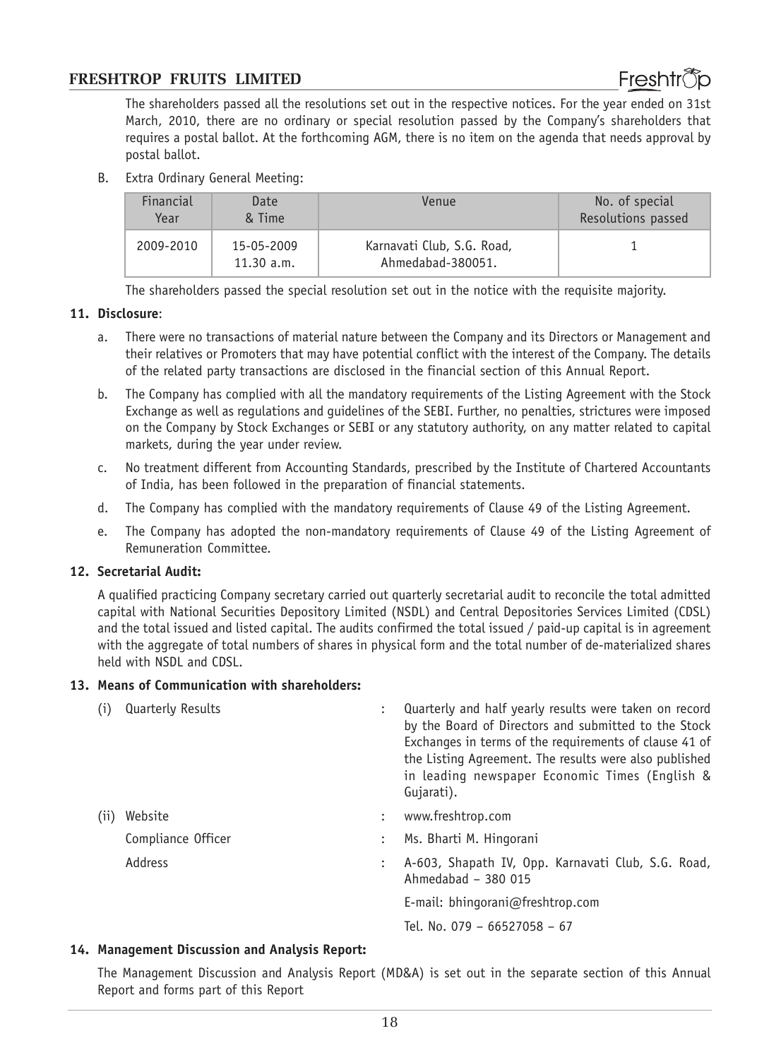The shareholders passed all the resolutions set out in the respective notices. For the year ended on 31st March, 2010, there are no ordinary or special resolution passed by the Company's shareholders that requires a postal ballot. At the forthcoming AGM, there is no item on the agenda that needs approval by postal ballot.

B. Extra Ordinary General Meeting:

| Financial Year | Date & Time | Venue | No. of special Resolutions passed |
|---|---|---|---|
| 2009-2010 | 15-05-2009 11.30 a.m. | Karnavati Club, S.G. Road, Ahmedabad-380051. | 1 |

The shareholders passed the special resolution set out in the notice with the requisite majority.

**11. Disclosure**:

a. There were no transactions of material nature between the Company and its Directors or Management and their relatives or Promoters that may have potential conflict with the interest of the Company. The details of the related party transactions are disclosed in the financial section of this Annual Report.

b. The Company has complied with all the mandatory requirements of the Listing Agreement with the Stock Exchange as well as regulations and guidelines of the SEBI. Further, no penalties, strictures were imposed on the Company by Stock Exchanges or SEBI or any statutory authority, on any matter related to capital markets, during the year under review.

c. No treatment different from Accounting Standards, prescribed by the Institute of Chartered Accountants of India, has been followed in the preparation of financial statements.

d. The Company has complied with the mandatory requirements of Clause 49 of the Listing Agreement.

e. The Company has adopted the non-mandatory requirements of Clause 49 of the Listing Agreement of Remuneration Committee.

**12. Secretarial Audit:**

A qualified practicing Company secretary carried out quarterly secretarial audit to reconcile the total admitted capital with National Securities Depository Limited (NSDL) and Central Depositories Services Limited (CDSL) and the total issued and listed capital. The audits confirmed the total issued / paid-up capital is in agreement with the aggregate of total numbers of shares in physical form and the total number of de-materialized shares held with NSDL and CDSL.

**13. Means of Communication with shareholders:**

(i) Quarterly Results : Quarterly and half yearly results were taken on record by the Board of Directors and submitted to the Stock Exchanges in terms of the requirements of clause 41 of the Listing Agreement. The results were also published in leading newspaper Economic Times (English & Gujarati).

(ii) Website : www.freshtrop.com

Compliance Officer : Ms. Bharti M. Hingorani

Address : A-603, Shapath IV, Opp. Karnavati Club, S.G. Road, Ahmedabad – 380 015

E-mail: bhingorani@freshtrop.com

Tel. No. 079 – 66527058 – 67

**14. Management Discussion and Analysis Report:**

The Management Discussion and Analysis Report (MD&A) is set out in the separate section of this Annual Report and forms part of this Report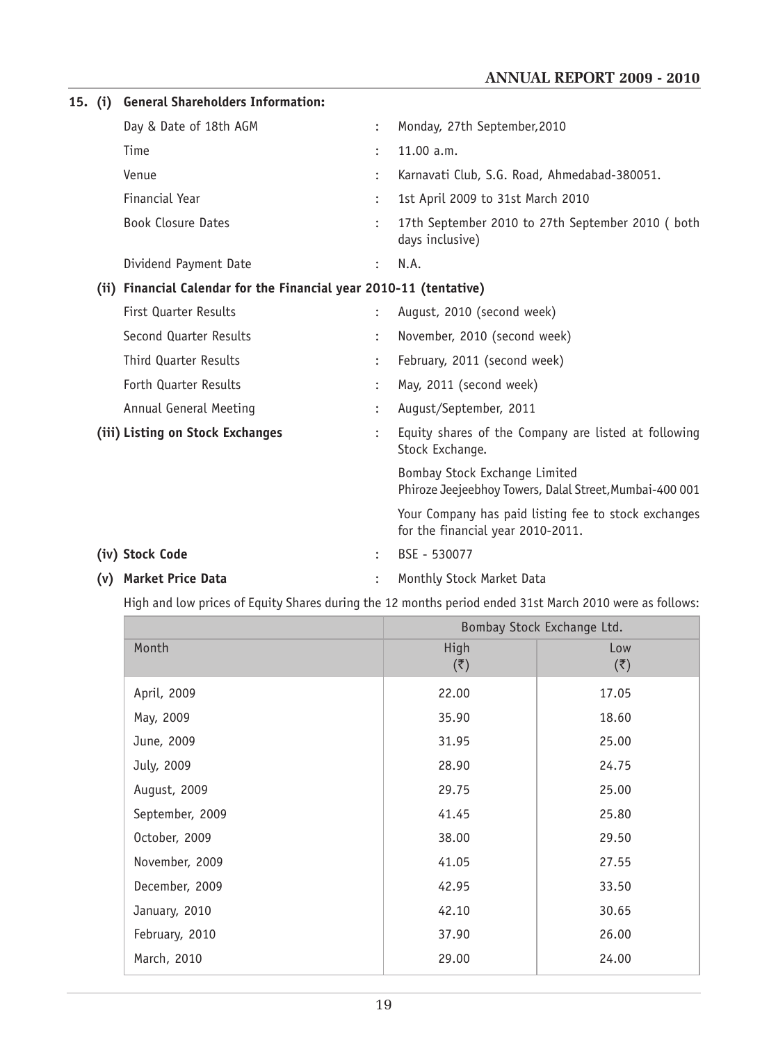**15. (i) General Shareholders Information:**

| | | |
|---|---|---|
| Day & Date of 18th AGM | : | Monday, 27th September,2010 |
| Time | : | 11.00 a.m. |
| Venue | : | Karnavati Club, S.G. Road, Ahmedabad-380051. |
| Financial Year | : | 1st April 2009 to 31st March 2010 |
| Book Closure Dates | : | 17th September 2010 to 27th September 2010 ( both days inclusive) |
| Dividend Payment Date | : | N.A. |

**(ii) Financial Calendar for the Financial year 2010-11 (tentative)**

| | | |
|---|---|---|
| First Quarter Results | : | August, 2010 (second week) |
| Second Quarter Results | : | November, 2010 (second week) |
| Third Quarter Results | : | February, 2011 (second week) |
| Forth Quarter Results | : | May, 2011 (second week) |
| Annual General Meeting | : | August/September, 2011 |

**(iii) Listing on Stock Exchanges** : Equity shares of the Company are listed at following Stock Exchange.

Bombay Stock Exchange Limited
Phiroze Jeejeebhoy Towers, Dalal Street,Mumbai-400 001

Your Company has paid listing fee to stock exchanges for the financial year 2010-2011.

**(iv) Stock Code** : BSE - 530077

**(v) Market Price Data** : Monthly Stock Market Data

High and low prices of Equity Shares during the 12 months period ended 31st March 2010 were as follows:

| | Bombay Stock Exchange Ltd. | |
|---|---|---|
| Month | High (₹) | Low (₹) |
| April, 2009 | 22.00 | 17.05 |
| May, 2009 | 35.90 | 18.60 |
| June, 2009 | 31.95 | 25.00 |
| July, 2009 | 28.90 | 24.75 |
| August, 2009 | 29.75 | 25.00 |
| September, 2009 | 41.45 | 25.80 |
| October, 2009 | 38.00 | 29.50 |
| November, 2009 | 41.05 | 27.55 |
| December, 2009 | 42.95 | 33.50 |
| January, 2010 | 42.10 | 30.65 |
| February, 2010 | 37.90 | 26.00 |
| March, 2010 | 29.00 | 24.00 |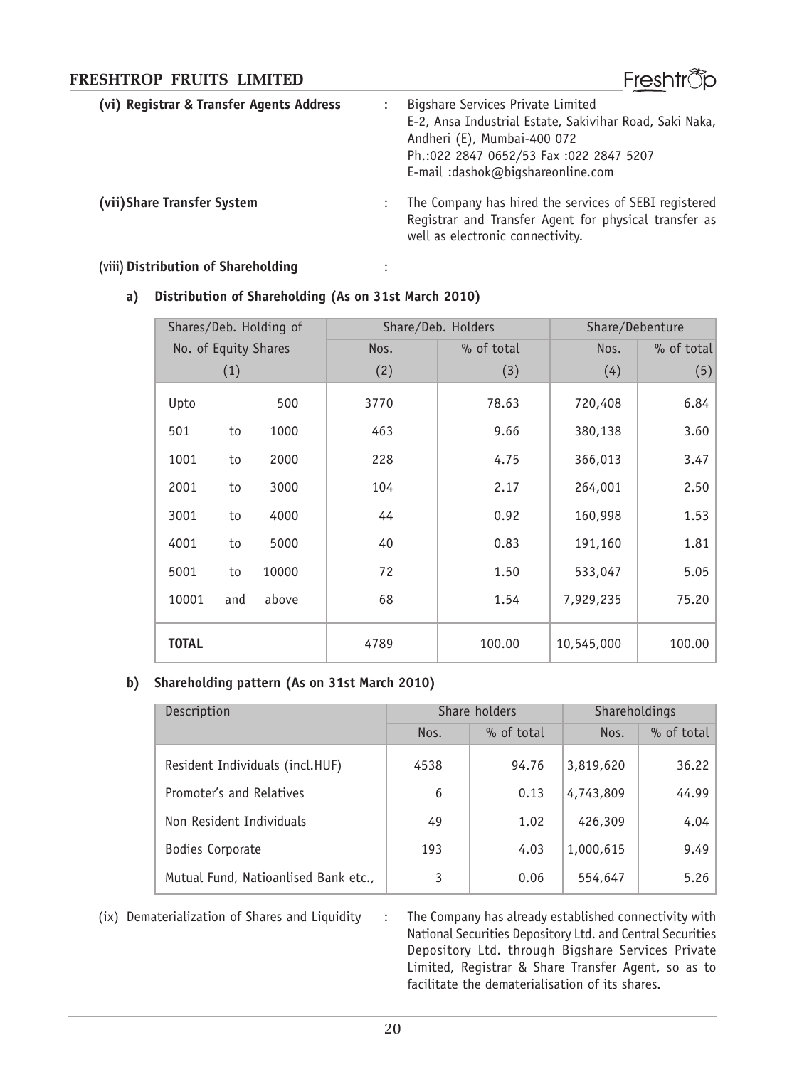**(vi) Registrar & Transfer Agents Address** : Bigshare Services Private Limited
E-2, Ansa Industrial Estate, Sakivihar Road, Saki Naka,
Andheri (E), Mumbai-400 072
Ph.:022 2847 0652/53 Fax :022 2847 5207
E-mail :dashok@bigshareonline.com

**(vii) Share Transfer System** : The Company has hired the services of SEBI registered Registrar and Transfer Agent for physical transfer as well as electronic connectivity.

**(viii) Distribution of Shareholding** :

**a) Distribution of Shareholding (As on 31st March 2010)**

| Shares/Deb. Holding of No. of Equity Shares | Share/Deb. Holders | | Share/Debenture | |
|---|---|---|---|---|
| | Nos. | % of total | Nos. | % of total |
| (1) | (2) | (3) | (4) | (5) |
| Upto 500 | 3770 | 78.63 | 720,408 | 6.84 |
| 501 to 1000 | 463 | 9.66 | 380,138 | 3.60 |
| 1001 to 2000 | 228 | 4.75 | 366,013 | 3.47 |
| 2001 to 3000 | 104 | 2.17 | 264,001 | 2.50 |
| 3001 to 4000 | 44 | 0.92 | 160,998 | 1.53 |
| 4001 to 5000 | 40 | 0.83 | 191,160 | 1.81 |
| 5001 to 10000 | 72 | 1.50 | 533,047 | 5.05 |
| 10001 and above | 68 | 1.54 | 7,929,235 | 75.20 |
| **TOTAL** | 4789 | 100.00 | 10,545,000 | 100.00 |

**b) Shareholding pattern (As on 31st March 2010)**

| Description | Share holders | | Shareholdings | |
|---|---|---|---|---|
| | Nos. | % of total | Nos. | % of total |
| Resident Individuals (incl.HUF) | 4538 | 94.76 | 3,819,620 | 36.22 |
| Promoter's and Relatives | 6 | 0.13 | 4,743,809 | 44.99 |
| Non Resident Individuals | 49 | 1.02 | 426,309 | 4.04 |
| Bodies Corporate | 193 | 4.03 | 1,000,615 | 9.49 |
| Mutual Fund, Natioanlised Bank etc., | 3 | 0.06 | 554,647 | 5.26 |

(ix) Dematerialization of Shares and Liquidity : The Company has already established connectivity with National Securities Depository Ltd. and Central Securities Depository Ltd. through Bigshare Services Private Limited, Registrar & Share Transfer Agent, so as to facilitate the dematerialisation of its shares.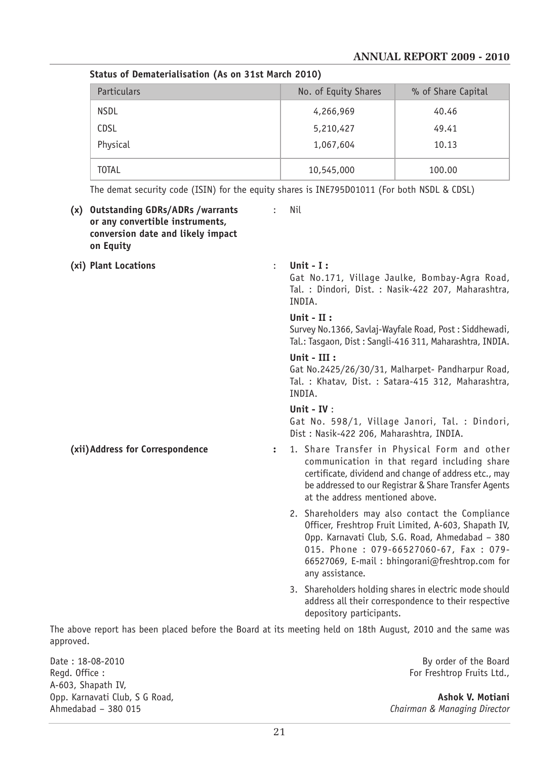**Status of Dematerialisation (As on 31st March 2010)**

| Particulars | No. of Equity Shares | % of Share Capital |
|---|---|---|
| NSDL | 4,266,969 | 40.46 |
| CDSL | 5,210,427 | 49.41 |
| Physical | 1,067,604 | 10.13 |
| TOTAL | 10,545,000 | 100.00 |

The demat security code (ISIN) for the equity shares is INE795D01011 (For both NSDL & CDSL)

**(x) Outstanding GDRs/ADRs /warrants or any convertible instruments, conversion date and likely impact on Equity** : Nil

**(xi) Plant Locations** :

**Unit - I :**
Gat No.171, Village Jaulke, Bombay-Agra Road, Tal. : Dindori, Dist. : Nasik-422 207, Maharashtra, INDIA.

**Unit - II :**
Survey No.1366, Savlaj-Wayfale Road, Post : Siddhewadi, Tal.: Tasgaon, Dist : Sangli-416 311, Maharashtra, INDIA.

**Unit - III :**
Gat No.2425/26/30/31, Malharpet- Pandharpur Road, Tal. : Khatav, Dist. : Satara-415 312, Maharashtra, INDIA.

**Unit - IV** :
Gat No. 598/1, Village Janori, Tal. : Dindori, Dist : Nasik-422 206, Maharashtra, INDIA.

**(xii) Address for Correspondence** :

1. Share Transfer in Physical Form and other communication in that regard including share certificate, dividend and change of address etc., may be addressed to our Registrar & Share Transfer Agents at the address mentioned above.
2. Shareholders may also contact the Compliance Officer, Freshtrop Fruit Limited, A-603, Shapath IV, Opp. Karnavati Club, S.G. Road, Ahmedabad – 380 015. Phone : 079-66527060-67, Fax : 079-66527069, E-mail : bhingorani@freshtrop.com for any assistance.
3. Shareholders holding shares in electric mode should address all their correspondence to their respective depository participants.

The above report has been placed before the Board at its meeting held on 18th August, 2010 and the same was approved.

Date : 18-08-2010
Regd. Office :
A-603, Shapath IV,
Opp. Karnavati Club, S G Road,
Ahmedabad – 380 015

By order of the Board
For Freshtrop Fruits Ltd.,

**Ashok V. Motiani**
*Chairman & Managing Director*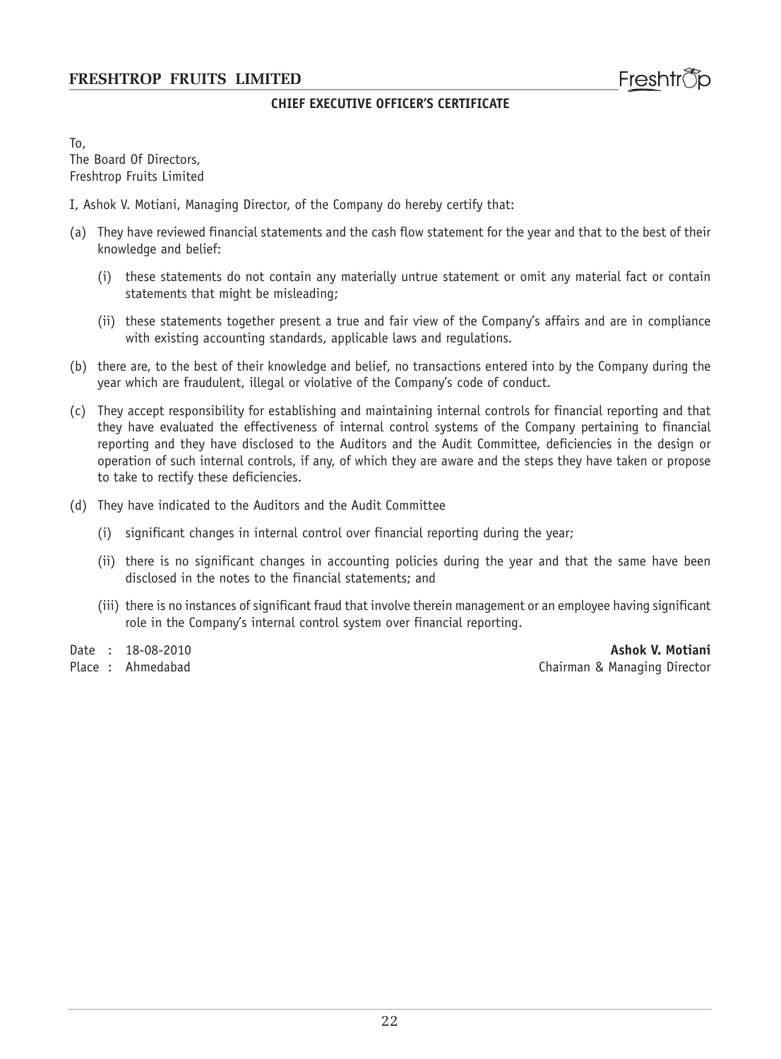## CHIEF EXECUTIVE OFFICER'S CERTIFICATE

To,
The Board Of Directors,
Freshtrop Fruits Limited

I, Ashok V. Motiani, Managing Director, of the Company do hereby certify that:

(a) They have reviewed financial statements and the cash flow statement for the year and that to the best of their knowledge and belief:

   (i) these statements do not contain any materially untrue statement or omit any material fact or contain statements that might be misleading;

   (ii) these statements together present a true and fair view of the Company's affairs and are in compliance with existing accounting standards, applicable laws and regulations.

(b) there are, to the best of their knowledge and belief, no transactions entered into by the Company during the year which are fraudulent, illegal or violative of the Company's code of conduct.

(c) They accept responsibility for establishing and maintaining internal controls for financial reporting and that they have evaluated the effectiveness of internal control systems of the Company pertaining to financial reporting and they have disclosed to the Auditors and the Audit Committee, deficiencies in the design or operation of such internal controls, if any, of which they are aware and the steps they have taken or propose to take to rectify these deficiencies.

(d) They have indicated to the Auditors and the Audit Committee

   (i) significant changes in internal control over financial reporting during the year;

   (ii) there is no significant changes in accounting policies during the year and that the same have been disclosed in the notes to the financial statements; and

   (iii) there is no instances of significant fraud that involve therein management or an employee having significant role in the Company's internal control system over financial reporting.

Date : 18-08-2010
Place : Ahmedabad

**Ashok V. Motiani**
Chairman & Managing Director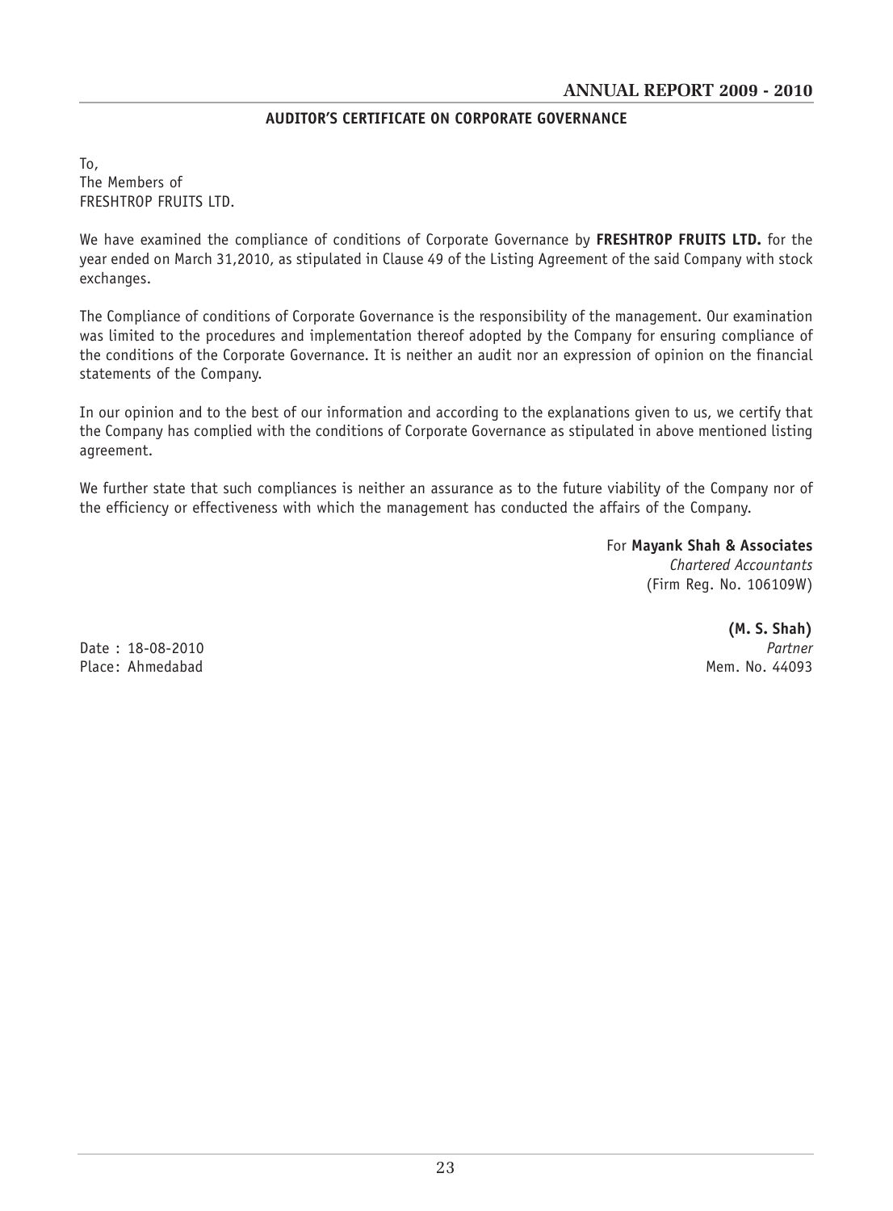## AUDITOR'S CERTIFICATE ON CORPORATE GOVERNANCE

To,
The Members of
FRESHTROP FRUITS LTD.

We have examined the compliance of conditions of Corporate Governance by **FRESHTROP FRUITS LTD.** for the year ended on March 31,2010, as stipulated in Clause 49 of the Listing Agreement of the said Company with stock exchanges.

The Compliance of conditions of Corporate Governance is the responsibility of the management. Our examination was limited to the procedures and implementation thereof adopted by the Company for ensuring compliance of the conditions of the Corporate Governance. It is neither an audit nor an expression of opinion on the financial statements of the Company.

In our opinion and to the best of our information and according to the explanations given to us, we certify that the Company has complied with the conditions of Corporate Governance as stipulated in above mentioned listing agreement.

We further state that such compliances is neither an assurance as to the future viability of the Company nor of the efficiency or effectiveness with which the management has conducted the affairs of the Company.

For **Mayank Shah & Associates**
*Chartered Accountants*
(Firm Reg. No. 106109W)

**(M. S. Shah)**
*Partner*
Mem. No. 44093

Date : 18-08-2010
Place: Ahmedabad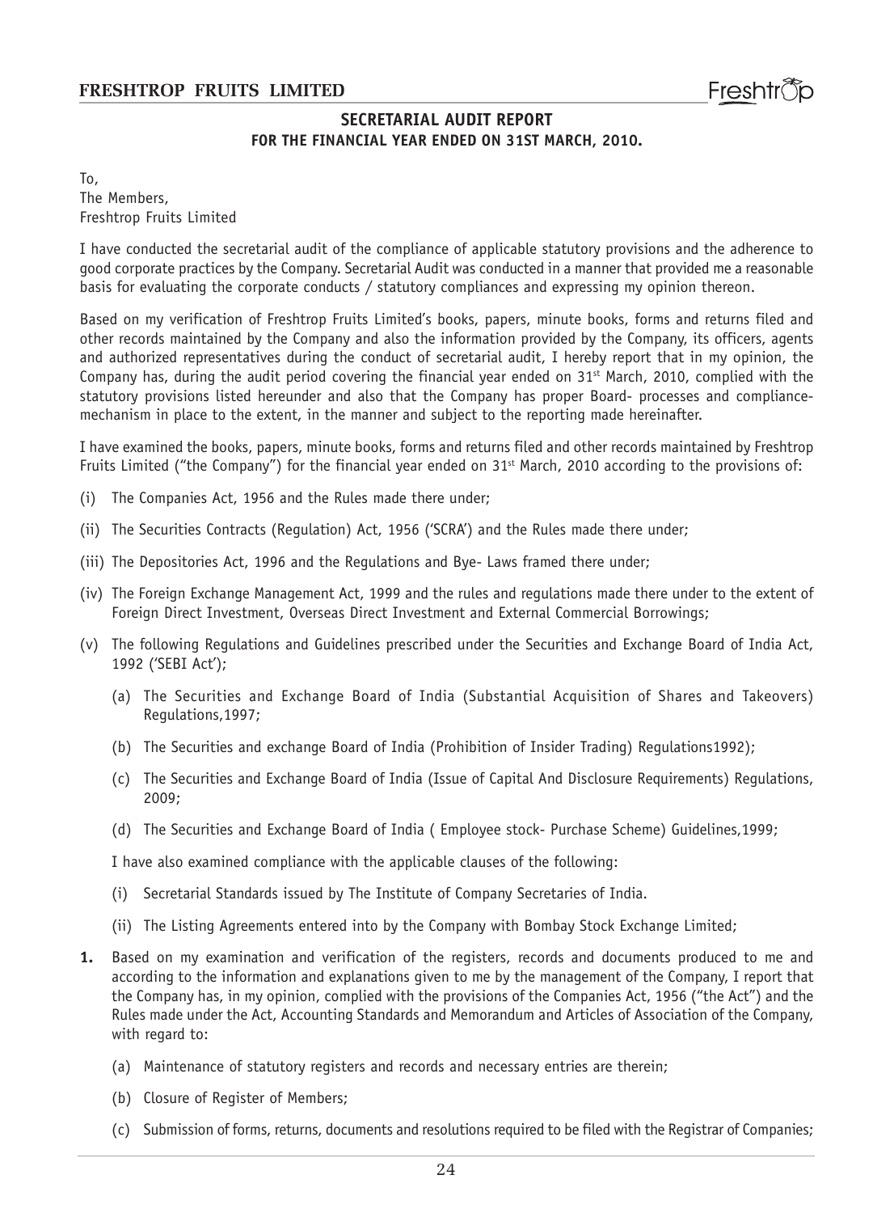## SECRETARIAL AUDIT REPORT

### FOR THE FINANCIAL YEAR ENDED ON 31ST MARCH, 2010.

To,
The Members,
Freshtrop Fruits Limited

I have conducted the secretarial audit of the compliance of applicable statutory provisions and the adherence to good corporate practices by the Company. Secretarial Audit was conducted in a manner that provided me a reasonable basis for evaluating the corporate conducts / statutory compliances and expressing my opinion thereon.

Based on my verification of Freshtrop Fruits Limited's books, papers, minute books, forms and returns filed and other records maintained by the Company and also the information provided by the Company, its officers, agents and authorized representatives during the conduct of secretarial audit, I hereby report that in my opinion, the Company has, during the audit period covering the financial year ended on 31st March, 2010, complied with the statutory provisions listed hereunder and also that the Company has proper Board- processes and compliance-mechanism in place to the extent, in the manner and subject to the reporting made hereinafter.

I have examined the books, papers, minute books, forms and returns filed and other records maintained by Freshtrop Fruits Limited ("the Company") for the financial year ended on 31st March, 2010 according to the provisions of:

(i) The Companies Act, 1956 and the Rules made there under;

(ii) The Securities Contracts (Regulation) Act, 1956 ('SCRA') and the Rules made there under;

(iii) The Depositories Act, 1996 and the Regulations and Bye- Laws framed there under;

(iv) The Foreign Exchange Management Act, 1999 and the rules and regulations made there under to the extent of Foreign Direct Investment, Overseas Direct Investment and External Commercial Borrowings;

(v) The following Regulations and Guidelines prescribed under the Securities and Exchange Board of India Act, 1992 ('SEBI Act');

   (a) The Securities and Exchange Board of India (Substantial Acquisition of Shares and Takeovers) Regulations,1997;

   (b) The Securities and exchange Board of India (Prohibition of Insider Trading) Regulations1992);

   (c) The Securities and Exchange Board of India (Issue of Capital And Disclosure Requirements) Regulations, 2009;

   (d) The Securities and Exchange Board of India ( Employee stock- Purchase Scheme) Guidelines,1999;

   I have also examined compliance with the applicable clauses of the following:

   (i) Secretarial Standards issued by The Institute of Company Secretaries of India.

   (ii) The Listing Agreements entered into by the Company with Bombay Stock Exchange Limited;

**1.** Based on my examination and verification of the registers, records and documents produced to me and according to the information and explanations given to me by the management of the Company, I report that the Company has, in my opinion, complied with the provisions of the Companies Act, 1956 ("the Act") and the Rules made under the Act, Accounting Standards and Memorandum and Articles of Association of the Company, with regard to:

   (a) Maintenance of statutory registers and records and necessary entries are therein;

   (b) Closure of Register of Members;

   (c) Submission of forms, returns, documents and resolutions required to be filed with the Registrar of Companies;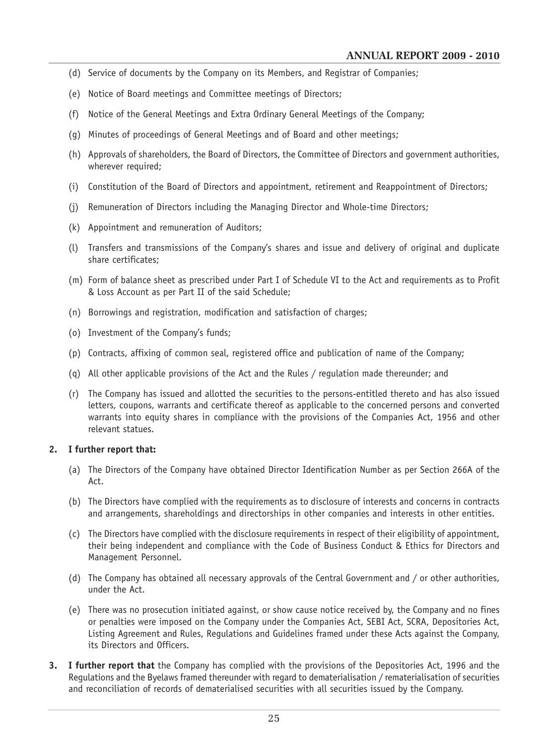(d) Service of documents by the Company on its Members, and Registrar of Companies;

(e) Notice of Board meetings and Committee meetings of Directors;

(f) Notice of the General Meetings and Extra Ordinary General Meetings of the Company;

(g) Minutes of proceedings of General Meetings and of Board and other meetings;

(h) Approvals of shareholders, the Board of Directors, the Committee of Directors and government authorities, wherever required;

(i) Constitution of the Board of Directors and appointment, retirement and Reappointment of Directors;

(j) Remuneration of Directors including the Managing Director and Whole-time Directors;

(k) Appointment and remuneration of Auditors;

(l) Transfers and transmissions of the Company's shares and issue and delivery of original and duplicate share certificates;

(m) Form of balance sheet as prescribed under Part I of Schedule VI to the Act and requirements as to Profit & Loss Account as per Part II of the said Schedule;

(n) Borrowings and registration, modification and satisfaction of charges;

(o) Investment of the Company's funds;

(p) Contracts, affixing of common seal, registered office and publication of name of the Company;

(q) All other applicable provisions of the Act and the Rules / regulation made thereunder; and

(r) The Company has issued and allotted the securities to the persons-entitled thereto and has also issued letters, coupons, warrants and certificate thereof as applicable to the concerned persons and converted warrants into equity shares in compliance with the provisions of the Companies Act, 1956 and other relevant statues.

**2. I further report that:**

(a) The Directors of the Company have obtained Director Identification Number as per Section 266A of the Act.

(b) The Directors have complied with the requirements as to disclosure of interests and concerns in contracts and arrangements, shareholdings and directorships in other companies and interests in other entities.

(c) The Directors have complied with the disclosure requirements in respect of their eligibility of appointment, their being independent and compliance with the Code of Business Conduct & Ethics for Directors and Management Personnel.

(d) The Company has obtained all necessary approvals of the Central Government and / or other authorities, under the Act.

(e) There was no prosecution initiated against, or show cause notice received by, the Company and no fines or penalties were imposed on the Company under the Companies Act, SEBI Act, SCRA, Depositories Act, Listing Agreement and Rules, Regulations and Guidelines framed under these Acts against the Company, its Directors and Officers.

**3. I further report that** the Company has complied with the provisions of the Depositories Act, 1996 and the Regulations and the Byelaws framed thereunder with regard to dematerialisation / rematerialisation of securities and reconciliation of records of dematerialised securities with all securities issued by the Company.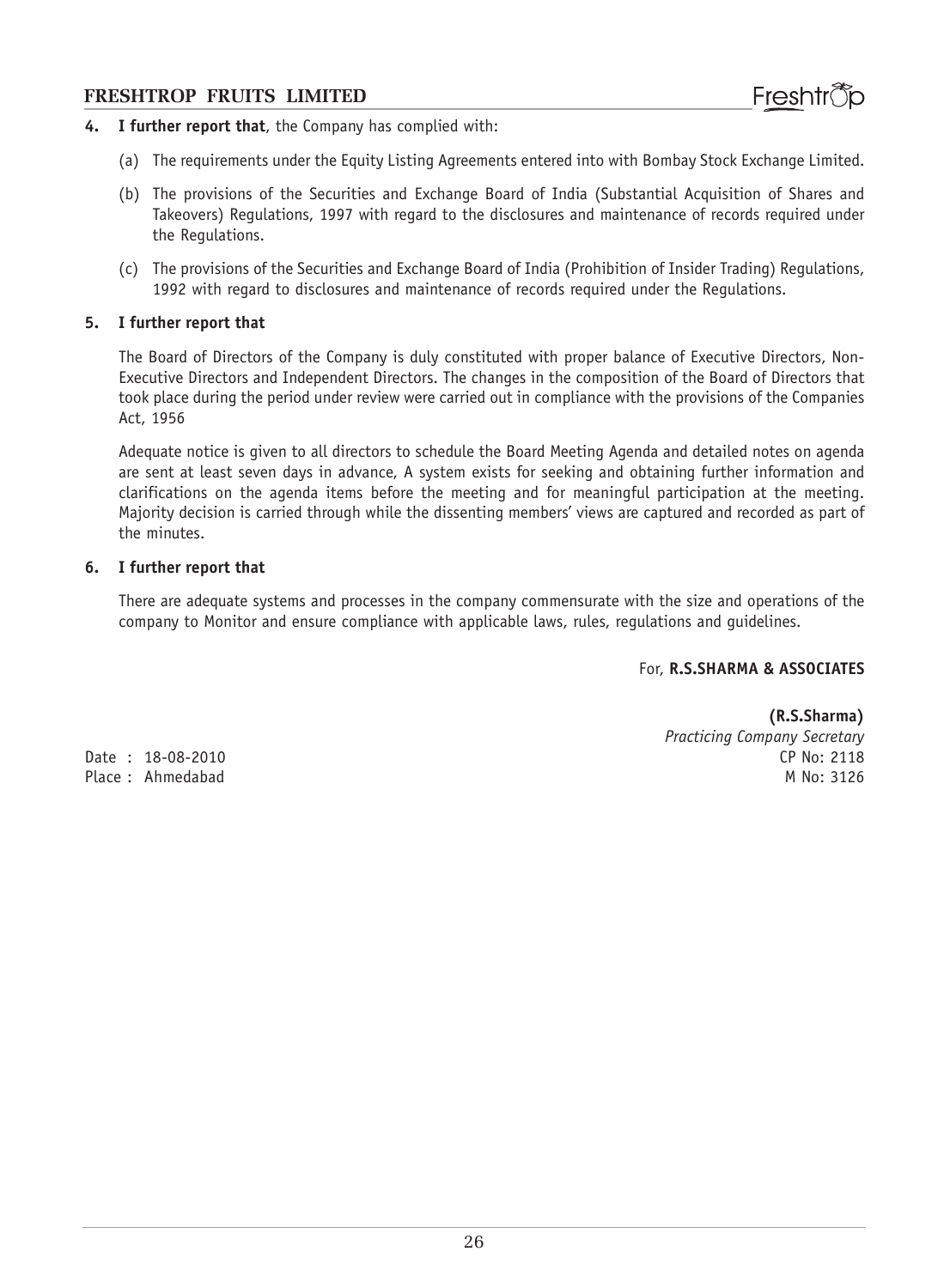**4. I further report that**, the Company has complied with:

(a) The requirements under the Equity Listing Agreements entered into with Bombay Stock Exchange Limited.

(b) The provisions of the Securities and Exchange Board of India (Substantial Acquisition of Shares and Takeovers) Regulations, 1997 with regard to the disclosures and maintenance of records required under the Regulations.

(c) The provisions of the Securities and Exchange Board of India (Prohibition of Insider Trading) Regulations, 1992 with regard to disclosures and maintenance of records required under the Regulations.

**5. I further report that**

The Board of Directors of the Company is duly constituted with proper balance of Executive Directors, Non-Executive Directors and Independent Directors. The changes in the composition of the Board of Directors that took place during the period under review were carried out in compliance with the provisions of the Companies Act, 1956

Adequate notice is given to all directors to schedule the Board Meeting Agenda and detailed notes on agenda are sent at least seven days in advance, A system exists for seeking and obtaining further information and clarifications on the agenda items before the meeting and for meaningful participation at the meeting. Majority decision is carried through while the dissenting members' views are captured and recorded as part of the minutes.

**6. I further report that**

There are adequate systems and processes in the company commensurate with the size and operations of the company to Monitor and ensure compliance with applicable laws, rules, regulations and guidelines.

For, **R.S.SHARMA & ASSOCIATES**

**(R.S.Sharma)**
*Practicing Company Secretary*
CP No: 2118
M No: 3126

Date : 18-08-2010
Place : Ahmedabad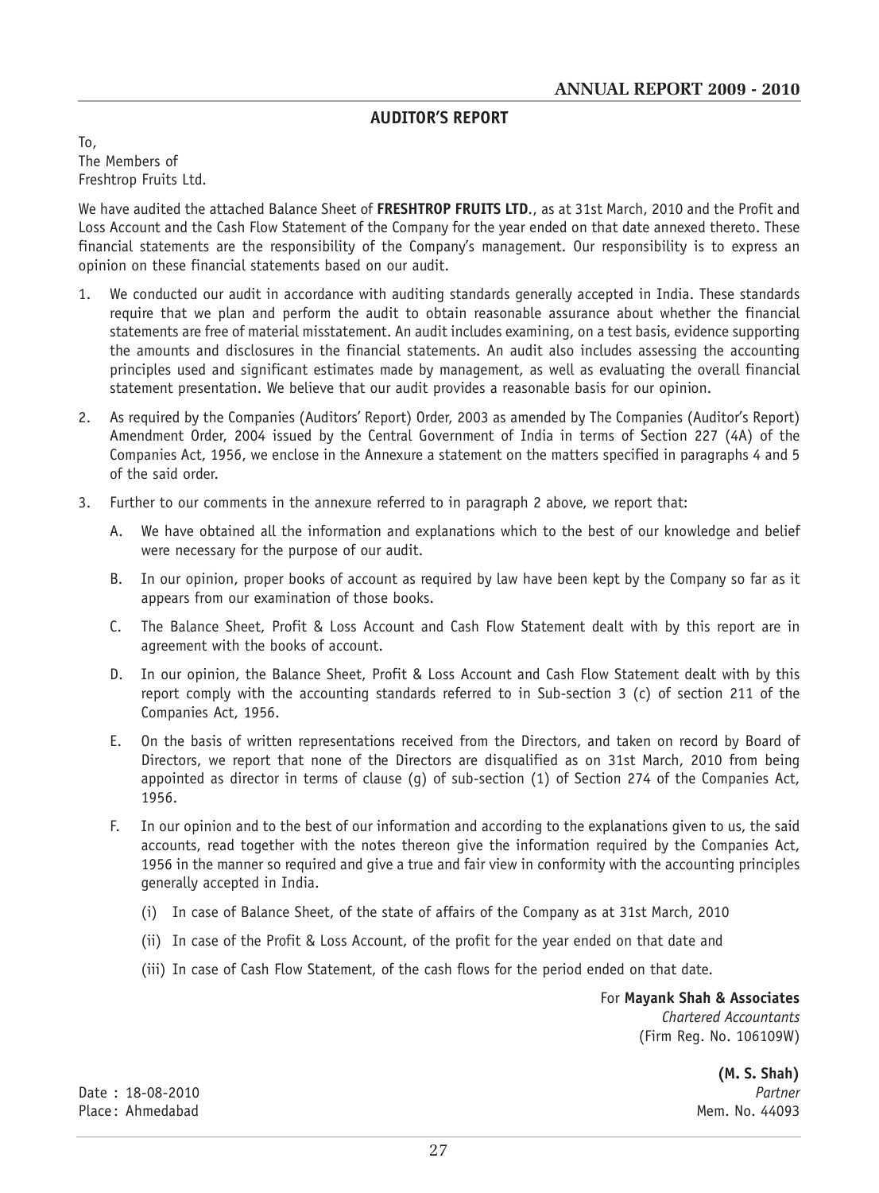## AUDITOR'S REPORT

To,
The Members of
Freshtrop Fruits Ltd.

We have audited the attached Balance Sheet of **FRESHTROP FRUITS LTD**., as at 31st March, 2010 and the Profit and Loss Account and the Cash Flow Statement of the Company for the year ended on that date annexed thereto. These financial statements are the responsibility of the Company's management. Our responsibility is to express an opinion on these financial statements based on our audit.

1. We conducted our audit in accordance with auditing standards generally accepted in India. These standards require that we plan and perform the audit to obtain reasonable assurance about whether the financial statements are free of material misstatement. An audit includes examining, on a test basis, evidence supporting the amounts and disclosures in the financial statements. An audit also includes assessing the accounting principles used and significant estimates made by management, as well as evaluating the overall financial statement presentation. We believe that our audit provides a reasonable basis for our opinion.

2. As required by the Companies (Auditors' Report) Order, 2003 as amended by The Companies (Auditor's Report) Amendment Order, 2004 issued by the Central Government of India in terms of Section 227 (4A) of the Companies Act, 1956, we enclose in the Annexure a statement on the matters specified in paragraphs 4 and 5 of the said order.

3. Further to our comments in the annexure referred to in paragraph 2 above, we report that:

   A. We have obtained all the information and explanations which to the best of our knowledge and belief were necessary for the purpose of our audit.

   B. In our opinion, proper books of account as required by law have been kept by the Company so far as it appears from our examination of those books.

   C. The Balance Sheet, Profit & Loss Account and Cash Flow Statement dealt with by this report are in agreement with the books of account.

   D. In our opinion, the Balance Sheet, Profit & Loss Account and Cash Flow Statement dealt with by this report comply with the accounting standards referred to in Sub-section 3 (c) of section 211 of the Companies Act, 1956.

   E. On the basis of written representations received from the Directors, and taken on record by Board of Directors, we report that none of the Directors are disqualified as on 31st March, 2010 from being appointed as director in terms of clause (g) of sub-section (1) of Section 274 of the Companies Act, 1956.

   F. In our opinion and to the best of our information and according to the explanations given to us, the said accounts, read together with the notes thereon give the information required by the Companies Act, 1956 in the manner so required and give a true and fair view in conformity with the accounting principles generally accepted in India.

      (i) In case of Balance Sheet, of the state of affairs of the Company as at 31st March, 2010

      (ii) In case of the Profit & Loss Account, of the profit for the year ended on that date and

      (iii) In case of Cash Flow Statement, of the cash flows for the period ended on that date.

For **Mayank Shah & Associates**
*Chartered Accountants*
(Firm Reg. No. 106109W)

**(M. S. Shah)**
*Partner*
Mem. No. 44093

Date : 18-08-2010
Place : Ahmedabad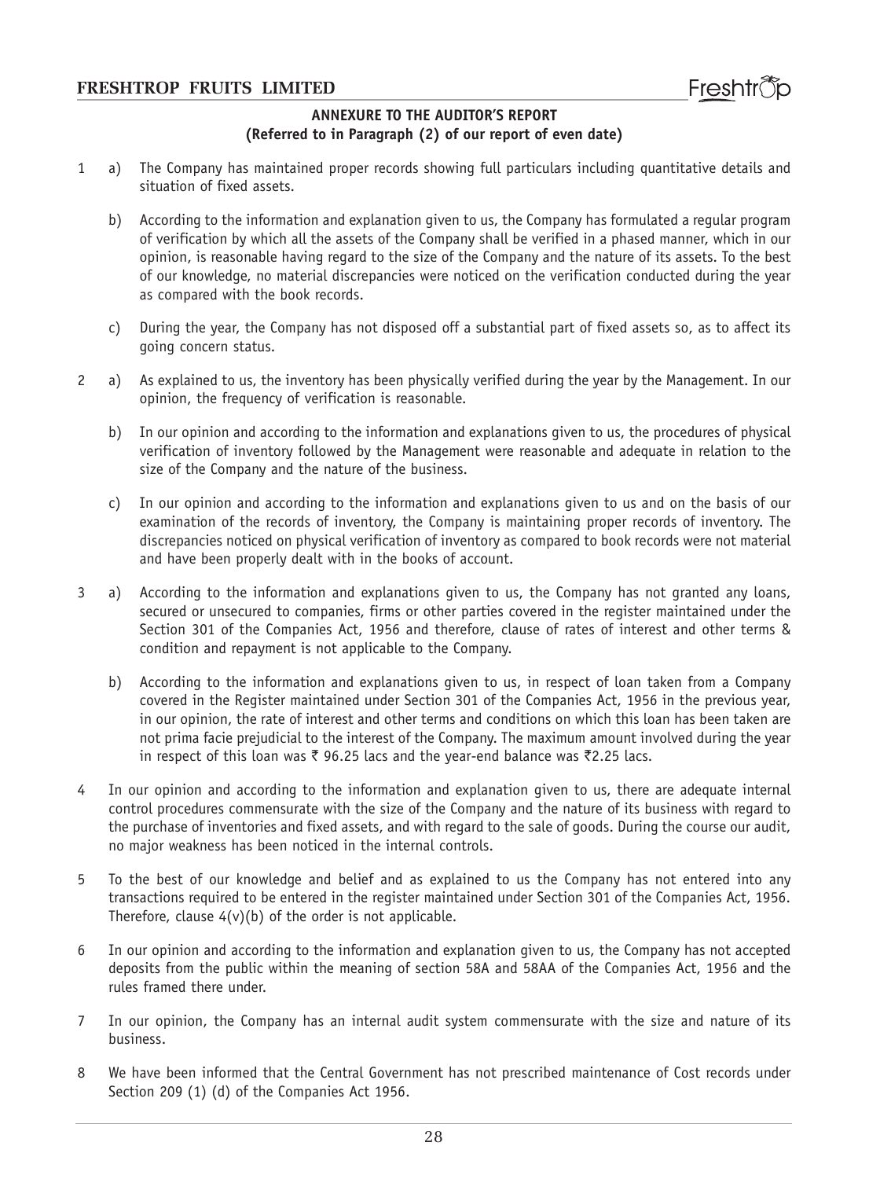## ANNEXURE TO THE AUDITOR'S REPORT

**(Referred to in Paragraph (2) of our report of even date)**

1 a) The Company has maintained proper records showing full particulars including quantitative details and situation of fixed assets.

b) According to the information and explanation given to us, the Company has formulated a regular program of verification by which all the assets of the Company shall be verified in a phased manner, which in our opinion, is reasonable having regard to the size of the Company and the nature of its assets. To the best of our knowledge, no material discrepancies were noticed on the verification conducted during the year as compared with the book records.

c) During the year, the Company has not disposed off a substantial part of fixed assets so, as to affect its going concern status.

2 a) As explained to us, the inventory has been physically verified during the year by the Management. In our opinion, the frequency of verification is reasonable.

b) In our opinion and according to the information and explanations given to us, the procedures of physical verification of inventory followed by the Management were reasonable and adequate in relation to the size of the Company and the nature of the business.

c) In our opinion and according to the information and explanations given to us and on the basis of our examination of the records of inventory, the Company is maintaining proper records of inventory. The discrepancies noticed on physical verification of inventory as compared to book records were not material and have been properly dealt with in the books of account.

3 a) According to the information and explanations given to us, the Company has not granted any loans, secured or unsecured to companies, firms or other parties covered in the register maintained under the Section 301 of the Companies Act, 1956 and therefore, clause of rates of interest and other terms & condition and repayment is not applicable to the Company.

b) According to the information and explanations given to us, in respect of loan taken from a Company covered in the Register maintained under Section 301 of the Companies Act, 1956 in the previous year, in our opinion, the rate of interest and other terms and conditions on which this loan has been taken are not prima facie prejudicial to the interest of the Company. The maximum amount involved during the year in respect of this loan was ₹ 96.25 lacs and the year-end balance was ₹2.25 lacs.

4 In our opinion and according to the information and explanation given to us, there are adequate internal control procedures commensurate with the size of the Company and the nature of its business with regard to the purchase of inventories and fixed assets, and with regard to the sale of goods. During the course our audit, no major weakness has been noticed in the internal controls.

5 To the best of our knowledge and belief and as explained to us the Company has not entered into any transactions required to be entered in the register maintained under Section 301 of the Companies Act, 1956. Therefore, clause 4(v)(b) of the order is not applicable.

6 In our opinion and according to the information and explanation given to us, the Company has not accepted deposits from the public within the meaning of section 58A and 58AA of the Companies Act, 1956 and the rules framed there under.

7 In our opinion, the Company has an internal audit system commensurate with the size and nature of its business.

8 We have been informed that the Central Government has not prescribed maintenance of Cost records under Section 209 (1) (d) of the Companies Act 1956.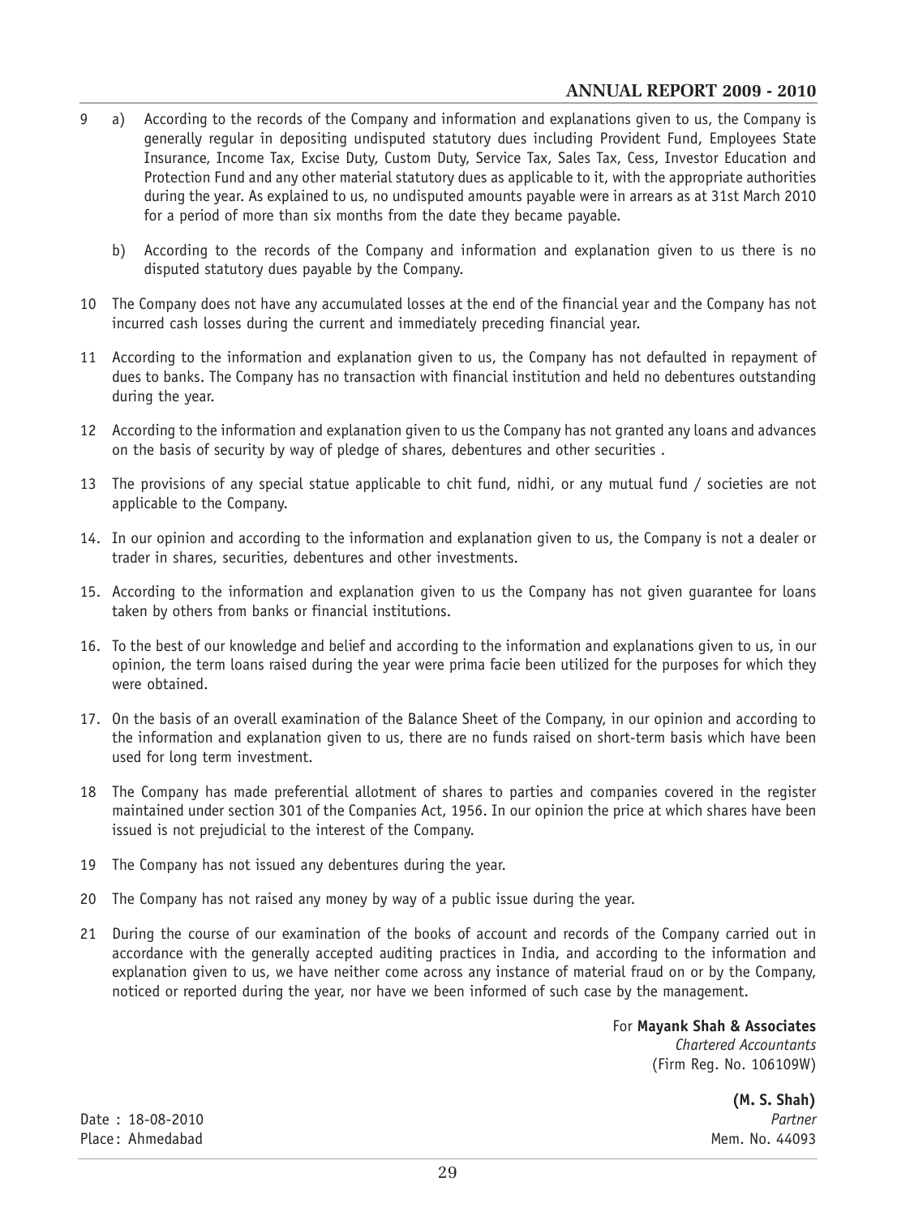9 a) According to the records of the Company and information and explanations given to us, the Company is generally regular in depositing undisputed statutory dues including Provident Fund, Employees State Insurance, Income Tax, Excise Duty, Custom Duty, Service Tax, Sales Tax, Cess, Investor Education and Protection Fund and any other material statutory dues as applicable to it, with the appropriate authorities during the year. As explained to us, no undisputed amounts payable were in arrears as at 31st March 2010 for a period of more than six months from the date they became payable.

   b) According to the records of the Company and information and explanation given to us there is no disputed statutory dues payable by the Company.

10 The Company does not have any accumulated losses at the end of the financial year and the Company has not incurred cash losses during the current and immediately preceding financial year.

11 According to the information and explanation given to us, the Company has not defaulted in repayment of dues to banks. The Company has no transaction with financial institution and held no debentures outstanding during the year.

12 According to the information and explanation given to us the Company has not granted any loans and advances on the basis of security by way of pledge of shares, debentures and other securities .

13 The provisions of any special statue applicable to chit fund, nidhi, or any mutual fund / societies are not applicable to the Company.

14. In our opinion and according to the information and explanation given to us, the Company is not a dealer or trader in shares, securities, debentures and other investments.

15. According to the information and explanation given to us the Company has not given guarantee for loans taken by others from banks or financial institutions.

16. To the best of our knowledge and belief and according to the information and explanations given to us, in our opinion, the term loans raised during the year were prima facie been utilized for the purposes for which they were obtained.

17. On the basis of an overall examination of the Balance Sheet of the Company, in our opinion and according to the information and explanation given to us, there are no funds raised on short-term basis which have been used for long term investment.

18 The Company has made preferential allotment of shares to parties and companies covered in the register maintained under section 301 of the Companies Act, 1956. In our opinion the price at which shares have been issued is not prejudicial to the interest of the Company.

19 The Company has not issued any debentures during the year.

20 The Company has not raised any money by way of a public issue during the year.

21 During the course of our examination of the books of account and records of the Company carried out in accordance with the generally accepted auditing practices in India, and according to the information and explanation given to us, we have neither come across any instance of material fraud on or by the Company, noticed or reported during the year, nor have we been informed of such case by the management.

For **Mayank Shah & Associates**
*Chartered Accountants*
(Firm Reg. No. 106109W)

**(M. S. Shah)**
*Partner*
Mem. No. 44093

Date : 18-08-2010
Place: Ahmedabad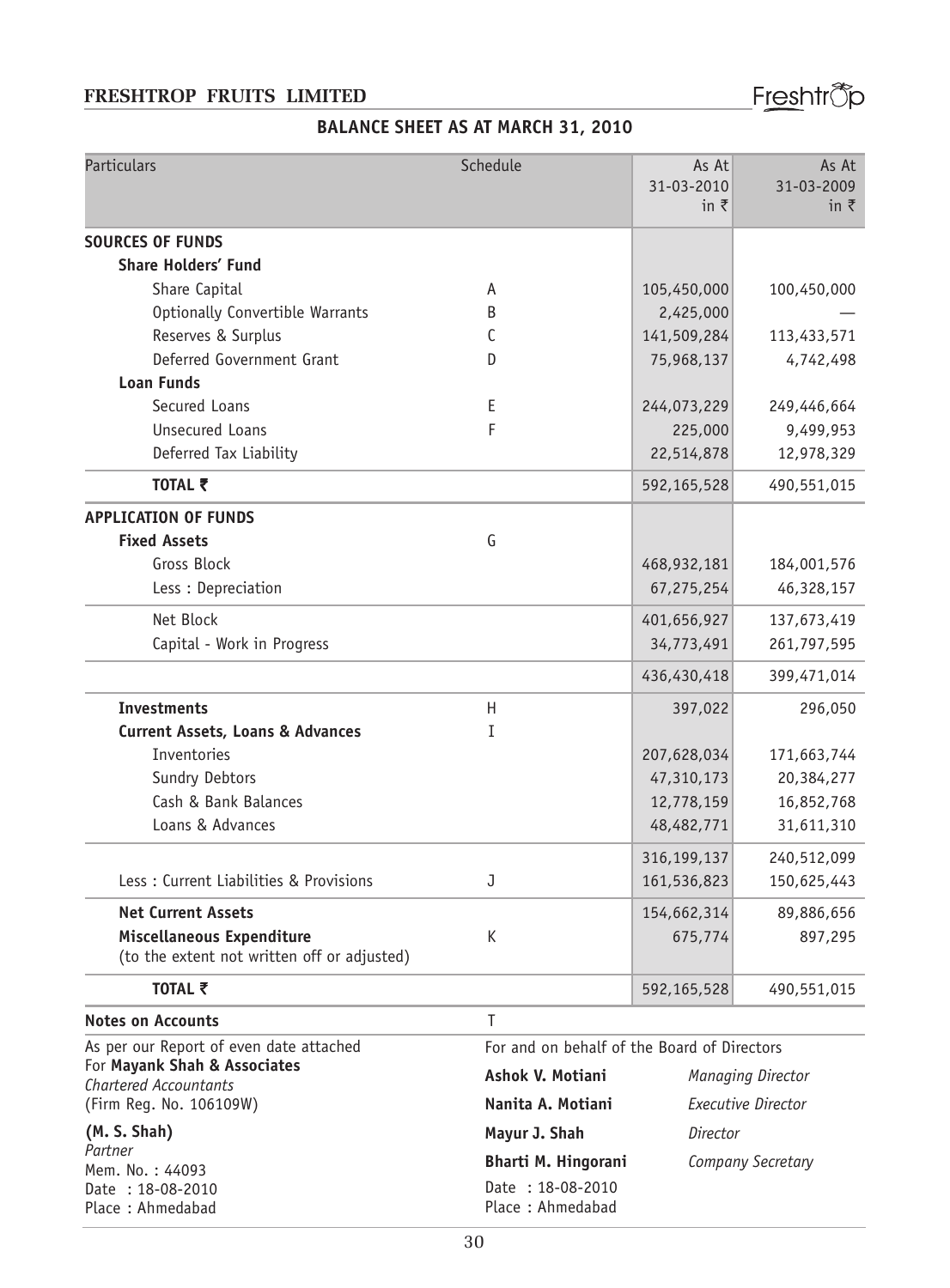## BALANCE SHEET AS AT MARCH 31, 2010

| Particulars | Schedule | As At 31-03-2010 in ₹ | As At 31-03-2009 in ₹ |
|---|---|---|---|
| **SOURCES OF FUNDS** | | | |
| **Share Holders' Fund** | | | |
| Share Capital | A | 105,450,000 | 100,450,000 |
| Optionally Convertible Warrants | B | 2,425,000 | — |
| Reserves & Surplus | C | 141,509,284 | 113,433,571 |
| Deferred Government Grant | D | 75,968,137 | 4,742,498 |
| **Loan Funds** | | | |
| Secured Loans | E | 244,073,229 | 249,446,664 |
| Unsecured Loans | F | 225,000 | 9,499,953 |
| Deferred Tax Liability | | 22,514,878 | 12,978,329 |
| **TOTAL ₹** | | 592,165,528 | 490,551,015 |
| **APPLICATION OF FUNDS** | | | |
| **Fixed Assets** | G | | |
| Gross Block | | 468,932,181 | 184,001,576 |
| Less : Depreciation | | 67,275,254 | 46,328,157 |
| Net Block | | 401,656,927 | 137,673,419 |
| Capital - Work in Progress | | 34,773,491 | 261,797,595 |
| | | 436,430,418 | 399,471,014 |
| **Investments** | H | 397,022 | 296,050 |
| **Current Assets, Loans & Advances** | I | | |
| Inventories | | 207,628,034 | 171,663,744 |
| Sundry Debtors | | 47,310,173 | 20,384,277 |
| Cash & Bank Balances | | 12,778,159 | 16,852,768 |
| Loans & Advances | | 48,482,771 | 31,611,310 |
| | | 316,199,137 | 240,512,099 |
| Less : Current Liabilities & Provisions | J | 161,536,823 | 150,625,443 |
| **Net Current Assets** | | 154,662,314 | 89,886,656 |
| **Miscellaneous Expenditure** (to the extent not written off or adjusted) | K | 675,774 | 897,295 |
| **TOTAL ₹** | | 592,165,528 | 490,551,015 |
| **Notes on Accounts** | T | | |

As per our Report of even date attached
For **Mayank Shah & Associates**
*Chartered Accountants*
(Firm Reg. No. 106109W)

**(M. S. Shah)**
*Partner*
Mem. No. : 44093
Date : 18-08-2010
Place : Ahmedabad

For and on behalf of the Board of Directors

**Ashok V. Motiani** *Managing Director*
**Nanita A. Motiani** *Executive Director*
**Mayur J. Shah** *Director*
**Bharti M. Hingorani** *Company Secretary*

Date : 18-08-2010
Place : Ahmedabad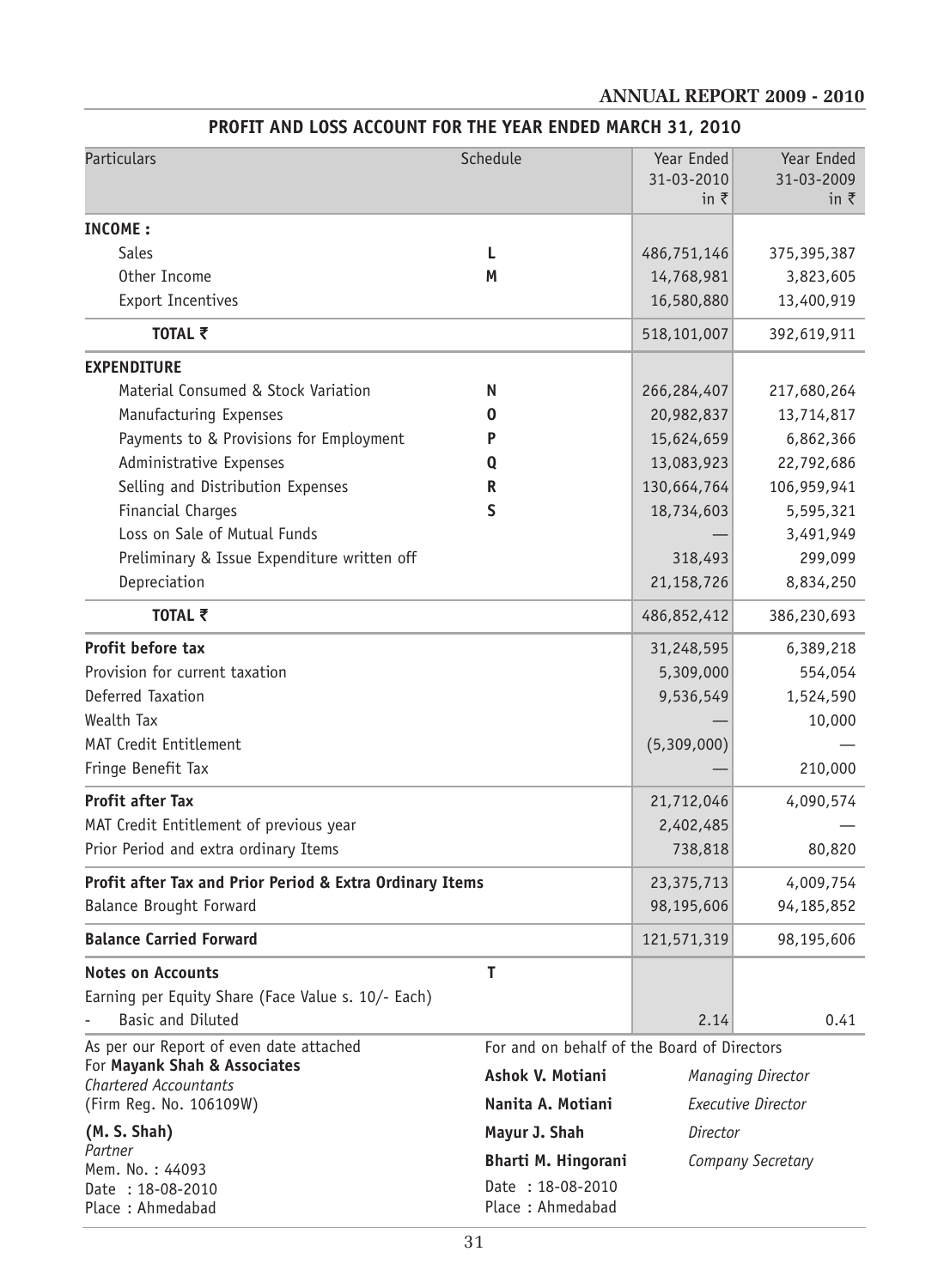## PROFIT AND LOSS ACCOUNT FOR THE YEAR ENDED MARCH 31, 2010

| Particulars | Schedule | Year Ended 31-03-2010 in ₹ | Year Ended 31-03-2009 in ₹ |
|---|---|---|---|
| **INCOME :** | | | |
| Sales | L | 486,751,146 | 375,395,387 |
| Other Income | M | 14,768,981 | 3,823,605 |
| Export Incentives | | 16,580,880 | 13,400,919 |
| **TOTAL ₹** | | 518,101,007 | 392,619,911 |
| **EXPENDITURE** | | | |
| Material Consumed & Stock Variation | N | 266,284,407 | 217,680,264 |
| Manufacturing Expenses | O | 20,982,837 | 13,714,817 |
| Payments to & Provisions for Employment | P | 15,624,659 | 6,862,366 |
| Administrative Expenses | Q | 13,083,923 | 22,792,686 |
| Selling and Distribution Expenses | R | 130,664,764 | 106,959,941 |
| Financial Charges | S | 18,734,603 | 5,595,321 |
| Loss on Sale of Mutual Funds | | — | 3,491,949 |
| Preliminary & Issue Expenditure written off | | 318,493 | 299,099 |
| Depreciation | | 21,158,726 | 8,834,250 |
| **TOTAL ₹** | | 486,852,412 | 386,230,693 |
| **Profit before tax** | | 31,248,595 | 6,389,218 |
| Provision for current taxation | | 5,309,000 | 554,054 |
| Deferred Taxation | | 9,536,549 | 1,524,590 |
| Wealth Tax | | — | 10,000 |
| MAT Credit Entitlement | | (5,309,000) | — |
| Fringe Benefit Tax | | — | 210,000 |
| **Profit after Tax** | | 21,712,046 | 4,090,574 |
| MAT Credit Entitlement of previous year | | 2,402,485 | — |
| Prior Period and extra ordinary Items | | 738,818 | 80,820 |
| **Profit after Tax and Prior Period & Extra Ordinary Items** | | 23,375,713 | 4,009,754 |
| Balance Brought Forward | | 98,195,606 | 94,185,852 |
| **Balance Carried Forward** | | 121,571,319 | 98,195,606 |
| **Notes on Accounts** | T | | |
| Earning per Equity Share (Face Value s. 10/- Each) | | | |
| - Basic and Diluted | | 2.14 | 0.41 |

As per our Report of even date attached
For **Mayank Shah & Associates**
*Chartered Accountants*
(Firm Reg. No. 106109W)

**(M. S. Shah)**
*Partner*
Mem. No. : 44093
Date : 18-08-2010
Place : Ahmedabad

For and on behalf of the Board of Directors

**Ashok V. Motiani** *Managing Director*
**Nanita A. Motiani** *Executive Director*
**Mayur J. Shah** *Director*
**Bharti M. Hingorani** *Company Secretary*

Date : 18-08-2010
Place : Ahmedabad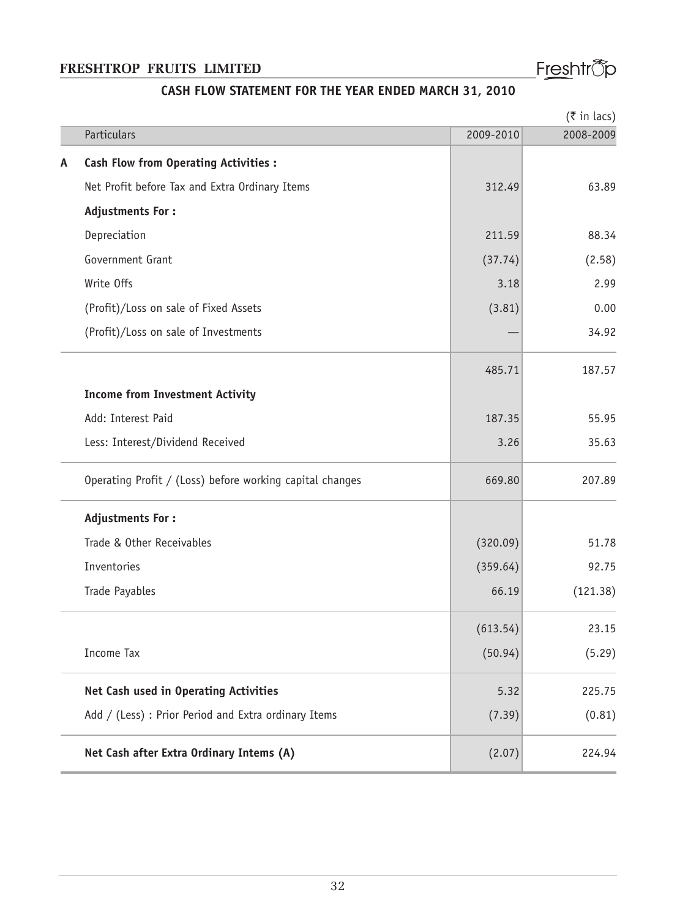## CASH FLOW STATEMENT FOR THE YEAR ENDED MARCH 31, 2010

(₹ in lacs)

| | Particulars | 2009-2010 | 2008-2009 |
|---|---|---|---|
| **A** | **Cash Flow from Operating Activities :** | | |
| | Net Profit before Tax and Extra Ordinary Items | 312.49 | 63.89 |
| | **Adjustments For :** | | |
| | Depreciation | 211.59 | 88.34 |
| | Government Grant | (37.74) | (2.58) |
| | Write Offs | 3.18 | 2.99 |
| | (Profit)/Loss on sale of Fixed Assets | (3.81) | 0.00 |
| | (Profit)/Loss on sale of Investments | — | 34.92 |
| | | 485.71 | 187.57 |
| | **Income from Investment Activity** | | |
| | Add: Interest Paid | 187.35 | 55.95 |
| | Less: Interest/Dividend Received | 3.26 | 35.63 |
| | Operating Profit / (Loss) before working capital changes | 669.80 | 207.89 |
| | **Adjustments For :** | | |
| | Trade & Other Receivables | (320.09) | 51.78 |
| | Inventories | (359.64) | 92.75 |
| | Trade Payables | 66.19 | (121.38) |
| | | (613.54) | 23.15 |
| | Income Tax | (50.94) | (5.29) |
| | **Net Cash used in Operating Activities** | 5.32 | 225.75 |
| | Add / (Less) : Prior Period and Extra ordinary Items | (7.39) | (0.81) |
| | **Net Cash after Extra Ordinary Intems (A)** | (2.07) | 224.94 |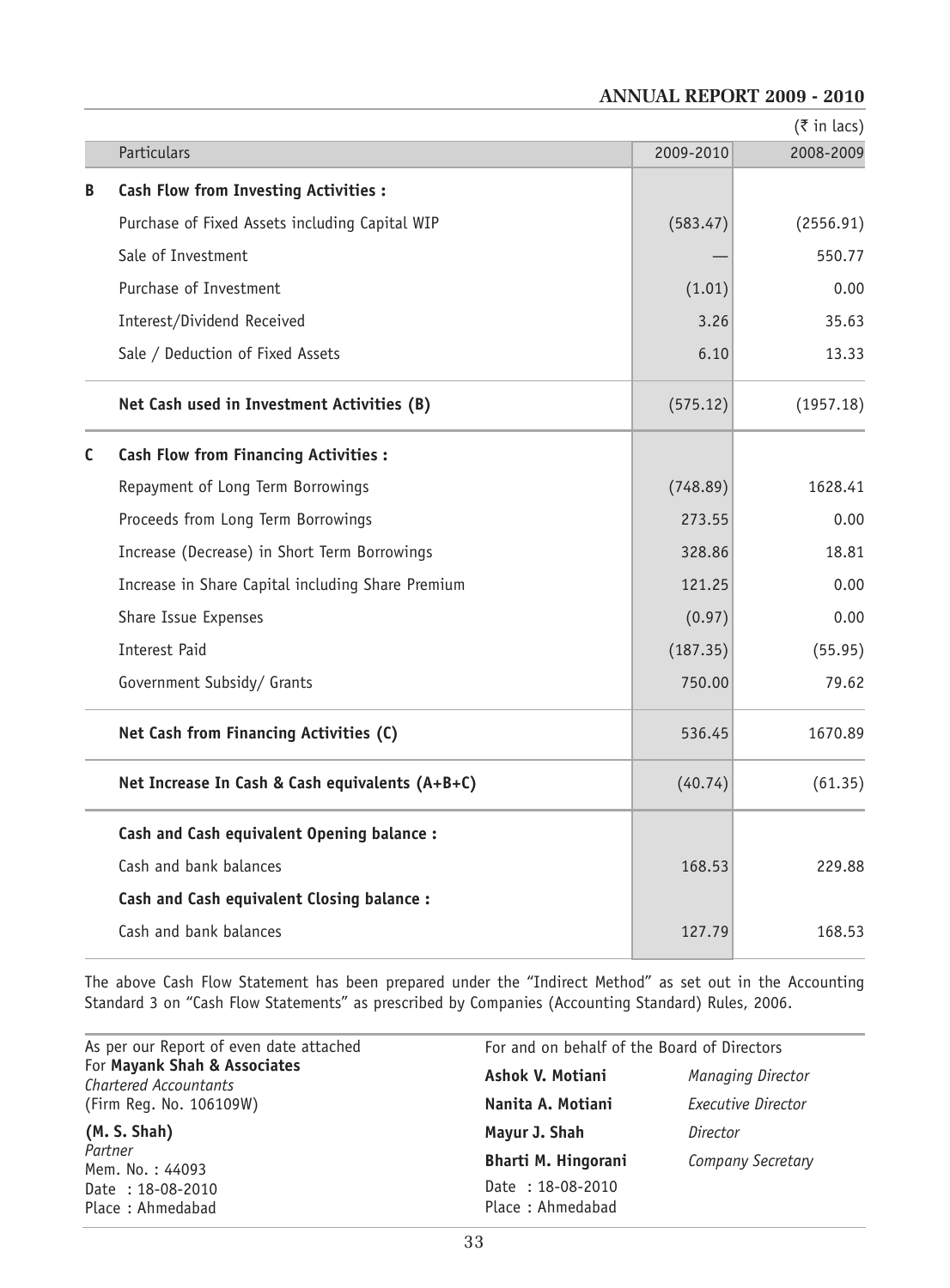(₹ in lacs)

| | Particulars | 2009-2010 | 2008-2009 |
|---|---|---|---|
| **B** | **Cash Flow from Investing Activities :** | | |
| | Purchase of Fixed Assets including Capital WIP | (583.47) | (2556.91) |
| | Sale of Investment | — | 550.77 |
| | Purchase of Investment | (1.01) | 0.00 |
| | Interest/Dividend Received | 3.26 | 35.63 |
| | Sale / Deduction of Fixed Assets | 6.10 | 13.33 |
| | **Net Cash used in Investment Activities (B)** | (575.12) | (1957.18) |
| **C** | **Cash Flow from Financing Activities :** | | |
| | Repayment of Long Term Borrowings | (748.89) | 1628.41 |
| | Proceeds from Long Term Borrowings | 273.55 | 0.00 |
| | Increase (Decrease) in Short Term Borrowings | 328.86 | 18.81 |
| | Increase in Share Capital including Share Premium | 121.25 | 0.00 |
| | Share Issue Expenses | (0.97) | 0.00 |
| | Interest Paid | (187.35) | (55.95) |
| | Government Subsidy/ Grants | 750.00 | 79.62 |
| | **Net Cash from Financing Activities (C)** | 536.45 | 1670.89 |
| | **Net Increase In Cash & Cash equivalents (A+B+C)** | (40.74) | (61.35) |
| | **Cash and Cash equivalent Opening balance :** | | |
| | Cash and bank balances | 168.53 | 229.88 |
| | **Cash and Cash equivalent Closing balance :** | | |
| | Cash and bank balances | 127.79 | 168.53 |

The above Cash Flow Statement has been prepared under the "Indirect Method" as set out in the Accounting Standard 3 on "Cash Flow Statements" as prescribed by Companies (Accounting Standard) Rules, 2006.

As per our Report of even date attached
For **Mayank Shah & Associates**
*Chartered Accountants*
(Firm Reg. No. 106109W)

**(M. S. Shah)**
*Partner*
Mem. No. : 44093
Date : 18-08-2010
Place : Ahmedabad

For and on behalf of the Board of Directors

**Ashok V. Motiani** — *Managing Director*
**Nanita A. Motiani** — *Executive Director*
**Mayur J. Shah** — *Director*
**Bharti M. Hingorani** — *Company Secretary*

Date : 18-08-2010
Place : Ahmedabad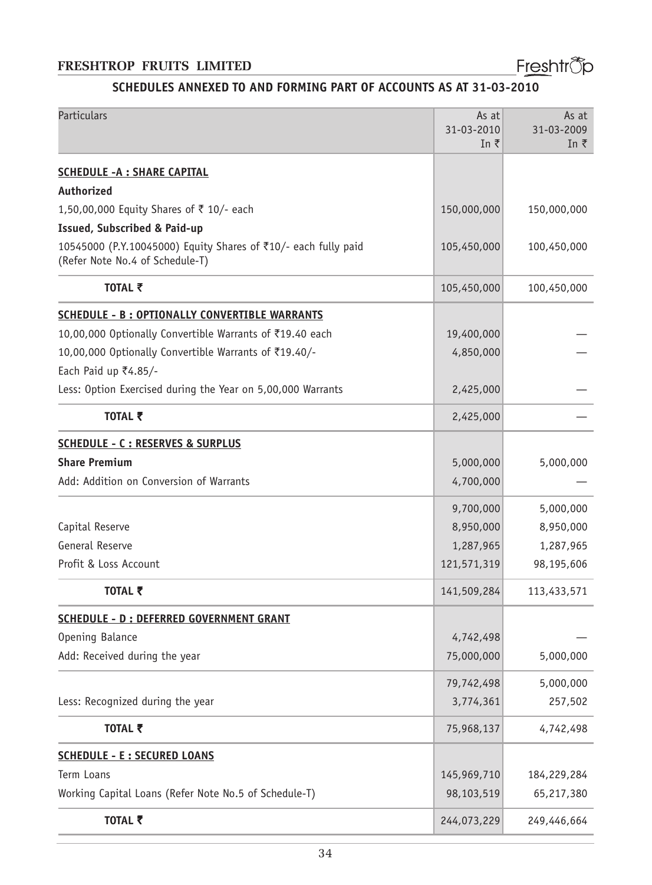## SCHEDULES ANNEXED TO AND FORMING PART OF ACCOUNTS AS AT 31-03-2010

| Particulars | As at 31-03-2010 In ₹ | As at 31-03-2009 In ₹ |
|---|---|---|
| **SCHEDULE -A : SHARE CAPITAL** | | |
| **Authorized** | | |
| 1,50,00,000 Equity Shares of ₹ 10/- each | 150,000,000 | 150,000,000 |
| **Issued, Subscribed & Paid-up** | | |
| 10545000 (P.Y.10045000) Equity Shares of ₹10/- each fully paid (Refer Note No.4 of Schedule-T) | 105,450,000 | 100,450,000 |
| **TOTAL ₹** | 105,450,000 | 100,450,000 |
| **SCHEDULE - B : OPTIONALLY CONVERTIBLE WARRANTS** | | |
| 10,00,000 Optionally Convertible Warrants of ₹19.40 each | 19,400,000 | — |
| 10,00,000 Optionally Convertible Warrants of ₹19.40/- Each Paid up ₹4.85/- | 4,850,000 | — |
| Less: Option Exercised during the Year on 5,00,000 Warrants | 2,425,000 | — |
| **TOTAL ₹** | 2,425,000 | — |
| **SCHEDULE - C : RESERVES & SURPLUS** | | |
| **Share Premium** | 5,000,000 | 5,000,000 |
| Add: Addition on Conversion of Warrants | 4,700,000 | — |
| | 9,700,000 | 5,000,000 |
| Capital Reserve | 8,950,000 | 8,950,000 |
| General Reserve | 1,287,965 | 1,287,965 |
| Profit & Loss Account | 121,571,319 | 98,195,606 |
| **TOTAL ₹** | 141,509,284 | 113,433,571 |
| **SCHEDULE - D : DEFERRED GOVERNMENT GRANT** | | |
| Opening Balance | 4,742,498 | — |
| Add: Received during the year | 75,000,000 | 5,000,000 |
| | 79,742,498 | 5,000,000 |
| Less: Recognized during the year | 3,774,361 | 257,502 |
| **TOTAL ₹** | 75,968,137 | 4,742,498 |
| **SCHEDULE - E : SECURED LOANS** | | |
| Term Loans | 145,969,710 | 184,229,284 |
| Working Capital Loans (Refer Note No.5 of Schedule-T) | 98,103,519 | 65,217,380 |
| **TOTAL ₹** | 244,073,229 | 249,446,664 |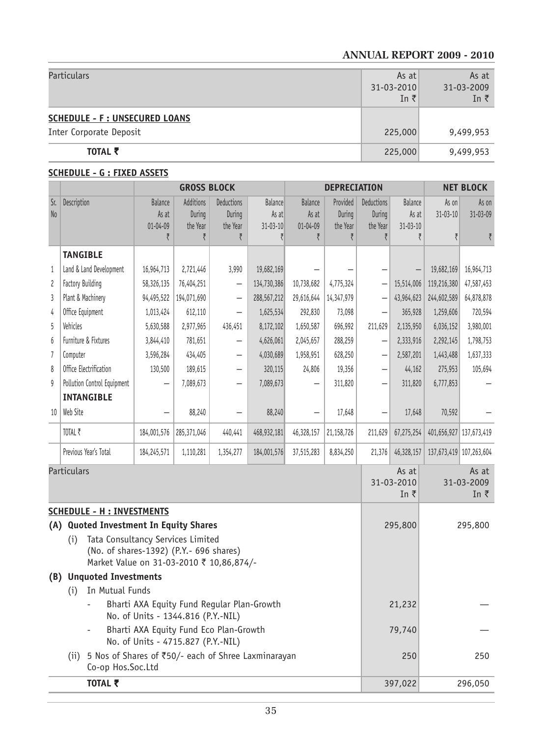| Particulars | As at 31-03-2010 In ₹ | As at 31-03-2009 In ₹ |
|---|---|---|
| **SCHEDULE - F : UNSECURED LOANS** | | |
| Inter Corporate Deposit | 225,000 | 9,499,953 |
| **TOTAL ₹** | 225,000 | 9,499,953 |

**SCHEDULE - G : FIXED ASSETS**

| | | GROSS BLOCK | | | | DEPRECIATION | | | | NET BLOCK | |
|---|---|---|---|---|---|---|---|---|---|---|---|
| Sr. No | Description | Balance As at 01-04-09 ₹ | Additions During the Year ₹ | Deductions During the Year ₹ | Balance As at 31-03-10 ₹ | Balance As at 01-04-09 ₹ | Provided During the Year ₹ | Deductions During the Year ₹ | Balance As at 31-03-10 ₹ | As on 31-03-10 ₹ | As on 31-03-09 ₹ |
| | **TANGIBLE** | | | | | | | | | | |
| 1 | Land & Land Development | 16,964,713 | 2,721,446 | 3,990 | 19,682,169 | – | – | – | – | 19,682,169 | 16,964,713 |
| 2 | Factory Building | 58,326,135 | 76,404,251 | – | 134,730,386 | 10,738,682 | 4,775,324 | – | 15,514,006 | 119,216,380 | 47,587,453 |
| 3 | Plant & Machinery | 94,495,522 | 194,071,690 | – | 288,567,212 | 29,616,644 | 14,347,979 | – | 43,964,623 | 244,602,589 | 64,878,878 |
| 4 | Office Equipment | 1,013,424 | 612,110 | – | 1,625,534 | 292,830 | 73,098 | – | 365,928 | 1,259,606 | 720,594 |
| 5 | Vehicles | 5,630,588 | 2,977,965 | 436,451 | 8,172,102 | 1,650,587 | 696,992 | 211,629 | 2,135,950 | 6,036,152 | 3,980,001 |
| 6 | Furniture & Fixtures | 3,844,410 | 781,651 | – | 4,626,061 | 2,045,657 | 288,259 | – | 2,333,916 | 2,292,145 | 1,798,753 |
| 7 | Computer | 3,596,284 | 434,405 | – | 4,030,689 | 1,958,951 | 628,250 | – | 2,587,201 | 1,443,488 | 1,637,333 |
| 8 | Office Electrification | 130,500 | 189,615 | – | 320,115 | 24,806 | 19,356 | – | 44,162 | 275,953 | 105,694 |
| 9 | Pollution Control Equipment | – | 7,089,673 | – | 7,089,673 | – | 311,820 | – | 311,820 | 6,777,853 | – |
| | **INTANGIBLE** | | | | | | | | | | |
| 10 | Web Site | – | 88,240 | – | 88,240 | – | 17,648 | – | 17,648 | 70,592 | – |
| | TOTAL ₹ | 184,001,576 | 285,371,046 | 440,441 | 468,932,181 | 46,328,157 | 21,158,726 | 211,629 | 67,275,254 | 401,656,927 | 137,673,419 |
| | Previous Year's Total | 184,245,571 | 1,110,281 | 1,354,277 | 184,001,576 | 37,515,283 | 8,834,250 | 21,376 | 46,328,157 | 137,673,419 | 107,263,604 |

| Particulars | As at 31-03-2010 In ₹ | As at 31-03-2009 In ₹ |
|---|---|---|
| **SCHEDULE - H : INVESTMENTS** | | |
| **(A) Quoted Investment In Equity Shares** | 295,800 | 295,800 |
| (i) Tata Consultancy Services Limited (No. of shares-1392) (P.Y.- 696 shares) Market Value on 31-03-2010 ₹ 10,86,874/- | | |
| **(B) Unquoted Investments** | | |
| (i) In Mutual Funds | | |
| - Bharti AXA Equity Fund Regular Plan-Growth No. of Units - 1344.816 (P.Y.-NIL) | 21,232 | — |
| - Bharti AXA Equity Fund Eco Plan-Growth No. of Units - 4715.827 (P.Y.-NIL) | 79,740 | — |
| (ii) 5 Nos of Shares of ₹50/- each of Shree Laxminarayan Co-op Hos.Soc.Ltd | 250 | 250 |
| **TOTAL ₹** | 397,022 | 296,050 |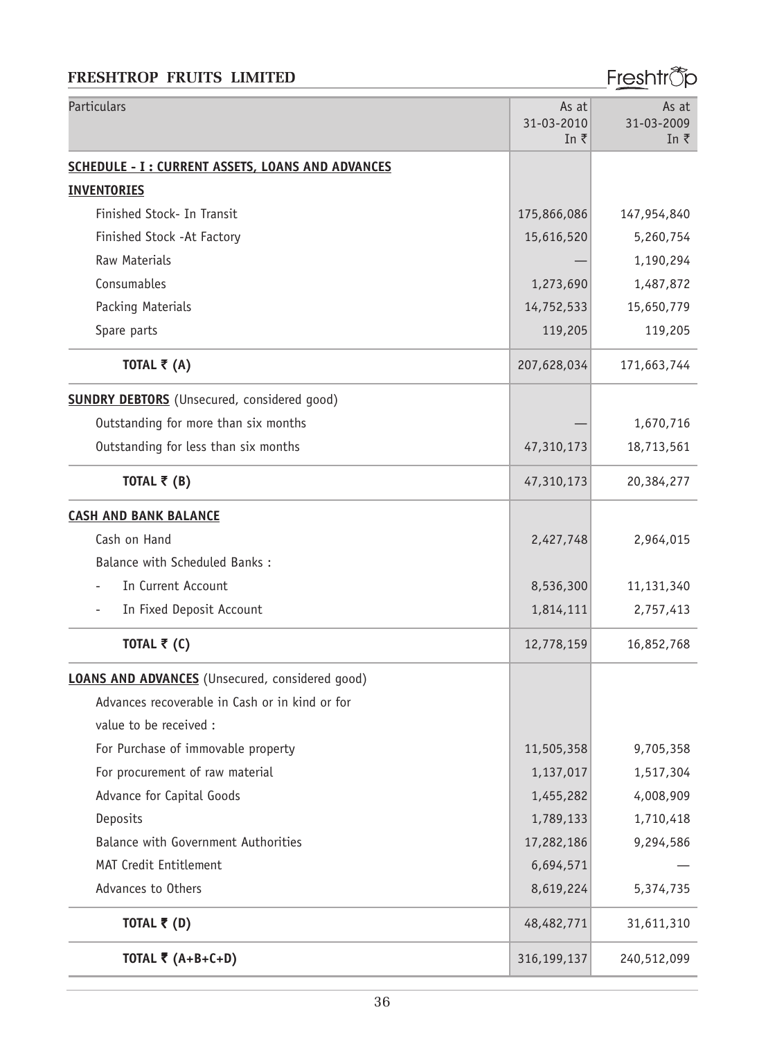| Particulars | As at 31-03-2010 In ₹ | As at 31-03-2009 In ₹ |
|---|---|---|
| **SCHEDULE - I : CURRENT ASSETS, LOANS AND ADVANCES** | | |
| **INVENTORIES** | | |
| Finished Stock- In Transit | 175,866,086 | 147,954,840 |
| Finished Stock -At Factory | 15,616,520 | 5,260,754 |
| Raw Materials | — | 1,190,294 |
| Consumables | 1,273,690 | 1,487,872 |
| Packing Materials | 14,752,533 | 15,650,779 |
| Spare parts | 119,205 | 119,205 |
| **TOTAL ₹ (A)** | 207,628,034 | 171,663,744 |
| **SUNDRY DEBTORS** (Unsecured, considered good) | | |
| Outstanding for more than six months | — | 1,670,716 |
| Outstanding for less than six months | 47,310,173 | 18,713,561 |
| **TOTAL ₹ (B)** | 47,310,173 | 20,384,277 |
| **CASH AND BANK BALANCE** | | |
| Cash on Hand | 2,427,748 | 2,964,015 |
| Balance with Scheduled Banks : | | |
| - In Current Account | 8,536,300 | 11,131,340 |
| - In Fixed Deposit Account | 1,814,111 | 2,757,413 |
| **TOTAL ₹ (C)** | 12,778,159 | 16,852,768 |
| **LOANS AND ADVANCES** (Unsecured, considered good) | | |
| Advances recoverable in Cash or in kind or for value to be received : | | |
| For Purchase of immovable property | 11,505,358 | 9,705,358 |
| For procurement of raw material | 1,137,017 | 1,517,304 |
| Advance for Capital Goods | 1,455,282 | 4,008,909 |
| Deposits | 1,789,133 | 1,710,418 |
| Balance with Government Authorities | 17,282,186 | 9,294,586 |
| MAT Credit Entitlement | 6,694,571 | — |
| Advances to Others | 8,619,224 | 5,374,735 |
| **TOTAL ₹ (D)** | 48,482,771 | 31,611,310 |
| **TOTAL ₹ (A+B+C+D)** | 316,199,137 | 240,512,099 |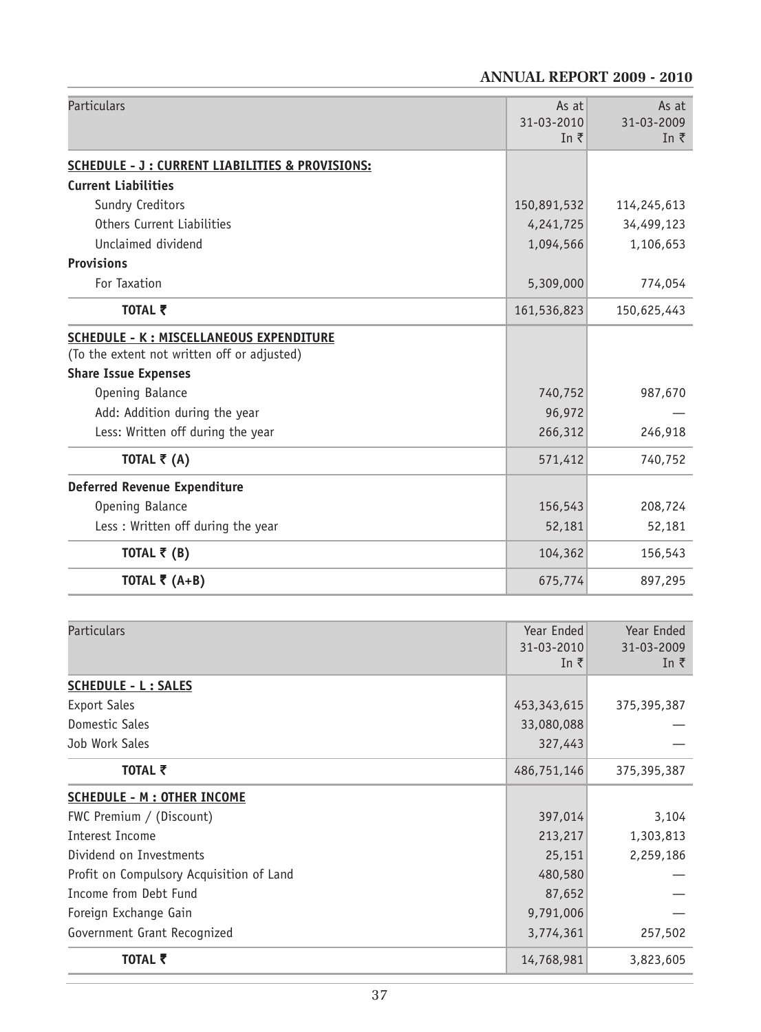| Particulars | As at 31-03-2010 In ₹ | As at 31-03-2009 In ₹ |
|---|---|---|
| **SCHEDULE - J : CURRENT LIABILITIES & PROVISIONS:** | | |
| **Current Liabilities** | | |
| Sundry Creditors | 150,891,532 | 114,245,613 |
| Others Current Liabilities | 4,241,725 | 34,499,123 |
| Unclaimed dividend | 1,094,566 | 1,106,653 |
| **Provisions** | | |
| For Taxation | 5,309,000 | 774,054 |
| **TOTAL ₹** | 161,536,823 | 150,625,443 |
| **SCHEDULE - K : MISCELLANEOUS EXPENDITURE** | | |
| (To the extent not written off or adjusted) | | |
| **Share Issue Expenses** | | |
| Opening Balance | 740,752 | 987,670 |
| Add: Addition during the year | 96,972 | — |
| Less: Written off during the year | 266,312 | 246,918 |
| **TOTAL ₹ (A)** | 571,412 | 740,752 |
| **Deferred Revenue Expenditure** | | |
| Opening Balance | 156,543 | 208,724 |
| Less : Written off during the year | 52,181 | 52,181 |
| **TOTAL ₹ (B)** | 104,362 | 156,543 |
| **TOTAL ₹ (A+B)** | 675,774 | 897,295 |

| Particulars | Year Ended 31-03-2010 In ₹ | Year Ended 31-03-2009 In ₹ |
|---|---|---|
| **SCHEDULE - L : SALES** | | |
| Export Sales | 453,343,615 | 375,395,387 |
| Domestic Sales | 33,080,088 | — |
| Job Work Sales | 327,443 | — |
| **TOTAL ₹** | 486,751,146 | 375,395,387 |
| **SCHEDULE - M : OTHER INCOME** | | |
| FWC Premium / (Discount) | 397,014 | 3,104 |
| Interest Income | 213,217 | 1,303,813 |
| Dividend on Investments | 25,151 | 2,259,186 |
| Profit on Compulsory Acquisition of Land | 480,580 | — |
| Income from Debt Fund | 87,652 | — |
| Foreign Exchange Gain | 9,791,006 | — |
| Government Grant Recognized | 3,774,361 | 257,502 |
| **TOTAL ₹** | 14,768,981 | 3,823,605 |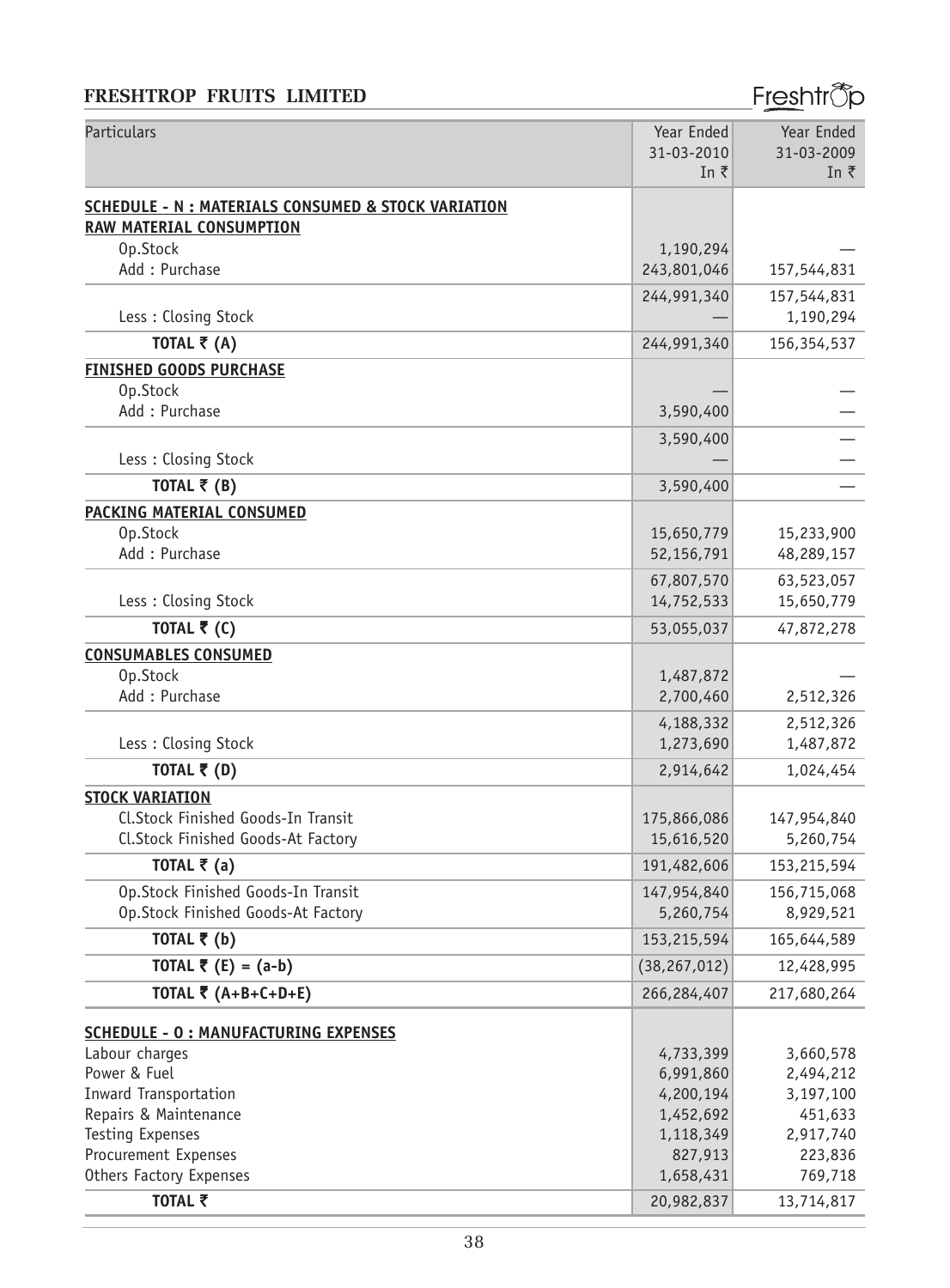| Particulars | Year Ended 31-03-2010 In ₹ | Year Ended 31-03-2009 In ₹ |
|---|---|---|
| **SCHEDULE - N : MATERIALS CONSUMED & STOCK VARIATION** | | |
| **RAW MATERIAL CONSUMPTION** | | |
| Op.Stock | 1,190,294 | — |
| Add : Purchase | 243,801,046 | 157,544,831 |
| | 244,991,340 | 157,544,831 |
| Less : Closing Stock | — | 1,190,294 |
| **TOTAL ₹ (A)** | 244,991,340 | 156,354,537 |
| **FINISHED GOODS PURCHASE** | | |
| Op.Stock | — | — |
| Add : Purchase | 3,590,400 | — |
| | 3,590,400 | — |
| Less : Closing Stock | — | — |
| **TOTAL ₹ (B)** | 3,590,400 | — |
| **PACKING MATERIAL CONSUMED** | | |
| Op.Stock | 15,650,779 | 15,233,900 |
| Add : Purchase | 52,156,791 | 48,289,157 |
| | 67,807,570 | 63,523,057 |
| Less : Closing Stock | 14,752,533 | 15,650,779 |
| **TOTAL ₹ (C)** | 53,055,037 | 47,872,278 |
| **CONSUMABLES CONSUMED** | | |
| Op.Stock | 1,487,872 | — |
| Add : Purchase | 2,700,460 | 2,512,326 |
| | 4,188,332 | 2,512,326 |
| Less : Closing Stock | 1,273,690 | 1,487,872 |
| **TOTAL ₹ (D)** | 2,914,642 | 1,024,454 |
| **STOCK VARIATION** | | |
| Cl.Stock Finished Goods-In Transit | 175,866,086 | 147,954,840 |
| Cl.Stock Finished Goods-At Factory | 15,616,520 | 5,260,754 |
| **TOTAL ₹ (a)** | 191,482,606 | 153,215,594 |
| Op.Stock Finished Goods-In Transit | 147,954,840 | 156,715,068 |
| Op.Stock Finished Goods-At Factory | 5,260,754 | 8,929,521 |
| **TOTAL ₹ (b)** | 153,215,594 | 165,644,589 |
| **TOTAL ₹ (E) = (a-b)** | (38,267,012) | 12,428,995 |
| **TOTAL ₹ (A+B+C+D+E)** | 266,284,407 | 217,680,264 |
| **SCHEDULE - O : MANUFACTURING EXPENSES** | | |
| Labour charges | 4,733,399 | 3,660,578 |
| Power & Fuel | 6,991,860 | 2,494,212 |
| Inward Transportation | 4,200,194 | 3,197,100 |
| Repairs & Maintenance | 1,452,692 | 451,633 |
| Testing Expenses | 1,118,349 | 2,917,740 |
| Procurement Expenses | 827,913 | 223,836 |
| Others Factory Expenses | 1,658,431 | 769,718 |
| **TOTAL ₹** | 20,982,837 | 13,714,817 |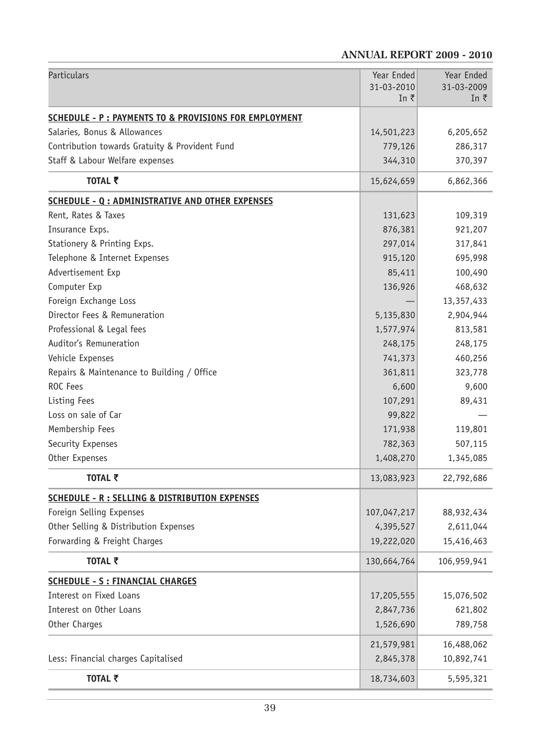| Particulars | Year Ended 31-03-2010 In ₹ | Year Ended 31-03-2009 In ₹ |
|---|---|---|
| **SCHEDULE - P : PAYMENTS TO & PROVISIONS FOR EMPLOYMENT** | | |
| Salaries, Bonus & Allowances | 14,501,223 | 6,205,652 |
| Contribution towards Gratuity & Provident Fund | 779,126 | 286,317 |
| Staff & Labour Welfare expenses | 344,310 | 370,397 |
| **TOTAL ₹** | 15,624,659 | 6,862,366 |
| **SCHEDULE - Q : ADMINISTRATIVE AND OTHER EXPENSES** | | |
| Rent, Rates & Taxes | 131,623 | 109,319 |
| Insurance Exps. | 876,381 | 921,207 |
| Stationery & Printing Exps. | 297,014 | 317,841 |
| Telephone & Internet Expenses | 915,120 | 695,998 |
| Advertisement Exp | 85,411 | 100,490 |
| Computer Exp | 136,926 | 468,632 |
| Foreign Exchange Loss | — | 13,357,433 |
| Director Fees & Remuneration | 5,135,830 | 2,904,944 |
| Professional & Legal fees | 1,577,974 | 813,581 |
| Auditor's Remuneration | 248,175 | 248,175 |
| Vehicle Expenses | 741,373 | 460,256 |
| Repairs & Maintenance to Building / Office | 361,811 | 323,778 |
| ROC Fees | 6,600 | 9,600 |
| Listing Fees | 107,291 | 89,431 |
| Loss on sale of Car | 99,822 | — |
| Membership Fees | 171,938 | 119,801 |
| Security Expenses | 782,363 | 507,115 |
| Other Expenses | 1,408,270 | 1,345,085 |
| **TOTAL ₹** | 13,083,923 | 22,792,686 |
| **SCHEDULE - R : SELLING & DISTRIBUTION EXPENSES** | | |
| Foreign Selling Expenses | 107,047,217 | 88,932,434 |
| Other Selling & Distribution Expenses | 4,395,527 | 2,611,044 |
| Forwarding & Freight Charges | 19,222,020 | 15,416,463 |
| **TOTAL ₹** | 130,664,764 | 106,959,941 |
| **SCHEDULE - S : FINANCIAL CHARGES** | | |
| Interest on Fixed Loans | 17,205,555 | 15,076,502 |
| Interest on Other Loans | 2,847,736 | 621,802 |
| Other Charges | 1,526,690 | 789,758 |
| | 21,579,981 | 16,488,062 |
| Less: Financial charges Capitalised | 2,845,378 | 10,892,741 |
| **TOTAL ₹** | 18,734,603 | 5,595,321 |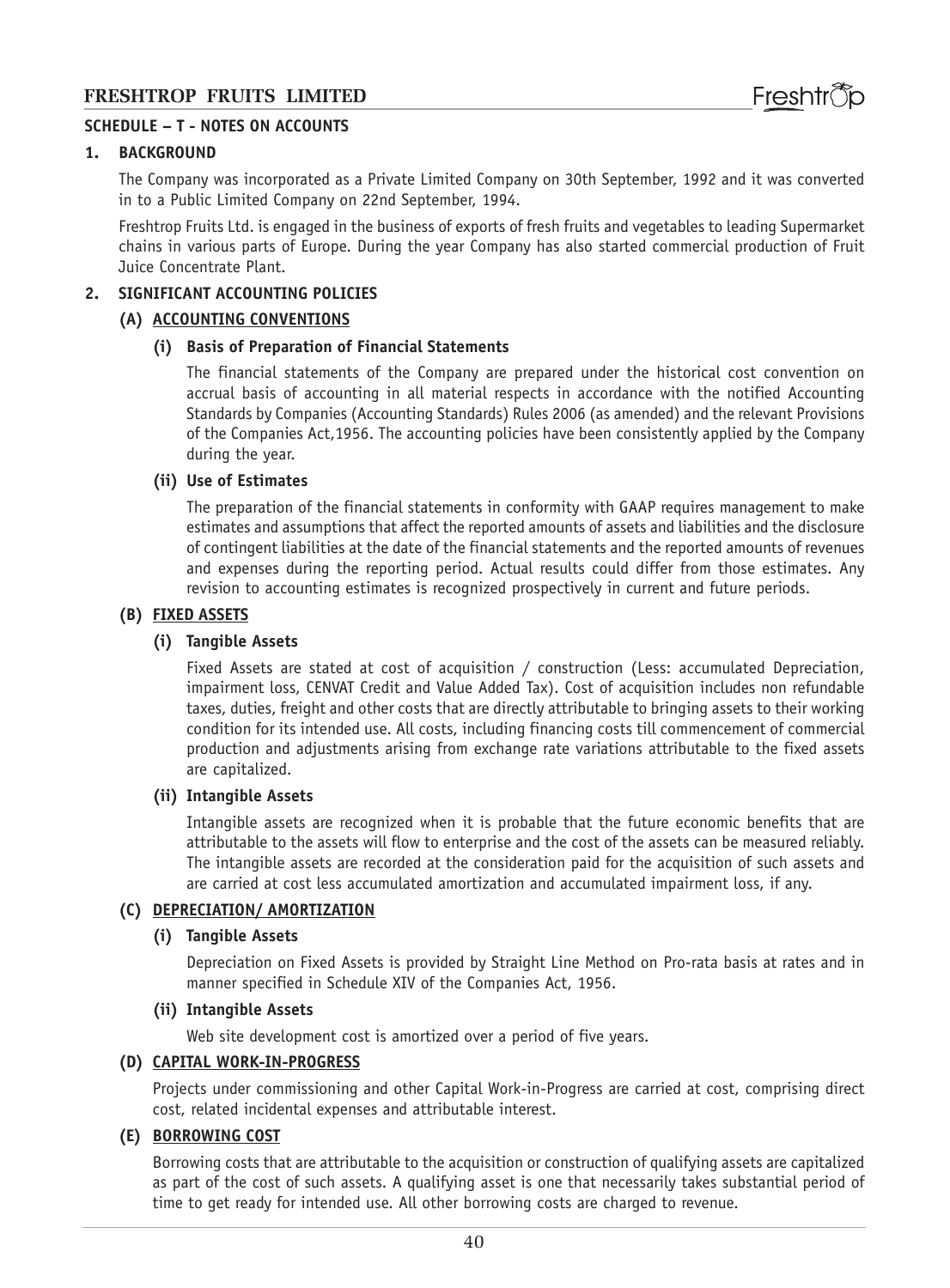## SCHEDULE – T - NOTES ON ACCOUNTS

### 1. BACKGROUND

The Company was incorporated as a Private Limited Company on 30th September, 1992 and it was converted in to a Public Limited Company on 22nd September, 1994.

Freshtrop Fruits Ltd. is engaged in the business of exports of fresh fruits and vegetables to leading Supermarket chains in various parts of Europe. During the year Company has also started commercial production of Fruit Juice Concentrate Plant.

### 2. SIGNIFICANT ACCOUNTING POLICIES

#### (A) ACCOUNTING CONVENTIONS

**(i) Basis of Preparation of Financial Statements**

The financial statements of the Company are prepared under the historical cost convention on accrual basis of accounting in all material respects in accordance with the notified Accounting Standards by Companies (Accounting Standards) Rules 2006 (as amended) and the relevant Provisions of the Companies Act,1956. The accounting policies have been consistently applied by the Company during the year.

**(ii) Use of Estimates**

The preparation of the financial statements in conformity with GAAP requires management to make estimates and assumptions that affect the reported amounts of assets and liabilities and the disclosure of contingent liabilities at the date of the financial statements and the reported amounts of revenues and expenses during the reporting period. Actual results could differ from those estimates. Any revision to accounting estimates is recognized prospectively in current and future periods.

#### (B) FIXED ASSETS

**(i) Tangible Assets**

Fixed Assets are stated at cost of acquisition / construction (Less: accumulated Depreciation, impairment loss, CENVAT Credit and Value Added Tax). Cost of acquisition includes non refundable taxes, duties, freight and other costs that are directly attributable to bringing assets to their working condition for its intended use. All costs, including financing costs till commencement of commercial production and adjustments arising from exchange rate variations attributable to the fixed assets are capitalized.

**(ii) Intangible Assets**

Intangible assets are recognized when it is probable that the future economic benefits that are attributable to the assets will flow to enterprise and the cost of the assets can be measured reliably. The intangible assets are recorded at the consideration paid for the acquisition of such assets and are carried at cost less accumulated amortization and accumulated impairment loss, if any.

#### (C) DEPRECIATION/ AMORTIZATION

**(i) Tangible Assets**

Depreciation on Fixed Assets is provided by Straight Line Method on Pro-rata basis at rates and in manner specified in Schedule XIV of the Companies Act, 1956.

**(ii) Intangible Assets**

Web site development cost is amortized over a period of five years.

#### (D) CAPITAL WORK-IN-PROGRESS

Projects under commissioning and other Capital Work-in-Progress are carried at cost, comprising direct cost, related incidental expenses and attributable interest.

#### (E) BORROWING COST

Borrowing costs that are attributable to the acquisition or construction of qualifying assets are capitalized as part of the cost of such assets. A qualifying asset is one that necessarily takes substantial period of time to get ready for intended use. All other borrowing costs are charged to revenue.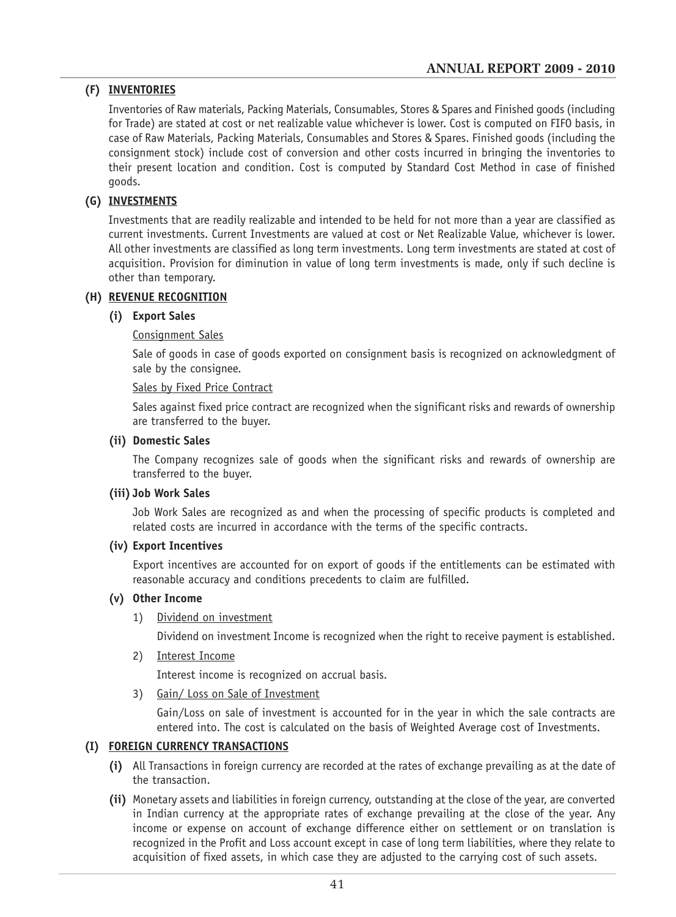**(F) INVENTORIES**

Inventories of Raw materials, Packing Materials, Consumables, Stores & Spares and Finished goods (including for Trade) are stated at cost or net realizable value whichever is lower. Cost is computed on FIFO basis, in case of Raw Materials, Packing Materials, Consumables and Stores & Spares. Finished goods (including the consignment stock) include cost of conversion and other costs incurred in bringing the inventories to their present location and condition. Cost is computed by Standard Cost Method in case of finished goods.

**(G) INVESTMENTS**

Investments that are readily realizable and intended to be held for not more than a year are classified as current investments. Current Investments are valued at cost or Net Realizable Value, whichever is lower. All other investments are classified as long term investments. Long term investments are stated at cost of acquisition. Provision for diminution in value of long term investments is made, only if such decline is other than temporary.

**(H) REVENUE RECOGNITION**

**(i) Export Sales**

Consignment Sales

Sale of goods in case of goods exported on consignment basis is recognized on acknowledgment of sale by the consignee.

Sales by Fixed Price Contract

Sales against fixed price contract are recognized when the significant risks and rewards of ownership are transferred to the buyer.

**(ii) Domestic Sales**

The Company recognizes sale of goods when the significant risks and rewards of ownership are transferred to the buyer.

**(iii) Job Work Sales**

Job Work Sales are recognized as and when the processing of specific products is completed and related costs are incurred in accordance with the terms of the specific contracts.

**(iv) Export Incentives**

Export incentives are accounted for on export of goods if the entitlements can be estimated with reasonable accuracy and conditions precedents to claim are fulfilled.

**(v) Other Income**

1) Dividend on investment

   Dividend on investment Income is recognized when the right to receive payment is established.

2) Interest Income

   Interest income is recognized on accrual basis.

3) Gain/ Loss on Sale of Investment

   Gain/Loss on sale of investment is accounted for in the year in which the sale contracts are entered into. The cost is calculated on the basis of Weighted Average cost of Investments.

**(I) FOREIGN CURRENCY TRANSACTIONS**

**(i)** All Transactions in foreign currency are recorded at the rates of exchange prevailing as at the date of the transaction.

**(ii)** Monetary assets and liabilities in foreign currency, outstanding at the close of the year, are converted in Indian currency at the appropriate rates of exchange prevailing at the close of the year. Any income or expense on account of exchange difference either on settlement or on translation is recognized in the Profit and Loss account except in case of long term liabilities, where they relate to acquisition of fixed assets, in which case they are adjusted to the carrying cost of such assets.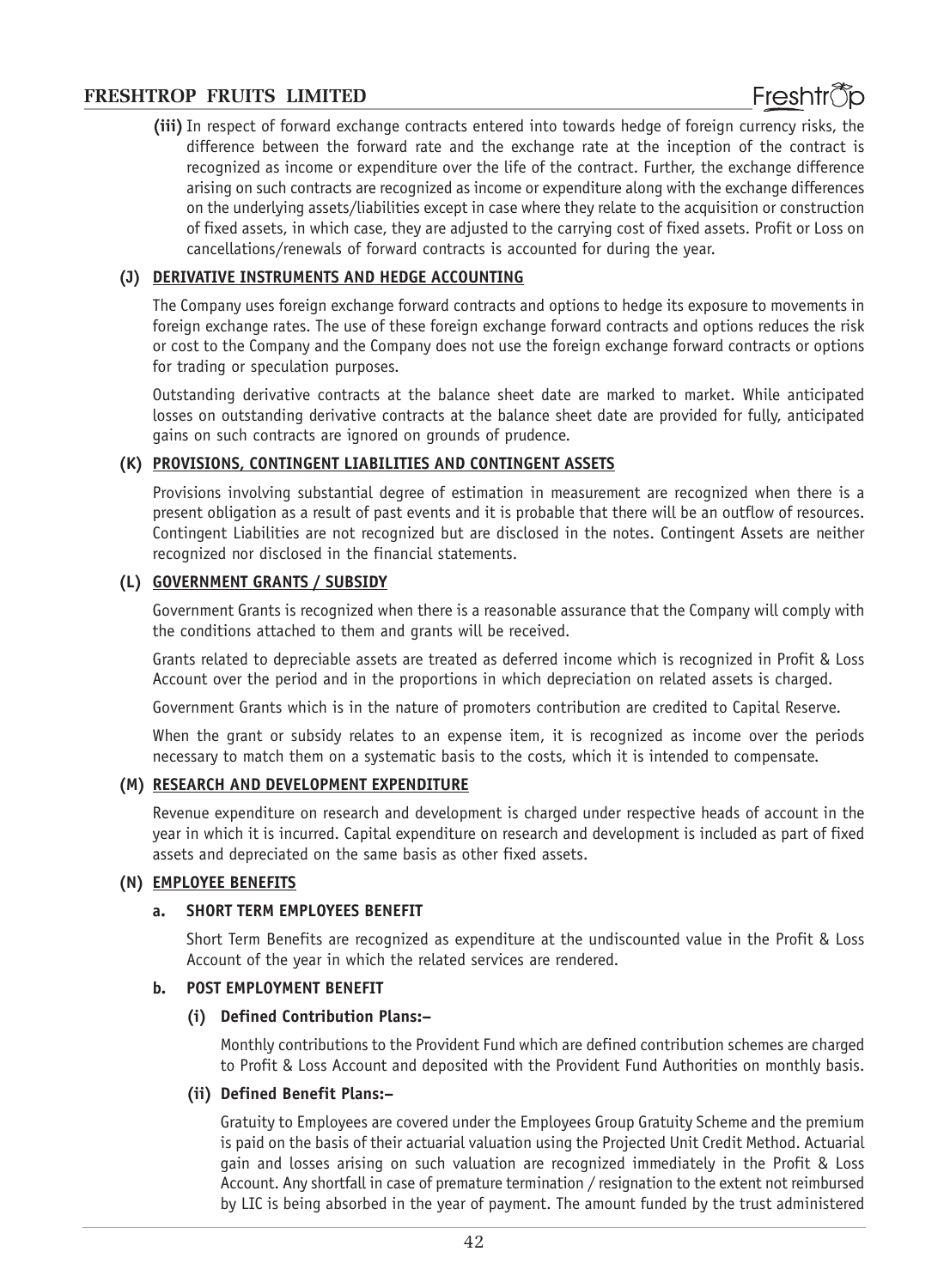**(iii)** In respect of forward exchange contracts entered into towards hedge of foreign currency risks, the difference between the forward rate and the exchange rate at the inception of the contract is recognized as income or expenditure over the life of the contract. Further, the exchange difference arising on such contracts are recognized as income or expenditure along with the exchange differences on the underlying assets/liabilities except in case where they relate to the acquisition or construction of fixed assets, in which case, they are adjusted to the carrying cost of fixed assets. Profit or Loss on cancellations/renewals of forward contracts is accounted for during the year.

### (J) DERIVATIVE INSTRUMENTS AND HEDGE ACCOUNTING

The Company uses foreign exchange forward contracts and options to hedge its exposure to movements in foreign exchange rates. The use of these foreign exchange forward contracts and options reduces the risk or cost to the Company and the Company does not use the foreign exchange forward contracts or options for trading or speculation purposes.

Outstanding derivative contracts at the balance sheet date are marked to market. While anticipated losses on outstanding derivative contracts at the balance sheet date are provided for fully, anticipated gains on such contracts are ignored on grounds of prudence.

### (K) PROVISIONS, CONTINGENT LIABILITIES AND CONTINGENT ASSETS

Provisions involving substantial degree of estimation in measurement are recognized when there is a present obligation as a result of past events and it is probable that there will be an outflow of resources. Contingent Liabilities are not recognized but are disclosed in the notes. Contingent Assets are neither recognized nor disclosed in the financial statements.

### (L) GOVERNMENT GRANTS / SUBSIDY

Government Grants is recognized when there is a reasonable assurance that the Company will comply with the conditions attached to them and grants will be received.

Grants related to depreciable assets are treated as deferred income which is recognized in Profit & Loss Account over the period and in the proportions in which depreciation on related assets is charged.

Government Grants which is in the nature of promoters contribution are credited to Capital Reserve.

When the grant or subsidy relates to an expense item, it is recognized as income over the periods necessary to match them on a systematic basis to the costs, which it is intended to compensate.

### (M) RESEARCH AND DEVELOPMENT EXPENDITURE

Revenue expenditure on research and development is charged under respective heads of account in the year in which it is incurred. Capital expenditure on research and development is included as part of fixed assets and depreciated on the same basis as other fixed assets.

### (N) EMPLOYEE BENEFITS

#### a. SHORT TERM EMPLOYEES BENEFIT

Short Term Benefits are recognized as expenditure at the undiscounted value in the Profit & Loss Account of the year in which the related services are rendered.

#### b. POST EMPLOYMENT BENEFIT

**(i) Defined Contribution Plans:–**

Monthly contributions to the Provident Fund which are defined contribution schemes are charged to Profit & Loss Account and deposited with the Provident Fund Authorities on monthly basis.

**(ii) Defined Benefit Plans:–**

Gratuity to Employees are covered under the Employees Group Gratuity Scheme and the premium is paid on the basis of their actuarial valuation using the Projected Unit Credit Method. Actuarial gain and losses arising on such valuation are recognized immediately in the Profit & Loss Account. Any shortfall in case of premature termination / resignation to the extent not reimbursed by LIC is being absorbed in the year of payment. The amount funded by the trust administered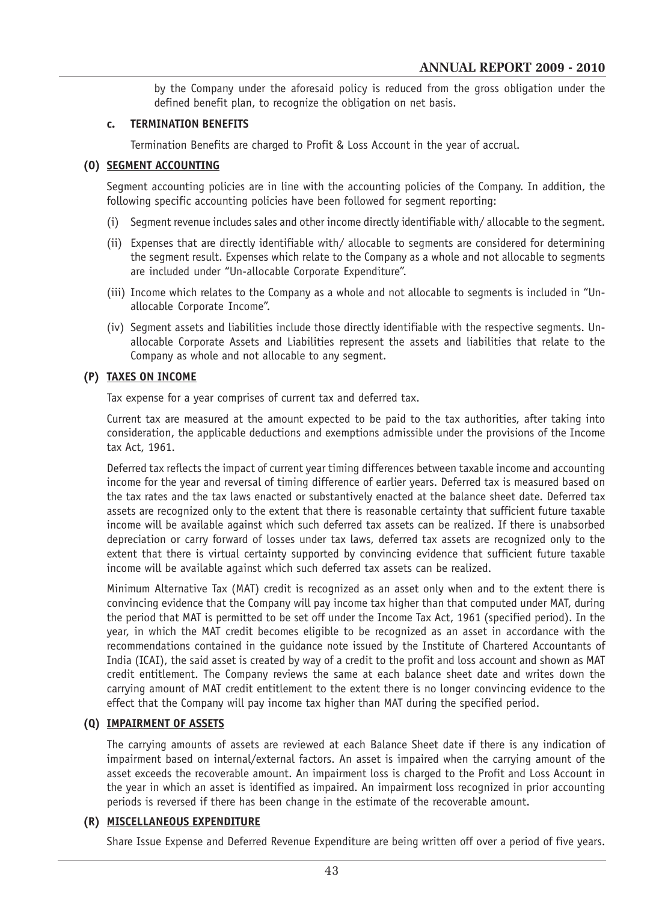by the Company under the aforesaid policy is reduced from the gross obligation under the defined benefit plan, to recognize the obligation on net basis.

**c. TERMINATION BENEFITS**

Termination Benefits are charged to Profit & Loss Account in the year of accrual.

### (O) SEGMENT ACCOUNTING

Segment accounting policies are in line with the accounting policies of the Company. In addition, the following specific accounting policies have been followed for segment reporting:

(i) Segment revenue includes sales and other income directly identifiable with/ allocable to the segment.

(ii) Expenses that are directly identifiable with/ allocable to segments are considered for determining the segment result. Expenses which relate to the Company as a whole and not allocable to segments are included under "Un-allocable Corporate Expenditure".

(iii) Income which relates to the Company as a whole and not allocable to segments is included in "Un-allocable Corporate Income".

(iv) Segment assets and liabilities include those directly identifiable with the respective segments. Un-allocable Corporate Assets and Liabilities represent the assets and liabilities that relate to the Company as whole and not allocable to any segment.

### (P) TAXES ON INCOME

Tax expense for a year comprises of current tax and deferred tax.

Current tax are measured at the amount expected to be paid to the tax authorities, after taking into consideration, the applicable deductions and exemptions admissible under the provisions of the Income tax Act, 1961.

Deferred tax reflects the impact of current year timing differences between taxable income and accounting income for the year and reversal of timing difference of earlier years. Deferred tax is measured based on the tax rates and the tax laws enacted or substantively enacted at the balance sheet date. Deferred tax assets are recognized only to the extent that there is reasonable certainty that sufficient future taxable income will be available against which such deferred tax assets can be realized. If there is unabsorbed depreciation or carry forward of losses under tax laws, deferred tax assets are recognized only to the extent that there is virtual certainty supported by convincing evidence that sufficient future taxable income will be available against which such deferred tax assets can be realized.

Minimum Alternative Tax (MAT) credit is recognized as an asset only when and to the extent there is convincing evidence that the Company will pay income tax higher than that computed under MAT, during the period that MAT is permitted to be set off under the Income Tax Act, 1961 (specified period). In the year, in which the MAT credit becomes eligible to be recognized as an asset in accordance with the recommendations contained in the guidance note issued by the Institute of Chartered Accountants of India (ICAI), the said asset is created by way of a credit to the profit and loss account and shown as MAT credit entitlement. The Company reviews the same at each balance sheet date and writes down the carrying amount of MAT credit entitlement to the extent there is no longer convincing evidence to the effect that the Company will pay income tax higher than MAT during the specified period.

### (Q) IMPAIRMENT OF ASSETS

The carrying amounts of assets are reviewed at each Balance Sheet date if there is any indication of impairment based on internal/external factors. An asset is impaired when the carrying amount of the asset exceeds the recoverable amount. An impairment loss is charged to the Profit and Loss Account in the year in which an asset is identified as impaired. An impairment loss recognized in prior accounting periods is reversed if there has been change in the estimate of the recoverable amount.

### (R) MISCELLANEOUS EXPENDITURE

Share Issue Expense and Deferred Revenue Expenditure are being written off over a period of five years.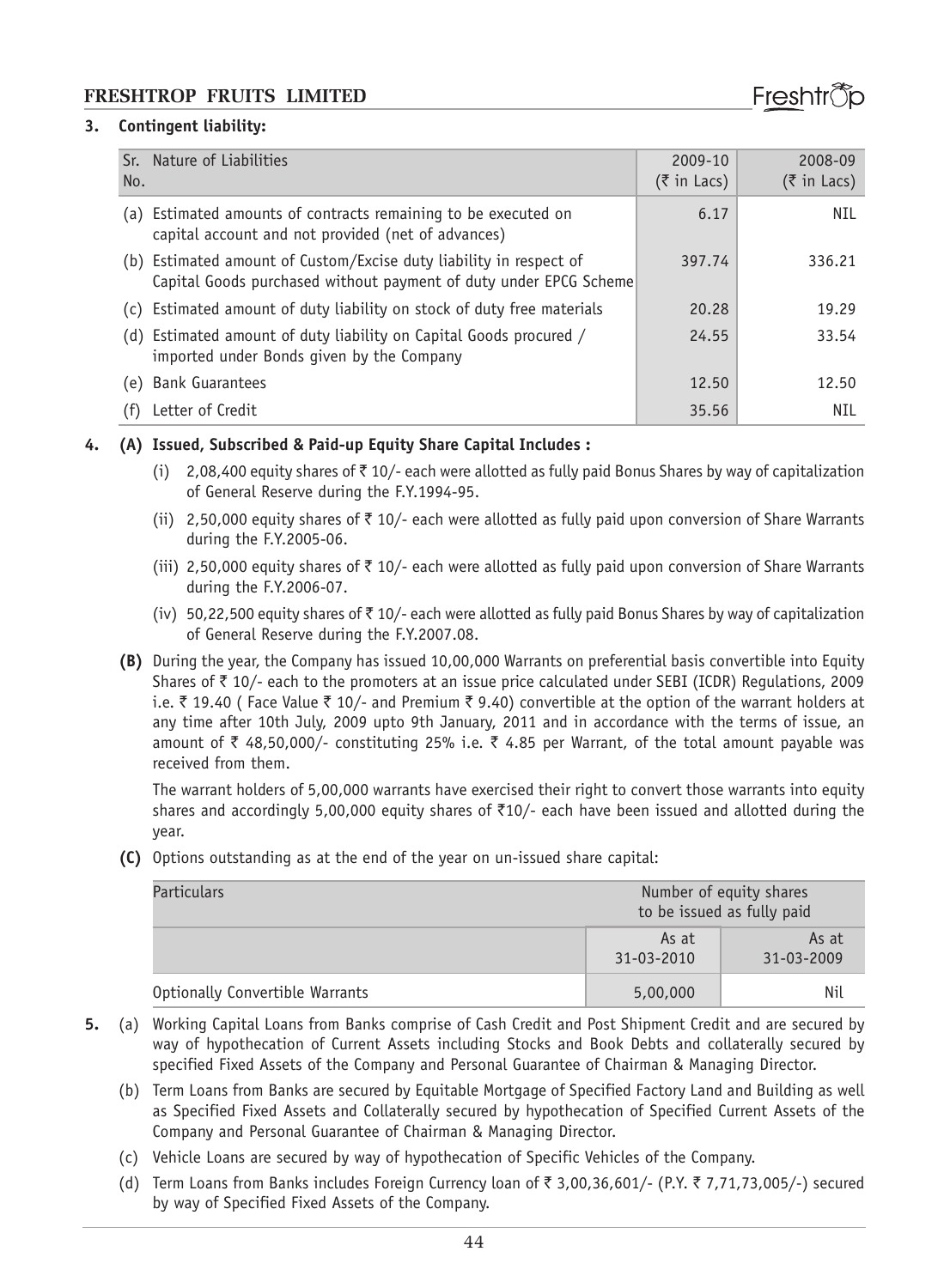**3. Contingent liability:**

| Sr. No. | Nature of Liabilities | 2009-10 (₹ in Lacs) | 2008-09 (₹ in Lacs) |
|---|---|---|---|
| (a) | Estimated amounts of contracts remaining to be executed on capital account and not provided (net of advances) | 6.17 | NIL |
| (b) | Estimated amount of Custom/Excise duty liability in respect of Capital Goods purchased without payment of duty under EPCG Scheme | 397.74 | 336.21 |
| (c) | Estimated amount of duty liability on stock of duty free materials | 20.28 | 19.29 |
| (d) | Estimated amount of duty liability on Capital Goods procured / imported under Bonds given by the Company | 24.55 | 33.54 |
| (e) | Bank Guarantees | 12.50 | 12.50 |
| (f) | Letter of Credit | 35.56 | NIL |

**4. (A) Issued, Subscribed & Paid-up Equity Share Capital Includes :**

(i) 2,08,400 equity shares of ₹ 10/- each were allotted as fully paid Bonus Shares by way of capitalization of General Reserve during the F.Y.1994-95.

(ii) 2,50,000 equity shares of ₹ 10/- each were allotted as fully paid upon conversion of Share Warrants during the F.Y.2005-06.

(iii) 2,50,000 equity shares of ₹ 10/- each were allotted as fully paid upon conversion of Share Warrants during the F.Y.2006-07.

(iv) 50,22,500 equity shares of ₹ 10/- each were allotted as fully paid Bonus Shares by way of capitalization of General Reserve during the F.Y.2007.08.

**(B)** During the year, the Company has issued 10,00,000 Warrants on preferential basis convertible into Equity Shares of ₹ 10/- each to the promoters at an issue price calculated under SEBI (ICDR) Regulations, 2009 i.e. ₹ 19.40 ( Face Value ₹ 10/- and Premium ₹ 9.40) convertible at the option of the warrant holders at any time after 10th July, 2009 upto 9th January, 2011 and in accordance with the terms of issue, an amount of ₹ 48,50,000/- constituting 25% i.e. ₹ 4.85 per Warrant, of the total amount payable was received from them.

The warrant holders of 5,00,000 warrants have exercised their right to convert those warrants into equity shares and accordingly 5,00,000 equity shares of ₹10/- each have been issued and allotted during the year.

**(C)** Options outstanding as at the end of the year on un-issued share capital:

| Particulars | Number of equity shares to be issued as fully paid | |
|---|---|---|
| | As at 31-03-2010 | As at 31-03-2009 |
| Optionally Convertible Warrants | 5,00,000 | Nil |

**5.** (a) Working Capital Loans from Banks comprise of Cash Credit and Post Shipment Credit and are secured by way of hypothecation of Current Assets including Stocks and Book Debts and collaterally secured by specified Fixed Assets of the Company and Personal Guarantee of Chairman & Managing Director.

(b) Term Loans from Banks are secured by Equitable Mortgage of Specified Factory Land and Building as well as Specified Fixed Assets and Collaterally secured by hypothecation of Specified Current Assets of the Company and Personal Guarantee of Chairman & Managing Director.

(c) Vehicle Loans are secured by way of hypothecation of Specific Vehicles of the Company.

(d) Term Loans from Banks includes Foreign Currency loan of ₹ 3,00,36,601/- (P.Y. ₹ 7,71,73,005/-) secured by way of Specified Fixed Assets of the Company.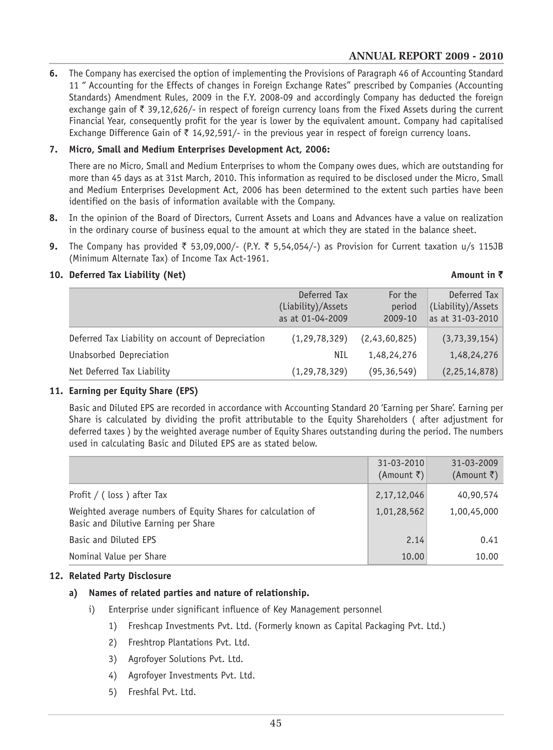**6.** The Company has exercised the option of implementing the Provisions of Paragraph 46 of Accounting Standard 11 " Accounting for the Effects of changes in Foreign Exchange Rates" prescribed by Companies (Accounting Standards) Amendment Rules, 2009 in the F.Y. 2008-09 and accordingly Company has deducted the foreign exchange gain of ₹ 39,12,626/- in respect of foreign currency loans from the Fixed Assets during the current Financial Year, consequently profit for the year is lower by the equivalent amount. Company had capitalised Exchange Difference Gain of ₹ 14,92,591/- in the previous year in respect of foreign currency loans.

**7. Micro, Small and Medium Enterprises Development Act, 2006:**

There are no Micro, Small and Medium Enterprises to whom the Company owes dues, which are outstanding for more than 45 days as at 31st March, 2010. This information as required to be disclosed under the Micro, Small and Medium Enterprises Development Act, 2006 has been determined to the extent such parties have been identified on the basis of information available with the Company.

**8.** In the opinion of the Board of Directors, Current Assets and Loans and Advances have a value on realization in the ordinary course of business equal to the amount at which they are stated in the balance sheet.

**9.** The Company has provided ₹ 53,09,000/- (P.Y. ₹ 5,54,054/-) as Provision for Current taxation u/s 115JB (Minimum Alternate Tax) of Income Tax Act-1961.

**10. Deferred Tax Liability (Net)** **Amount in ₹**

| | Deferred Tax (Liability)/Assets as at 01-04-2009 | For the period 2009-10 | Deferred Tax (Liability)/Assets as at 31-03-2010 |
|---|---|---|---|
| Deferred Tax Liability on account of Depreciation | (1,29,78,329) | (2,43,60,825) | (3,73,39,154) |
| Unabsorbed Depreciation | NIL | 1,48,24,276 | 1,48,24,276 |
| Net Deferred Tax Liability | (1,29,78,329) | (95,36,549) | (2,25,14,878) |

**11. Earning per Equity Share (EPS)**

Basic and Diluted EPS are recorded in accordance with Accounting Standard 20 'Earning per Share'. Earning per Share is calculated by dividing the profit attributable to the Equity Shareholders ( after adjustment for deferred taxes ) by the weighted average number of Equity Shares outstanding during the period. The numbers used in calculating Basic and Diluted EPS are as stated below.

| | 31-03-2010 (Amount ₹) | 31-03-2009 (Amount ₹) |
|---|---|---|
| Profit / ( loss ) after Tax | 2,17,12,046 | 40,90,574 |
| Weighted average numbers of Equity Shares for calculation of Basic and Dilutive Earning per Share | 1,01,28,562 | 1,00,45,000 |
| Basic and Diluted EPS | 2.14 | 0.41 |
| Nominal Value per Share | 10.00 | 10.00 |

**12. Related Party Disclosure**

**a) Names of related parties and nature of relationship.**

i) Enterprise under significant influence of Key Management personnel

1) Freshcap Investments Pvt. Ltd. (Formerly known as Capital Packaging Pvt. Ltd.)
2) Freshtrop Plantations Pvt. Ltd.
3) Agrofoyer Solutions Pvt. Ltd.
4) Agrofoyer Investments Pvt. Ltd.
5) Freshfal Pvt. Ltd.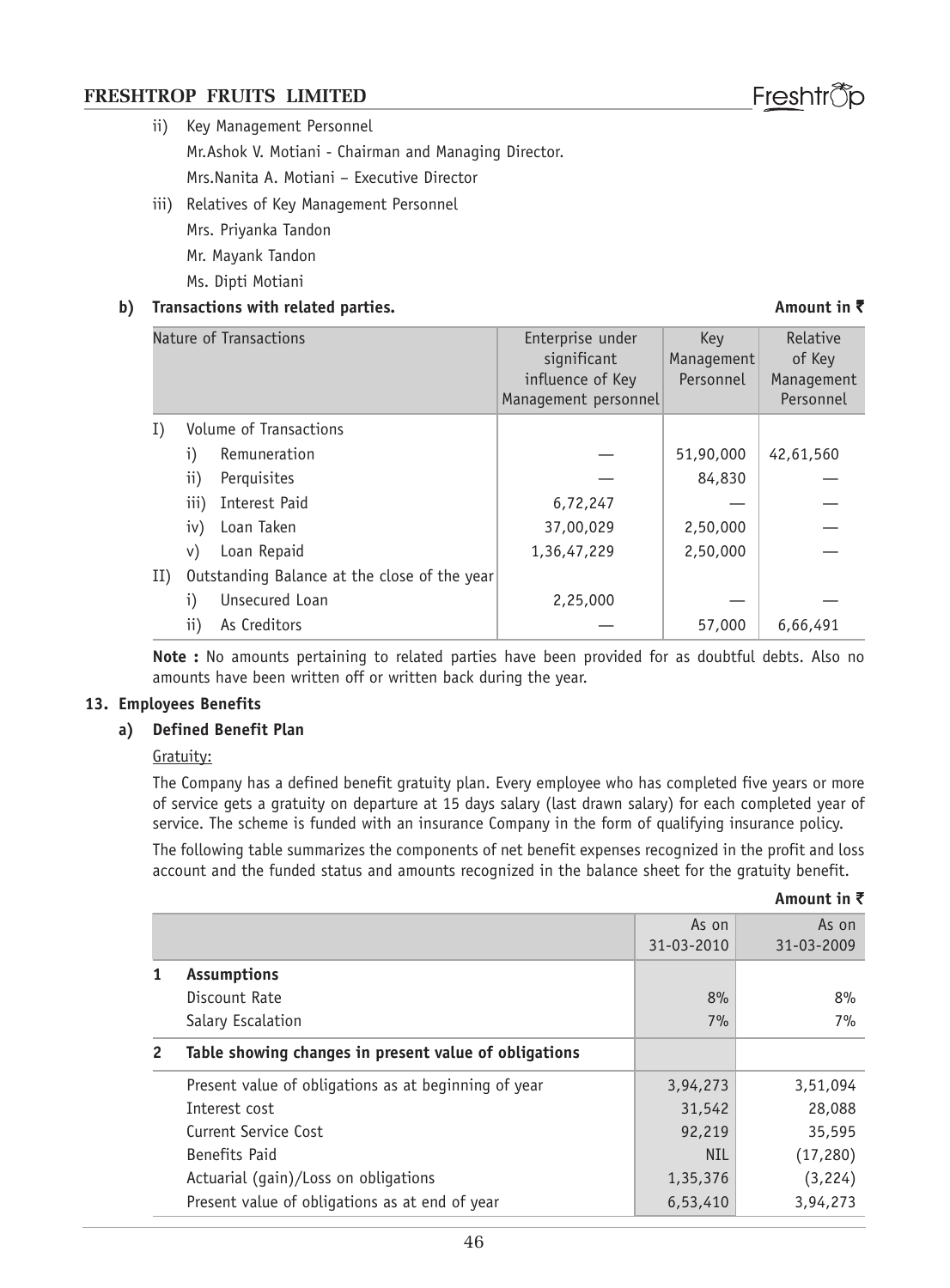ii) Key Management Personnel

Mr.Ashok V. Motiani - Chairman and Managing Director.

Mrs.Nanita A. Motiani – Executive Director

iii) Relatives of Key Management Personnel

Mrs. Priyanka Tandon

Mr. Mayank Tandon

Ms. Dipti Motiani

**b) Transactions with related parties.** **Amount in ₹**

| Nature of Transactions | Enterprise under significant influence of Key Management personnel | Key Management Personnel | Relative of Key Management Personnel |
|---|---|---|---|
| I) Volume of Transactions | | | |
| i) Remuneration | — | 51,90,000 | 42,61,560 |
| ii) Perquisites | — | 84,830 | — |
| iii) Interest Paid | 6,72,247 | — | — |
| iv) Loan Taken | 37,00,029 | 2,50,000 | — |
| v) Loan Repaid | 1,36,47,229 | 2,50,000 | — |
| II) Outstanding Balance at the close of the year | | | |
| i) Unsecured Loan | 2,25,000 | — | — |
| ii) As Creditors | — | 57,000 | 6,66,491 |

**Note :** No amounts pertaining to related parties have been provided for as doubtful debts. Also no amounts have been written off or written back during the year.

**13. Employees Benefits**

**a) Defined Benefit Plan**

Gratuity:

The Company has a defined benefit gratuity plan. Every employee who has completed five years or more of service gets a gratuity on departure at 15 days salary (last drawn salary) for each completed year of service. The scheme is funded with an insurance Company in the form of qualifying insurance policy.

The following table summarizes the components of net benefit expenses recognized in the profit and loss account and the funded status and amounts recognized in the balance sheet for the gratuity benefit.

**Amount in ₹**

| | | As on 31-03-2010 | As on 31-03-2009 |
|---|---|---|---|
| **1** | **Assumptions** | | |
| | Discount Rate | 8% | 8% |
| | Salary Escalation | 7% | 7% |
| **2** | **Table showing changes in present value of obligations** | | |
| | Present value of obligations as at beginning of year | 3,94,273 | 3,51,094 |
| | Interest cost | 31,542 | 28,088 |
| | Current Service Cost | 92,219 | 35,595 |
| | Benefits Paid | NIL | (17,280) |
| | Actuarial (gain)/Loss on obligations | 1,35,376 | (3,224) |
| | Present value of obligations as at end of year | 6,53,410 | 3,94,273 |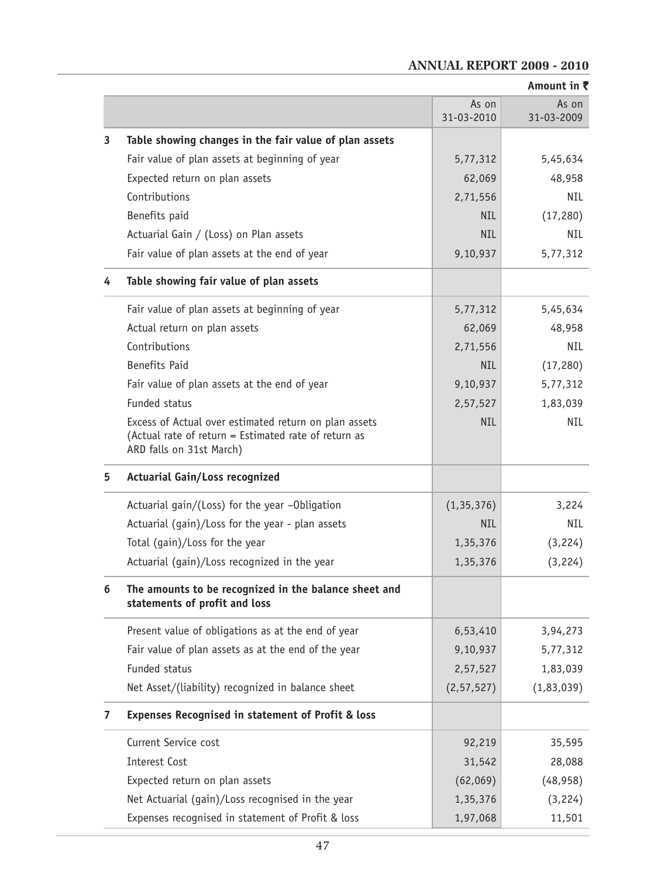Amount in ₹

| | | As on 31-03-2010 | As on 31-03-2009 |
|---|---|---|---|
| **3** | **Table showing changes in the fair value of plan assets** | | |
| | Fair value of plan assets at beginning of year | 5,77,312 | 5,45,634 |
| | Expected return on plan assets | 62,069 | 48,958 |
| | Contributions | 2,71,556 | NIL |
| | Benefits paid | NIL | (17,280) |
| | Actuarial Gain / (Loss) on Plan assets | NIL | NIL |
| | Fair value of plan assets at the end of year | 9,10,937 | 5,77,312 |
| **4** | **Table showing fair value of plan assets** | | |
| | Fair value of plan assets at beginning of year | 5,77,312 | 5,45,634 |
| | Actual return on plan assets | 62,069 | 48,958 |
| | Contributions | 2,71,556 | NIL |
| | Benefits Paid | NIL | (17,280) |
| | Fair value of plan assets at the end of year | 9,10,937 | 5,77,312 |
| | Funded status | 2,57,527 | 1,83,039 |
| | Excess of Actual over estimated return on plan assets (Actual rate of return = Estimated rate of return as ARD falls on 31st March) | NIL | NIL |
| **5** | **Actuarial Gain/Loss recognized** | | |
| | Actuarial gain/(Loss) for the year –Obligation | (1,35,376) | 3,224 |
| | Actuarial (gain)/Loss for the year - plan assets | NIL | NIL |
| | Total (gain)/Loss for the year | 1,35,376 | (3,224) |
| | Actuarial (gain)/Loss recognized in the year | 1,35,376 | (3,224) |
| **6** | **The amounts to be recognized in the balance sheet and statements of profit and loss** | | |
| | Present value of obligations as at the end of year | 6,53,410 | 3,94,273 |
| | Fair value of plan assets as at the end of the year | 9,10,937 | 5,77,312 |
| | Funded status | 2,57,527 | 1,83,039 |
| | Net Asset/(liability) recognized in balance sheet | (2,57,527) | (1,83,039) |
| **7** | **Expenses Recognised in statement of Profit & loss** | | |
| | Current Service cost | 92,219 | 35,595 |
| | Interest Cost | 31,542 | 28,088 |
| | Expected return on plan assets | (62,069) | (48,958) |
| | Net Actuarial (gain)/Loss recognised in the year | 1,35,376 | (3,224) |
| | Expenses recognised in statement of Profit & loss | 1,97,068 | 11,501 |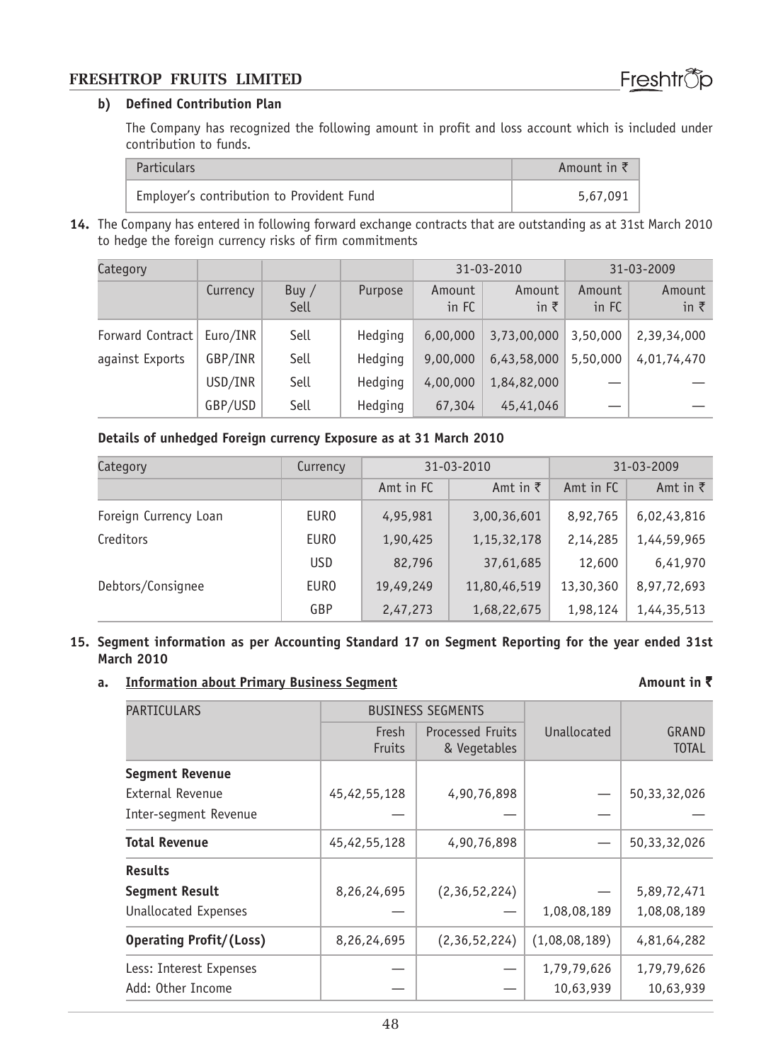**b) Defined Contribution Plan**

The Company has recognized the following amount in profit and loss account which is included under contribution to funds.

| Particulars | Amount in ₹ |
|---|---|
| Employer's contribution to Provident Fund | 5,67,091 |

**14.** The Company has entered in following forward exchange contracts that are outstanding as at 31st March 2010 to hedge the foreign currency risks of firm commitments

| Category | | | | 31-03-2010 | | 31-03-2009 | |
|---|---|---|---|---|---|---|---|
| | Currency | Buy / Sell | Purpose | Amount in FC | Amount in ₹ | Amount in FC | Amount in ₹ |
| Forward Contract | Euro/INR | Sell | Hedging | 6,00,000 | 3,73,00,000 | 3,50,000 | 2,39,34,000 |
| against Exports | GBP/INR | Sell | Hedging | 9,00,000 | 6,43,58,000 | 5,50,000 | 4,01,74,470 |
| | USD/INR | Sell | Hedging | 4,00,000 | 1,84,82,000 | — | — |
| | GBP/USD | Sell | Hedging | 67,304 | 45,41,046 | — | — |

**Details of unhedged Foreign currency Exposure as at 31 March 2010**

| Category | Currency | 31-03-2010 | | 31-03-2009 | |
|---|---|---|---|---|---|
| | | Amt in FC | Amt in ₹ | Amt in FC | Amt in ₹ |
| Foreign Currency Loan | EURO | 4,95,981 | 3,00,36,601 | 8,92,765 | 6,02,43,816 |
| Creditors | EURO | 1,90,425 | 1,15,32,178 | 2,14,285 | 1,44,59,965 |
| | USD | 82,796 | 37,61,685 | 12,600 | 6,41,970 |
| Debtors/Consignee | EURO | 19,49,249 | 11,80,46,519 | 13,30,360 | 8,97,72,693 |
| | GBP | 2,47,273 | 1,68,22,675 | 1,98,124 | 1,44,35,513 |

**15. Segment information as per Accounting Standard 17 on Segment Reporting for the year ended 31st March 2010**

**a. Information about Primary Business Segment** **Amount in ₹**

| PARTICULARS | BUSINESS SEGMENTS | | Unallocated | GRAND TOTAL |
|---|---|---|---|---|
| | Fresh Fruits | Processed Fruits & Vegetables | | |
| **Segment Revenue** | | | | |
| External Revenue | 45,42,55,128 | 4,90,76,898 | — | 50,33,32,026 |
| Inter-segment Revenue | — | — | — | — |
| **Total Revenue** | 45,42,55,128 | 4,90,76,898 | — | 50,33,32,026 |
| **Results** | | | | |
| **Segment Result** | 8,26,24,695 | (2,36,52,224) | — | 5,89,72,471 |
| Unallocated Expenses | — | — | 1,08,08,189 | 1,08,08,189 |
| **Operating Profit/(Loss)** | 8,26,24,695 | (2,36,52,224) | (1,08,08,189) | 4,81,64,282 |
| Less: Interest Expenses | — | — | 1,79,79,626 | 1,79,79,626 |
| Add: Other Income | — | — | 10,63,939 | 10,63,939 |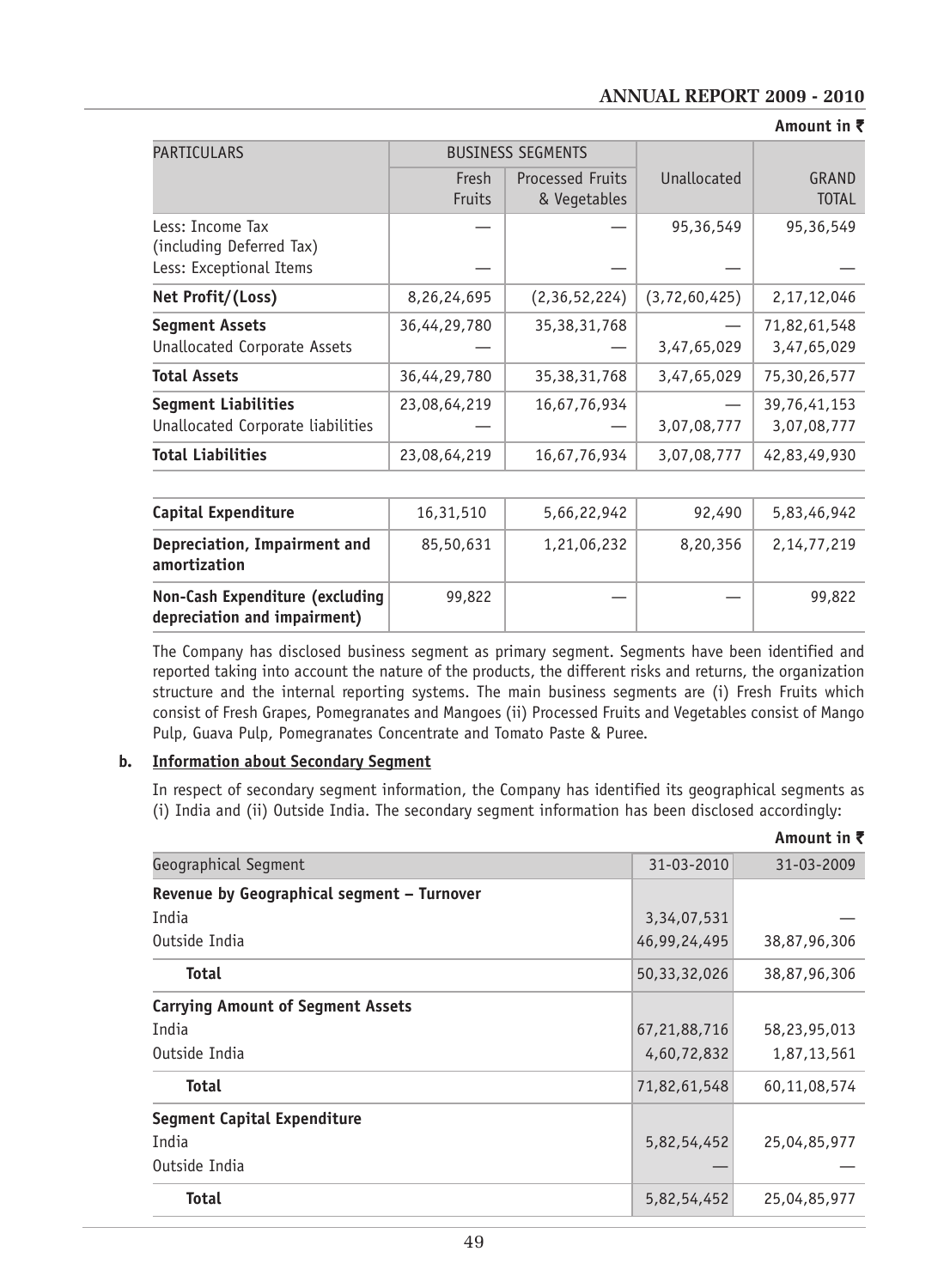**Amount in ₹**

| PARTICULARS | BUSINESS SEGMENTS | | Unallocated | GRAND TOTAL |
|---|---|---|---|---|
| | Fresh Fruits | Processed Fruits & Vegetables | | |
| Less: Income Tax (including Deferred Tax) | — | — | 95,36,549 | 95,36,549 |
| Less: Exceptional Items | — | — | — | — |
| **Net Profit/(Loss)** | 8,26,24,695 | (2,36,52,224) | (3,72,60,425) | 2,17,12,046 |
| **Segment Assets** | 36,44,29,780 | 35,38,31,768 | — | 71,82,61,548 |
| Unallocated Corporate Assets | — | — | 3,47,65,029 | 3,47,65,029 |
| **Total Assets** | 36,44,29,780 | 35,38,31,768 | 3,47,65,029 | 75,30,26,577 |
| **Segment Liabilities** | 23,08,64,219 | 16,67,76,934 | — | 39,76,41,153 |
| Unallocated Corporate liabilities | — | — | 3,07,08,777 | 3,07,08,777 |
| **Total Liabilities** | 23,08,64,219 | 16,67,76,934 | 3,07,08,777 | 42,83,49,930 |
| | | | | |
| **Capital Expenditure** | 16,31,510 | 5,66,22,942 | 92,490 | 5,83,46,942 |
| **Depreciation, Impairment and amortization** | 85,50,631 | 1,21,06,232 | 8,20,356 | 2,14,77,219 |
| **Non-Cash Expenditure (excluding depreciation and impairment)** | 99,822 | — | — | 99,822 |

The Company has disclosed business segment as primary segment. Segments have been identified and reported taking into account the nature of the products, the different risks and returns, the organization structure and the internal reporting systems. The main business segments are (i) Fresh Fruits which consist of Fresh Grapes, Pomegranates and Mangoes (ii) Processed Fruits and Vegetables consist of Mango Pulp, Guava Pulp, Pomegranates Concentrate and Tomato Paste & Puree.

**b. <u>Information about Secondary Segment</u>**

In respect of secondary segment information, the Company has identified its geographical segments as (i) India and (ii) Outside India. The secondary segment information has been disclosed accordingly:

**Amount in ₹**

| Geographical Segment | 31-03-2010 | 31-03-2009 |
|---|---|---|
| **Revenue by Geographical segment – Turnover** | | |
| India | 3,34,07,531 | — |
| Outside India | 46,99,24,495 | 38,87,96,306 |
| **Total** | 50,33,32,026 | 38,87,96,306 |
| **Carrying Amount of Segment Assets** | | |
| India | 67,21,88,716 | 58,23,95,013 |
| Outside India | 4,60,72,832 | 1,87,13,561 |
| **Total** | 71,82,61,548 | 60,11,08,574 |
| **Segment Capital Expenditure** | | |
| India | 5,82,54,452 | 25,04,85,977 |
| Outside India | — | — |
| **Total** | 5,82,54,452 | 25,04,85,977 |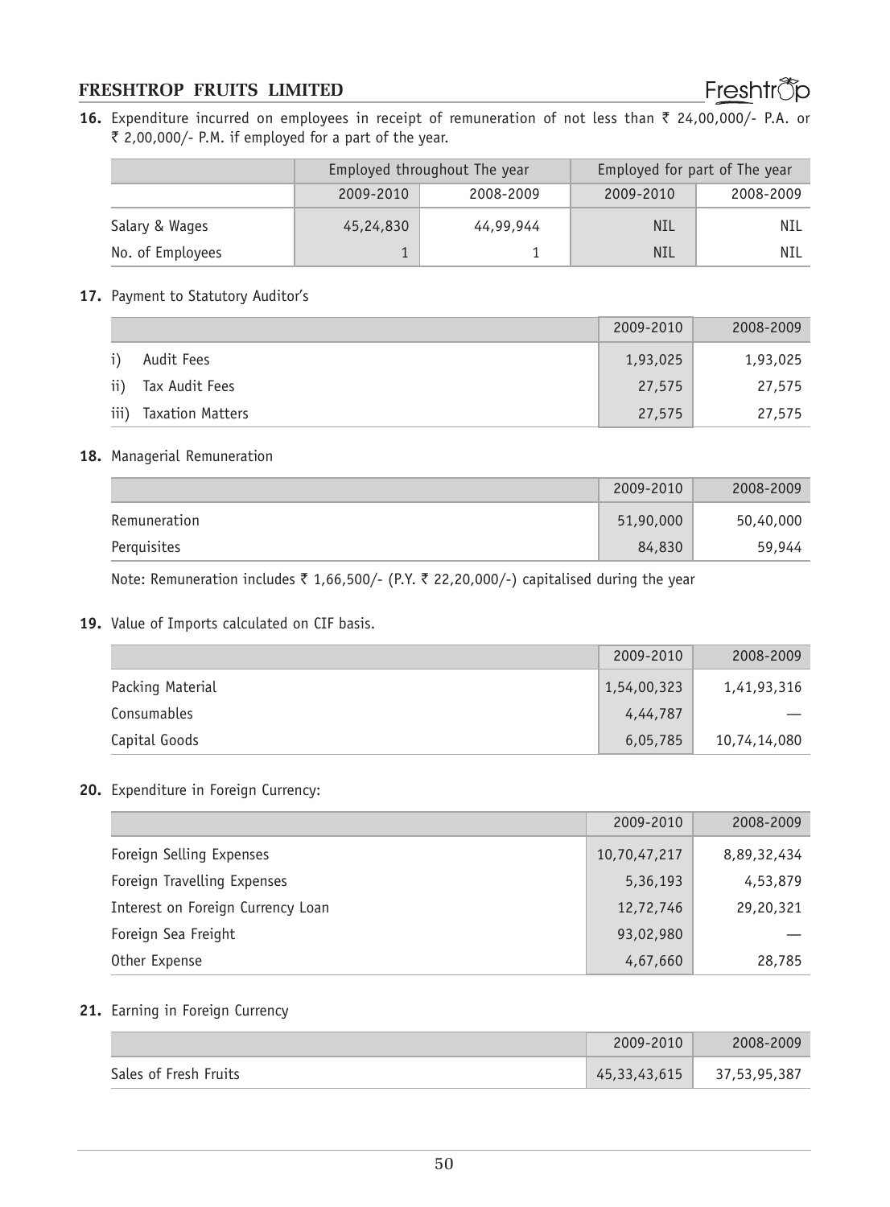**16.** Expenditure incurred on employees in receipt of remuneration of not less than ₹ 24,00,000/- P.A. or ₹ 2,00,000/- P.M. if employed for a part of the year.

| | Employed throughout The year | | Employed for part of The year | |
|---|---|---|---|---|
| | 2009-2010 | 2008-2009 | 2009-2010 | 2008-2009 |
| Salary & Wages | 45,24,830 | 44,99,944 | NIL | NIL |
| No. of Employees | 1 | 1 | NIL | NIL |

**17.** Payment to Statutory Auditor's

| | 2009-2010 | 2008-2009 |
|---|---|---|
| i) Audit Fees | 1,93,025 | 1,93,025 |
| ii) Tax Audit Fees | 27,575 | 27,575 |
| iii) Taxation Matters | 27,575 | 27,575 |

**18.** Managerial Remuneration

| | 2009-2010 | 2008-2009 |
|---|---|---|
| Remuneration | 51,90,000 | 50,40,000 |
| Perquisites | 84,830 | 59,944 |

Note: Remuneration includes ₹ 1,66,500/- (P.Y. ₹ 22,20,000/-) capitalised during the year

**19.** Value of Imports calculated on CIF basis.

| | 2009-2010 | 2008-2009 |
|---|---|---|
| Packing Material | 1,54,00,323 | 1,41,93,316 |
| Consumables | 4,44,787 | — |
| Capital Goods | 6,05,785 | 10,74,14,080 |

**20.** Expenditure in Foreign Currency:

| | 2009-2010 | 2008-2009 |
|---|---|---|
| Foreign Selling Expenses | 10,70,47,217 | 8,89,32,434 |
| Foreign Travelling Expenses | 5,36,193 | 4,53,879 |
| Interest on Foreign Currency Loan | 12,72,746 | 29,20,321 |
| Foreign Sea Freight | 93,02,980 | — |
| Other Expense | 4,67,660 | 28,785 |

**21.** Earning in Foreign Currency

| | 2009-2010 | 2008-2009 |
|---|---|---|
| Sales of Fresh Fruits | 45,33,43,615 | 37,53,95,387 |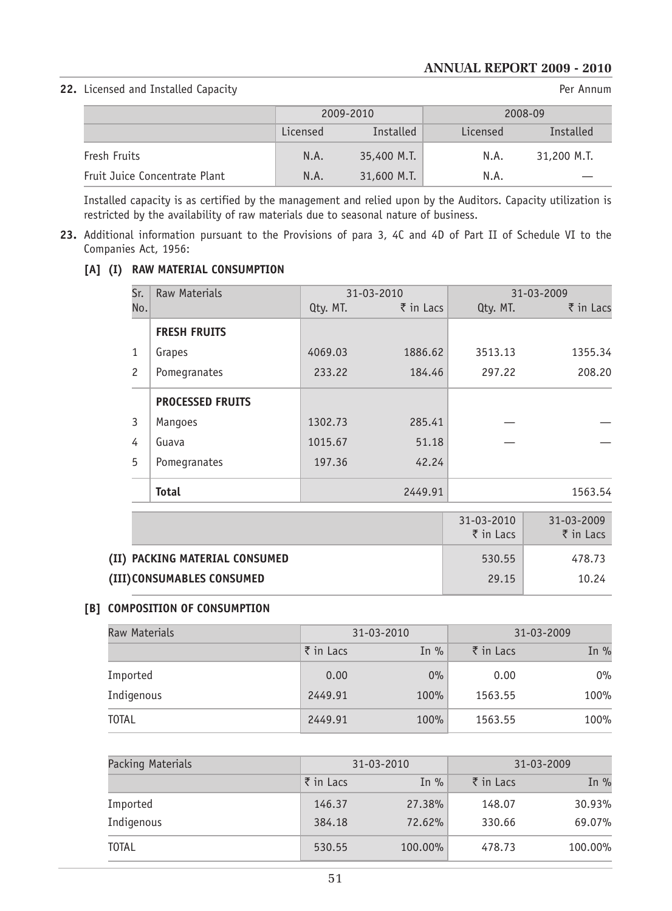**22.** Licensed and Installed Capacity — Per Annum

| | 2009-2010 | | 2008-09 | |
|---|---|---|---|---|
| | Licensed | Installed | Licensed | Installed |
| Fresh Fruits | N.A. | 35,400 M.T. | N.A. | 31,200 M.T. |
| Fruit Juice Concentrate Plant | N.A. | 31,600 M.T. | N.A. | — |

Installed capacity is as certified by the management and relied upon by the Auditors. Capacity utilization is restricted by the availability of raw materials due to seasonal nature of business.

**23.** Additional information pursuant to the Provisions of para 3, 4C and 4D of Part II of Schedule VI to the Companies Act, 1956:

**[A] (I) RAW MATERIAL CONSUMPTION**

| Sr. No. | Raw Materials | 31-03-2010 | | 31-03-2009 | |
|---|---|---|---|---|---|
| | | Qty. MT. | ₹ in Lacs | Qty. MT. | ₹ in Lacs |
| | **FRESH FRUITS** | | | | |
| 1 | Grapes | 4069.03 | 1886.62 | 3513.13 | 1355.34 |
| 2 | Pomegranates | 233.22 | 184.46 | 297.22 | 208.20 |
| | **PROCESSED FRUITS** | | | | |
| 3 | Mangoes | 1302.73 | 285.41 | — | — |
| 4 | Guava | 1015.67 | 51.18 | — | — |
| 5 | Pomegranates | 197.36 | 42.24 | | |
| | **Total** | | 2449.91 | | 1563.54 |

| | 31-03-2010 ₹ in Lacs | 31-03-2009 ₹ in Lacs |
|---|---|---|
| **(II) PACKING MATERIAL CONSUMED** | 530.55 | 478.73 |
| **(III) CONSUMABLES CONSUMED** | 29.15 | 10.24 |

**[B] COMPOSITION OF CONSUMPTION**

| Raw Materials | 31-03-2010 | | 31-03-2009 | |
|---|---|---|---|---|
| | ₹ in Lacs | In % | ₹ in Lacs | In % |
| Imported | 0.00 | 0% | 0.00 | 0% |
| Indigenous | 2449.91 | 100% | 1563.55 | 100% |
| TOTAL | 2449.91 | 100% | 1563.55 | 100% |

| Packing Materials | 31-03-2010 | | 31-03-2009 | |
|---|---|---|---|---|
| | ₹ in Lacs | In % | ₹ in Lacs | In % |
| Imported | 146.37 | 27.38% | 148.07 | 30.93% |
| Indigenous | 384.18 | 72.62% | 330.66 | 69.07% |
| TOTAL | 530.55 | 100.00% | 478.73 | 100.00% |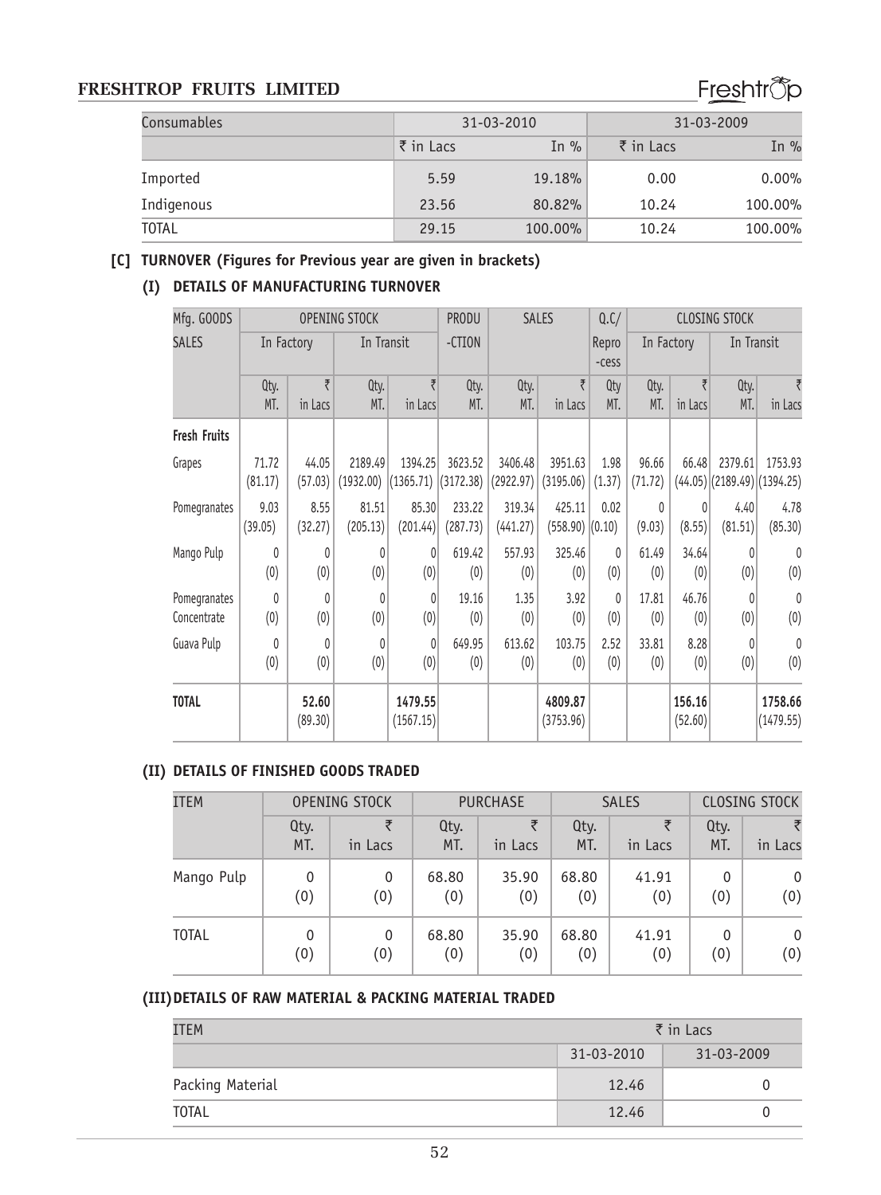| Consumables | 31-03-2010 | | 31-03-2009 | |
|---|---|---|---|---|
| | ₹ in Lacs | In % | ₹ in Lacs | In % |
| Imported | 5.59 | 19.18% | 0.00 | 0.00% |
| Indigenous | 23.56 | 80.82% | 10.24 | 100.00% |
| TOTAL | 29.15 | 100.00% | 10.24 | 100.00% |

## [C] TURNOVER (Figures for Previous year are given in brackets)

### (I) DETAILS OF MANUFACTURING TURNOVER

| Mfg. GOODS SALES | OPENING STOCK | | | | PRODU-CTION | SALES | | Q.C/ Repro-cess | CLOSING STOCK | | | |
|---|---|---|---|---|---|---|---|---|---|---|---|---|
| | In Factory | | In Transit | | | | | | In Factory | | In Transit | |
| | Qty. MT. | ₹ in Lacs | Qty. MT. | ₹ in Lacs | Qty. MT. | Qty. MT. | ₹ in Lacs | Qty MT. | Qty. MT. | ₹ in Lacs | Qty. MT. | ₹ in Lacs |
| **Fresh Fruits** | | | | | | | | | | | | |
| Grapes | 71.72 (81.17) | 44.05 (57.03) | 2189.49 (1932.00) | 1394.25 (1365.71) | 3623.52 (3172.38) | 3406.48 (2922.97) | 3951.63 (3195.06) | 1.98 (1.37) | 96.66 (71.72) | 66.48 (44.05) | 2379.61 (2189.49) | 1753.93 (1394.25) |
| Pomegranates | 9.03 (39.05) | 8.55 (32.27) | 81.51 (205.13) | 85.30 (201.44) | 233.22 (287.73) | 319.34 (441.27) | 425.11 (558.90) | 0.02 (0.10) | 0 (9.03) | 0 (8.55) | 4.40 (81.51) | 4.78 (85.30) |
| Mango Pulp | 0 (0) | 0 (0) | 0 (0) | 0 (0) | 619.42 (0) | 557.93 (0) | 325.46 (0) | 0 (0) | 61.49 (0) | 34.64 (0) | 0 (0) | 0 (0) |
| Pomegranates Concentrate | 0 (0) | 0 (0) | 0 (0) | 0 (0) | 19.16 (0) | 1.35 (0) | 3.92 (0) | 0 (0) | 17.81 (0) | 46.76 (0) | 0 (0) | 0 (0) |
| Guava Pulp | 0 (0) | 0 (0) | 0 (0) | 0 (0) | 649.95 (0) | 613.62 (0) | 103.75 (0) | 2.52 (0) | 33.81 (0) | 8.28 (0) | 0 (0) | 0 (0) |
| **TOTAL** | | **52.60** (89.30) | | **1479.55** (1567.15) | | | **4809.87** (3753.96) | | | **156.16** (52.60) | | **1758.66** (1479.55) |

### (II) DETAILS OF FINISHED GOODS TRADED

| ITEM | OPENING STOCK | | PURCHASE | | SALES | | CLOSING STOCK | |
|---|---|---|---|---|---|---|---|---|
| | Qty. MT. | ₹ in Lacs | Qty. MT. | ₹ in Lacs | Qty. MT. | ₹ in Lacs | Qty. MT. | ₹ in Lacs |
| Mango Pulp | 0 (0) | 0 (0) | 68.80 (0) | 35.90 (0) | 68.80 (0) | 41.91 (0) | 0 (0) | 0 (0) |
| TOTAL | 0 (0) | 0 (0) | 68.80 (0) | 35.90 (0) | 68.80 (0) | 41.91 (0) | 0 (0) | 0 (0) |

### (III) DETAILS OF RAW MATERIAL & PACKING MATERIAL TRADED

| ITEM | ₹ in Lacs | |
|---|---|---|
| | 31-03-2010 | 31-03-2009 |
| Packing Material | 12.46 | 0 |
| TOTAL | 12.46 | 0 |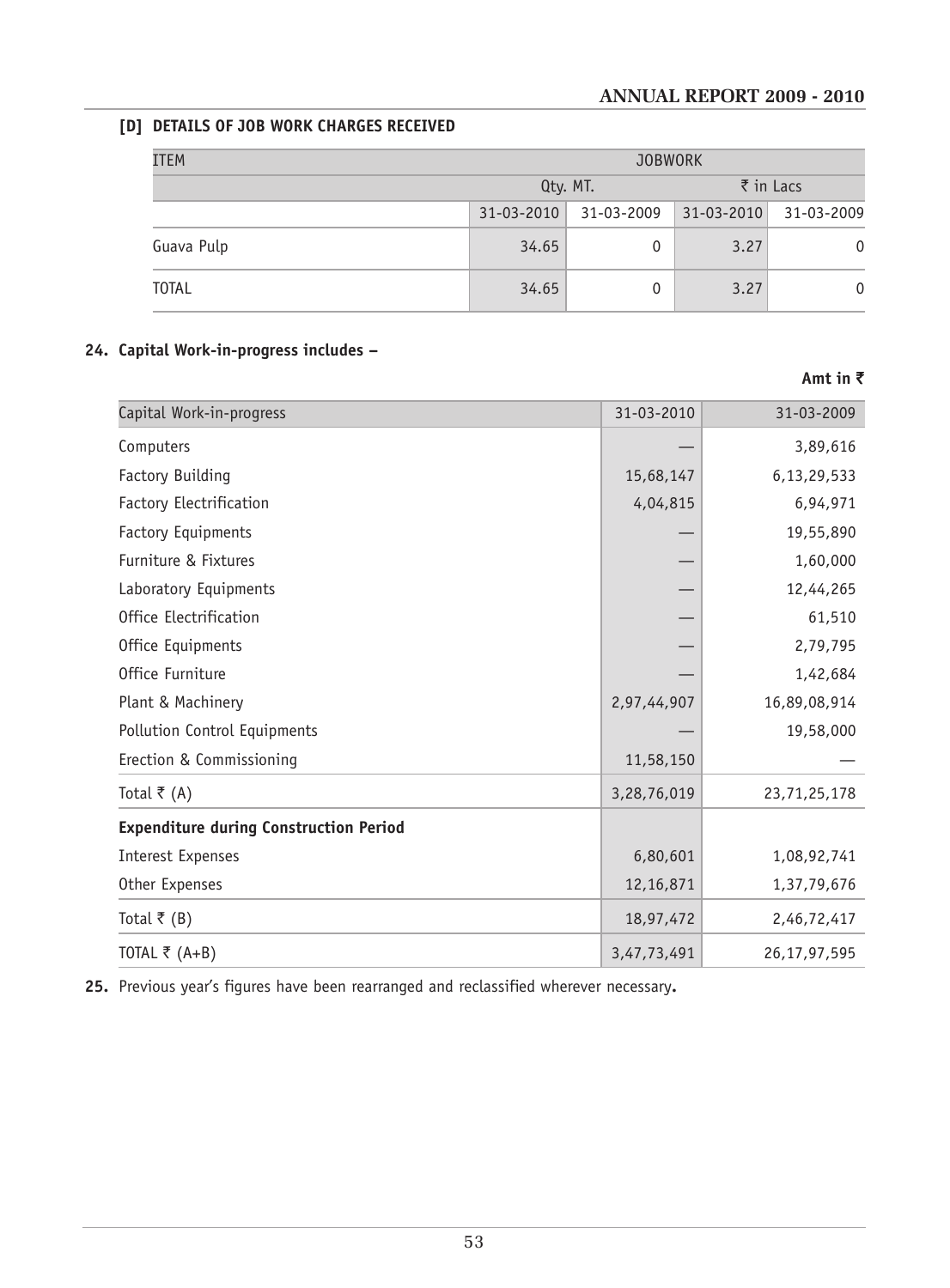## [D] DETAILS OF JOB WORK CHARGES RECEIVED

| ITEM | JOBWORK | | | |
|---|---|---|---|---|
| | Qty. MT. | | ₹ in Lacs | |
| | 31-03-2010 | 31-03-2009 | 31-03-2010 | 31-03-2009 |
| Guava Pulp | 34.65 | 0 | 3.27 | 0 |
| TOTAL | 34.65 | 0 | 3.27 | 0 |

## 24. Capital Work-in-progress includes –

**Amt in ₹**

| Capital Work-in-progress | 31-03-2010 | 31-03-2009 |
|---|---|---|
| Computers | — | 3,89,616 |
| Factory Building | 15,68,147 | 6,13,29,533 |
| Factory Electrification | 4,04,815 | 6,94,971 |
| Factory Equipments | — | 19,55,890 |
| Furniture & Fixtures | — | 1,60,000 |
| Laboratory Equipments | — | 12,44,265 |
| Office Electrification | — | 61,510 |
| Office Equipments | — | 2,79,795 |
| Office Furniture | — | 1,42,684 |
| Plant & Machinery | 2,97,44,907 | 16,89,08,914 |
| Pollution Control Equipments | — | 19,58,000 |
| Erection & Commissioning | 11,58,150 | — |
| Total ₹ (A) | 3,28,76,019 | 23,71,25,178 |
| **Expenditure during Construction Period** | | |
| Interest Expenses | 6,80,601 | 1,08,92,741 |
| Other Expenses | 12,16,871 | 1,37,79,676 |
| Total ₹ (B) | 18,97,472 | 2,46,72,417 |
| TOTAL ₹ (A+B) | 3,47,73,491 | 26,17,97,595 |

**25.** Previous year's figures have been rearranged and reclassified wherever necessary**.**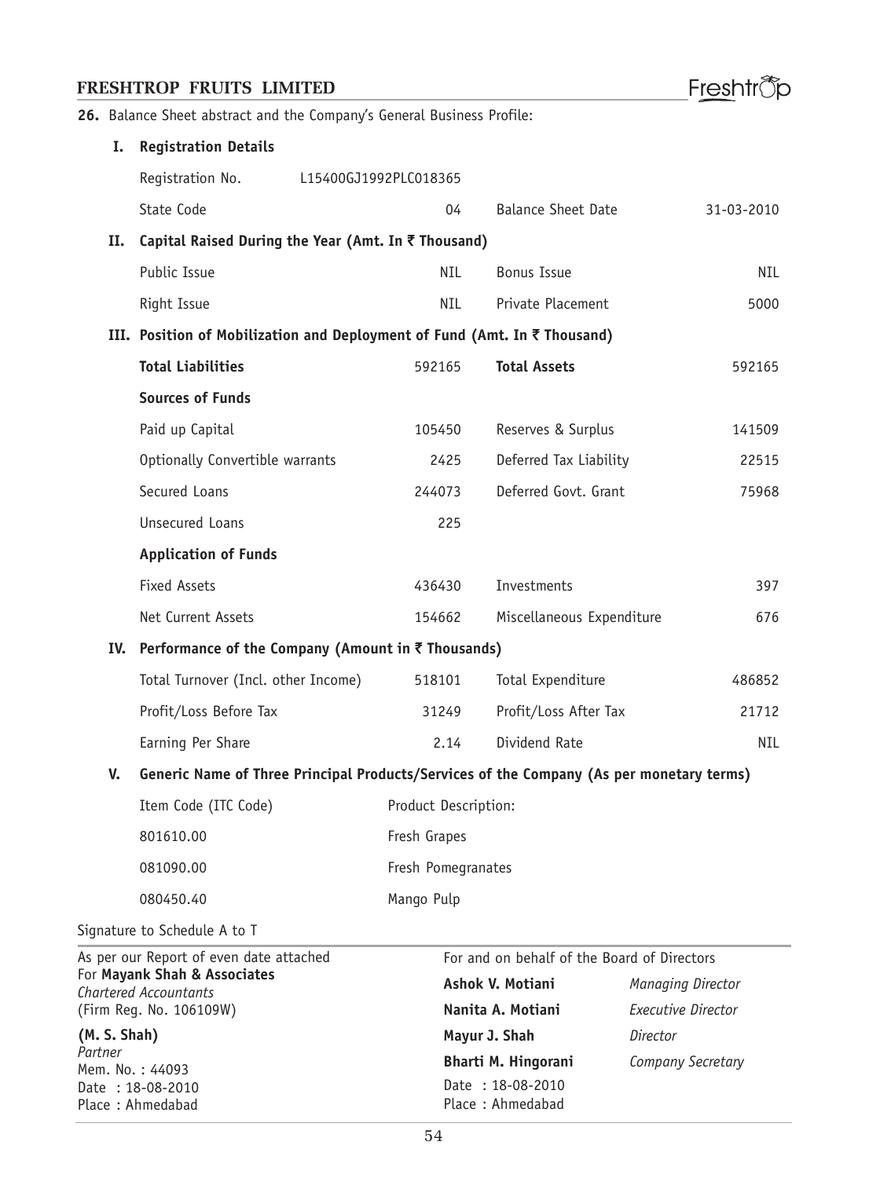**26.** Balance Sheet abstract and the Company's General Business Profile:

| | | | | |
|---|---|---|---|---|
| **I.** | **Registration Details** | | | |
| | Registration No. L15400GJ1992PLC018365 | | | |
| | State Code | 04 | Balance Sheet Date | 31-03-2010 |
| **II.** | **Capital Raised During the Year (Amt. In ₹ Thousand)** | | | |
| | Public Issue | NIL | Bonus Issue | NIL |
| | Right Issue | NIL | Private Placement | 5000 |
| **III.** | **Position of Mobilization and Deployment of Fund (Amt. In ₹ Thousand)** | | | |
| | **Total Liabilities** | 592165 | **Total Assets** | 592165 |
| | **Sources of Funds** | | | |
| | Paid up Capital | 105450 | Reserves & Surplus | 141509 |
| | Optionally Convertible warrants | 2425 | Deferred Tax Liability | 22515 |
| | Secured Loans | 244073 | Deferred Govt. Grant | 75968 |
| | Unsecured Loans | 225 | | |
| | **Application of Funds** | | | |
| | Fixed Assets | 436430 | Investments | 397 |
| | Net Current Assets | 154662 | Miscellaneous Expenditure | 676 |
| **IV.** | **Performance of the Company (Amount in ₹ Thousands)** | | | |
| | Total Turnover (Incl. other Income) | 518101 | Total Expenditure | 486852 |
| | Profit/Loss Before Tax | 31249 | Profit/Loss After Tax | 21712 |
| | Earning Per Share | 2.14 | Dividend Rate | NIL |
| **V.** | **Generic Name of Three Principal Products/Services of the Company (As per monetary terms)** | | | |
| | Item Code (ITC Code) | Product Description: | | |
| | 801610.00 | Fresh Grapes | | |
| | 081090.00 | Fresh Pomegranates | | |
| | 080450.40 | Mango Pulp | | |

Signature to Schedule A to T

As per our Report of even date attached
For **Mayank Shah & Associates**
*Chartered Accountants*
(Firm Reg. No. 106109W)

**(M. S. Shah)**
*Partner*
Mem. No. : 44093
Date : 18-08-2010
Place : Ahmedabad

For and on behalf of the Board of Directors

| | |
|---|---|
| **Ashok V. Motiani** | *Managing Director* |
| **Nanita A. Motiani** | *Executive Director* |
| **Mayur J. Shah** | *Director* |
| **Bharti M. Hingorani** | *Company Secretary* |

Date : 18-08-2010
Place : Ahmedabad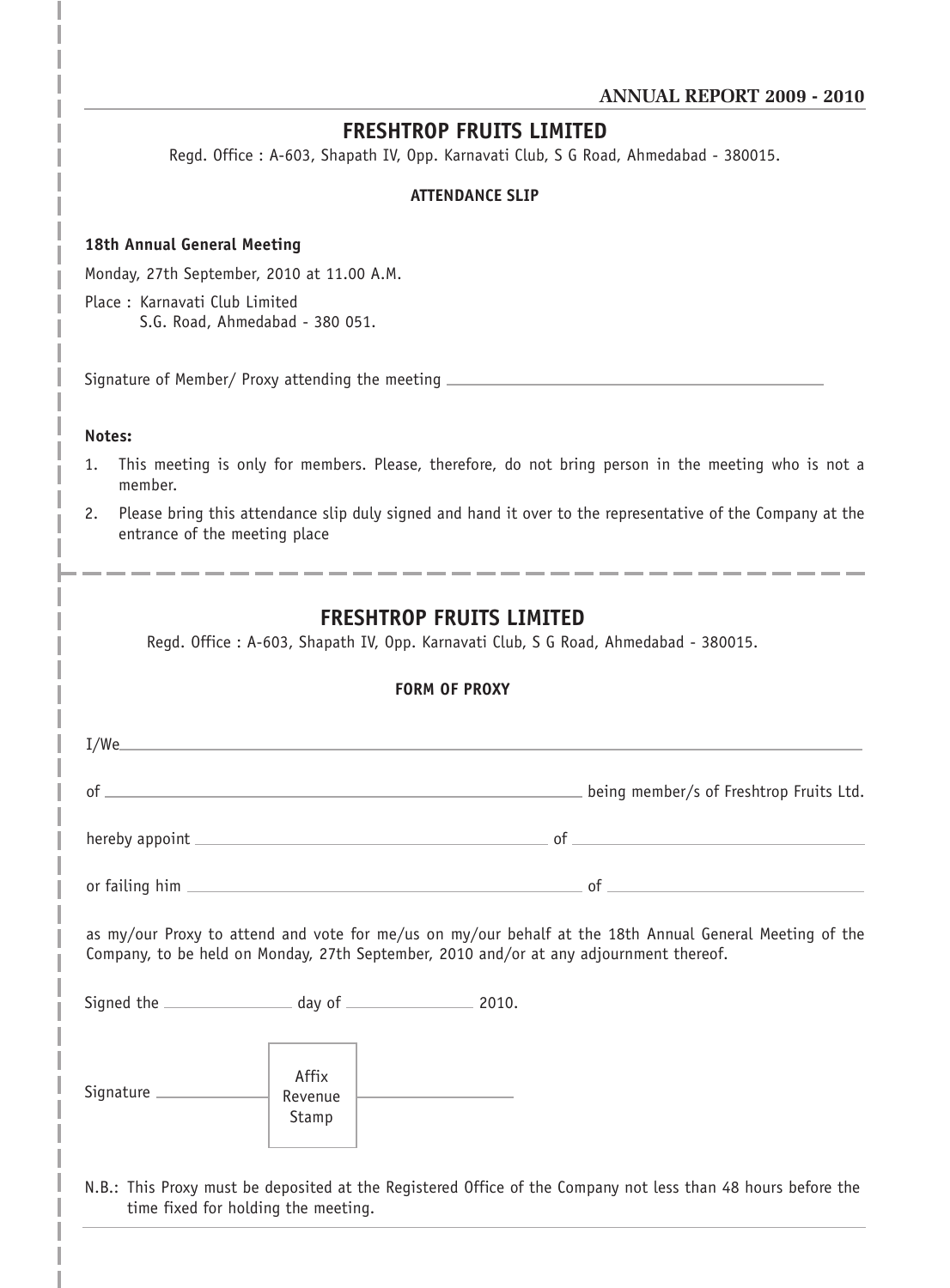## FRESHTROP FRUITS LIMITED

Regd. Office : A-603, Shapath IV, Opp. Karnavati Club, S G Road, Ahmedabad - 380015.

### ATTENDANCE SLIP

**18th Annual General Meeting**

Monday, 27th September, 2010 at 11.00 A.M.

Place : Karnavati Club Limited
S.G. Road, Ahmedabad - 380 051.

Signature of Member/ Proxy attending the meeting ____________________

**Notes:**

1. This meeting is only for members. Please, therefore, do not bring person in the meeting who is not a member.
2. Please bring this attendance slip duly signed and hand it over to the representative of the Company at the entrance of the meeting place

---

## FRESHTROP FRUITS LIMITED

Regd. Office : A-603, Shapath IV, Opp. Karnavati Club, S G Road, Ahmedabad - 380015.

### FORM OF PROXY

I/We ____________________

of ____________________ being member/s of Freshtrop Fruits Ltd.

hereby appoint ____________________ of ____________________

or failing him ____________________ of ____________________

as my/our Proxy to attend and vote for me/us on my/our behalf at the 18th Annual General Meeting of the Company, to be held on Monday, 27th September, 2010 and/or at any adjournment thereof.

Signed the __________ day of __________ 2010.

Signature __________ [Affix Revenue Stamp] __________

N.B.: This Proxy must be deposited at the Registered Office of the Company not less than 48 hours before the time fixed for holding the meeting.